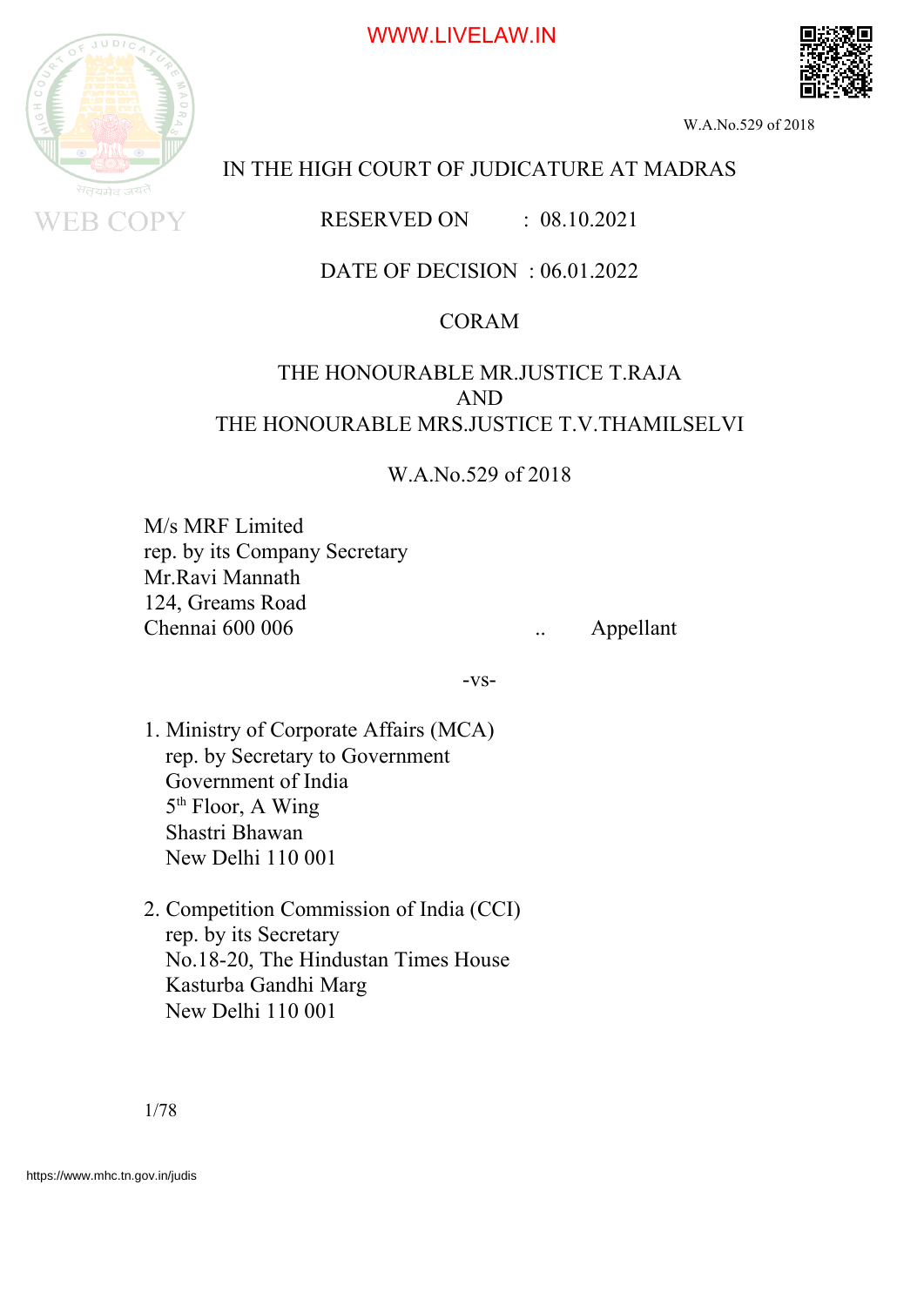# IN THE HIGH COURT OF JUDICATURE AT MADRAS

RESERVED ON : 08.10.2021

DATE OF DECISION : 06.01.2022

CORAM

THE HONOURABLE MR.JUSTICE T.RAJA
AND
THE HONOURABLE MRS.JUSTICE T.V.THAMILSELVI

W.A.No.529 of 2018

M/s MRF Limited
rep. by its Company Secretary
Mr.Ravi Mannath
124, Greams Road
Chennai 600 006 .. Appellant

-vs-

1. Ministry of Corporate Affairs (MCA)
   rep. by Secretary to Government
   Government of India
   5th Floor, A Wing
   Shastri Bhawan
   New Delhi 110 001

2. Competition Commission of India (CCI)
   rep. by its Secretary
   No.18-20, The Hindustan Times House
   Kasturba Gandhi Marg
   New Delhi 110 001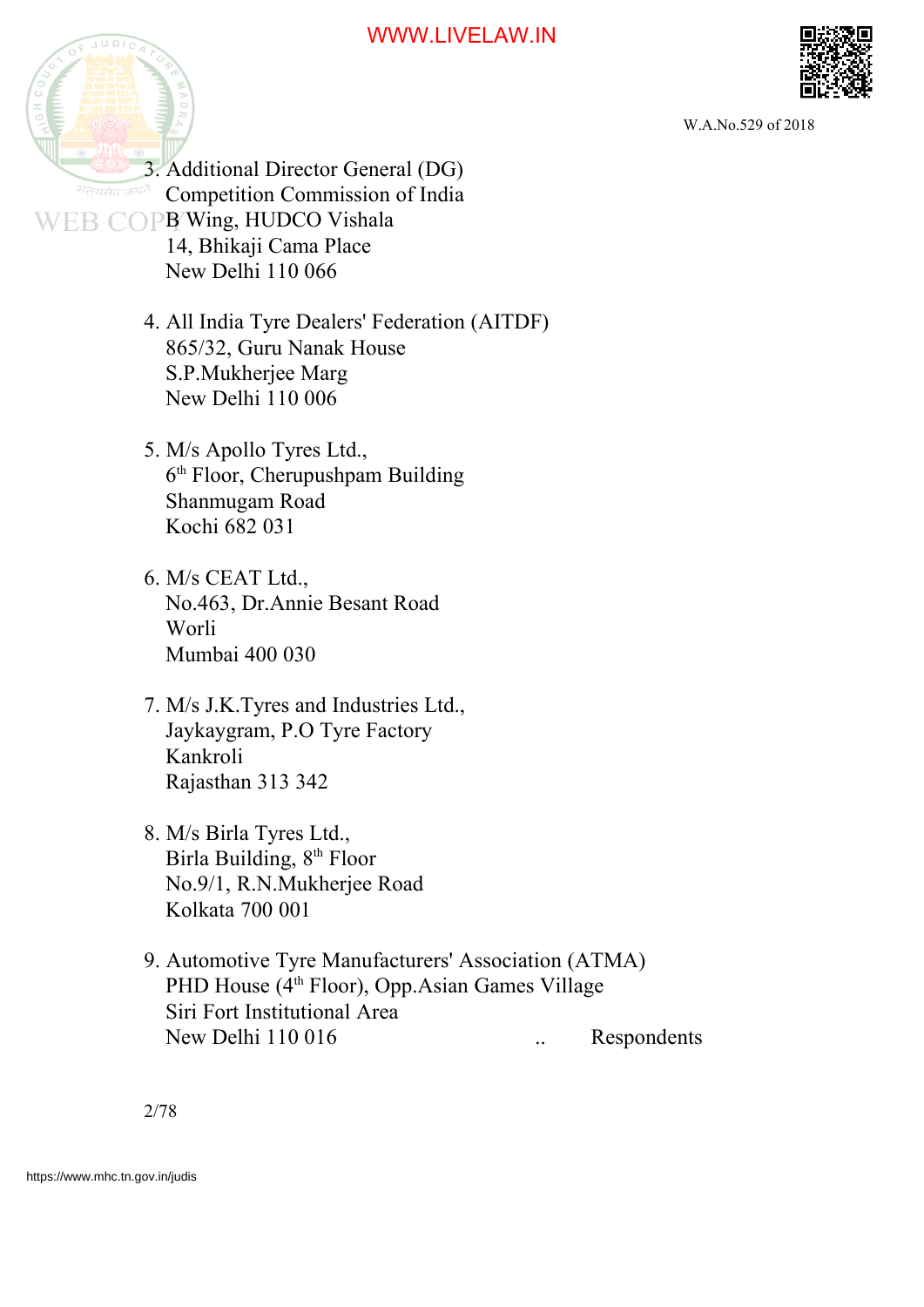3. Additional Director General (DG)
   Competition Commission of India
   B Wing, HUDCO Vishala
   14, Bhikaji Cama Place
   New Delhi 110 066

4. All India Tyre Dealers' Federation (AITDF)
   865/32, Guru Nanak House
   S.P.Mukherjee Marg
   New Delhi 110 006

5. M/s Apollo Tyres Ltd.,
   6th Floor, Cherupushpam Building
   Shanmugam Road
   Kochi 682 031

6. M/s CEAT Ltd.,
   No.463, Dr.Annie Besant Road
   Worli
   Mumbai 400 030

7. M/s J.K.Tyres and Industries Ltd.,
   Jaykaygram, P.O Tyre Factory
   Kankroli
   Rajasthan 313 342

8. M/s Birla Tyres Ltd.,
   Birla Building, 8th Floor
   No.9/1, R.N.Mukherjee Road
   Kolkata 700 001

9. Automotive Tyre Manufacturers' Association (ATMA)
   PHD House (4th Floor), Opp.Asian Games Village
   Siri Fort Institutional Area
   New Delhi 110 016 .. Respondents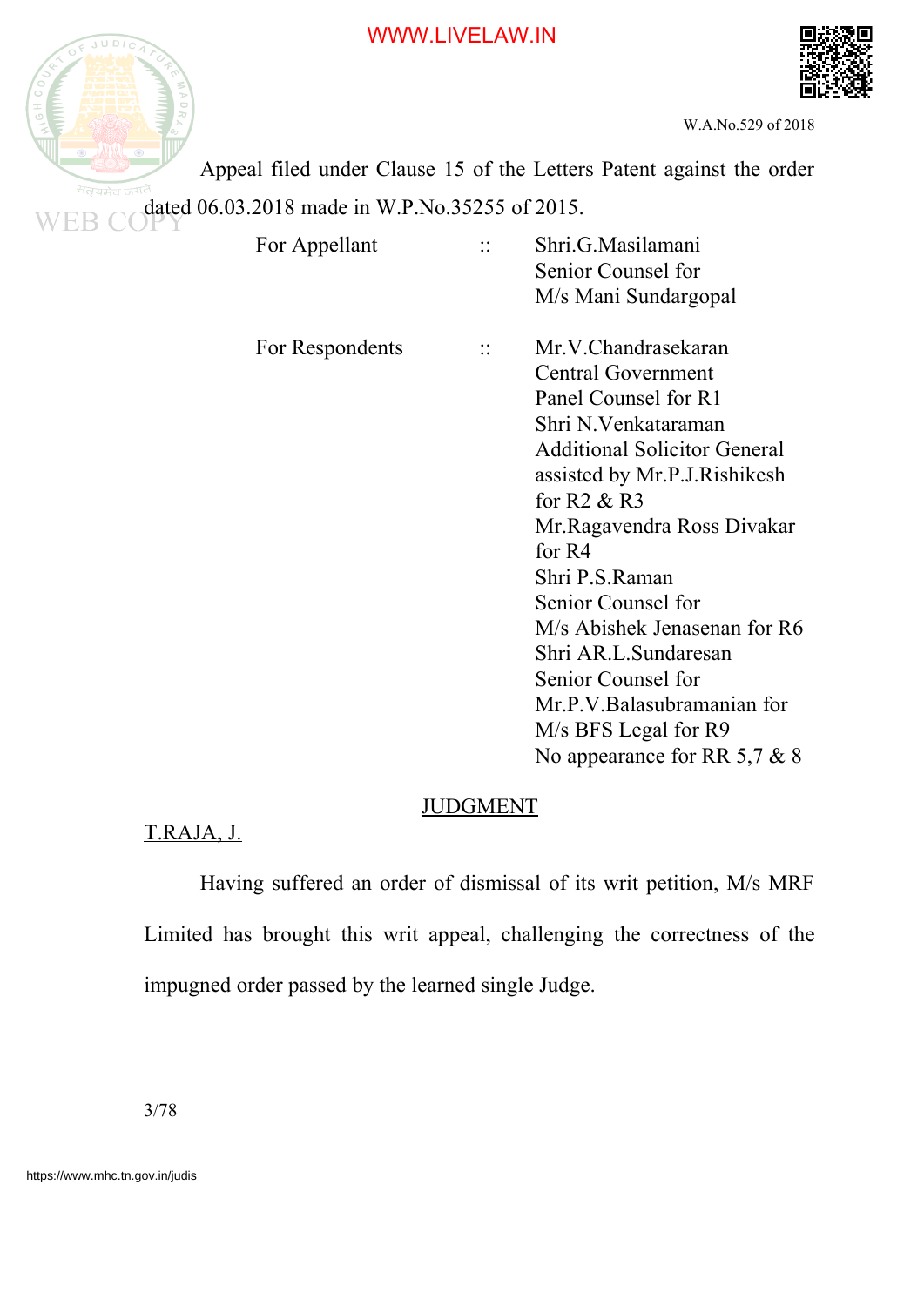Appeal filed under Clause 15 of the Letters Patent against the order dated 06.03.2018 made in W.P.No.35255 of 2015.

| | | |
|---|---|---|
| For Appellant | :: | Shri.G.Masilamani<br>Senior Counsel for<br>M/s Mani Sundargopal |
| For Respondents | :: | Mr.V.Chandrasekaran<br>Central Government<br>Panel Counsel for R1<br>Shri N.Venkataraman<br>Additional Solicitor General<br>assisted by Mr.P.J.Rishikesh<br>for R2 & R3<br>Mr.Ragavendra Ross Divakar<br>for R4<br>Shri P.S.Raman<br>Senior Counsel for<br>M/s Abishek Jenasenan for R6<br>Shri AR.L.Sundaresan<br>Senior Counsel for<br>Mr.P.V.Balasubramanian for<br>M/s BFS Legal for R9<br>No appearance for RR 5,7 & 8 |

## JUDGMENT

T.RAJA, J.

Having suffered an order of dismissal of its writ petition, M/s MRF Limited has brought this writ appeal, challenging the correctness of the impugned order passed by the learned single Judge.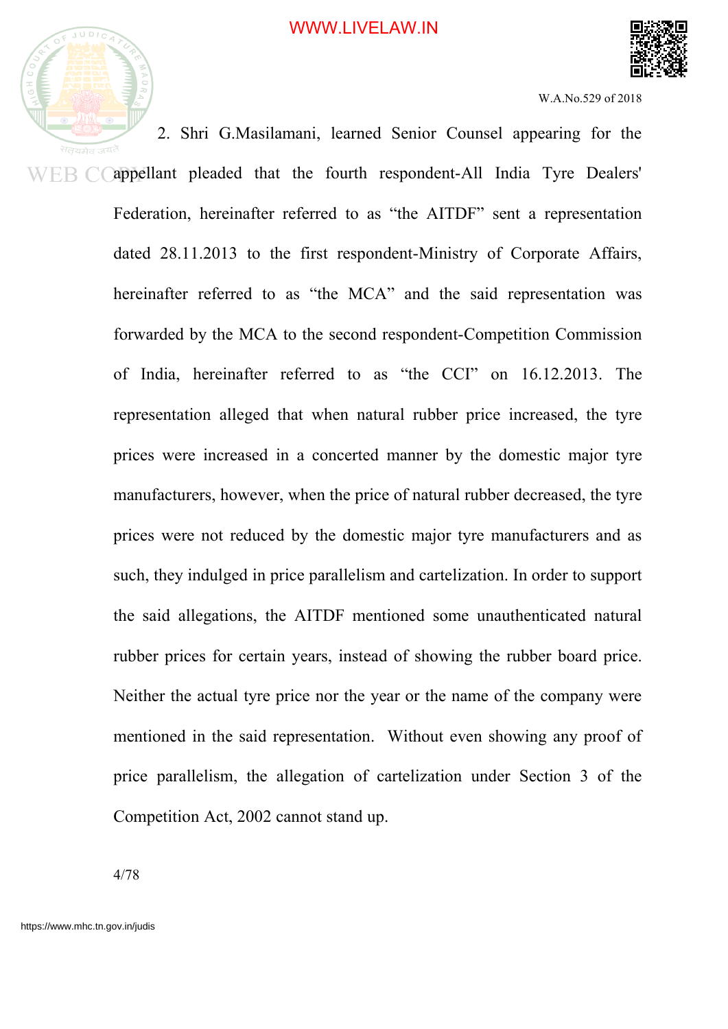2. Shri G.Masilamani, learned Senior Counsel appearing for the appellant pleaded that the fourth respondent-All India Tyre Dealers' Federation, hereinafter referred to as "the AITDF" sent a representation dated 28.11.2013 to the first respondent-Ministry of Corporate Affairs, hereinafter referred to as "the MCA" and the said representation was forwarded by the MCA to the second respondent-Competition Commission of India, hereinafter referred to as "the CCI" on 16.12.2013. The representation alleged that when natural rubber price increased, the tyre prices were increased in a concerted manner by the domestic major tyre manufacturers, however, when the price of natural rubber decreased, the tyre prices were not reduced by the domestic major tyre manufacturers and as such, they indulged in price parallelism and cartelization. In order to support the said allegations, the AITDF mentioned some unauthenticated natural rubber prices for certain years, instead of showing the rubber board price. Neither the actual tyre price nor the year or the name of the company were mentioned in the said representation. Without even showing any proof of price parallelism, the allegation of cartelization under Section 3 of the Competition Act, 2002 cannot stand up.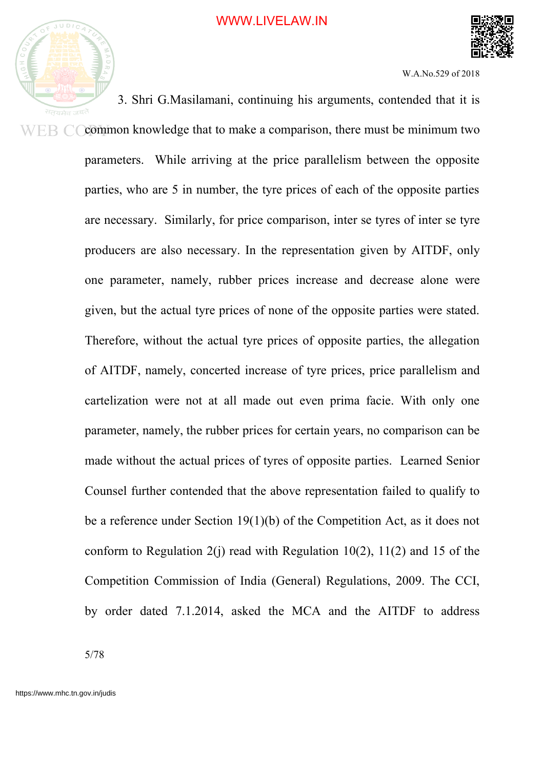3. Shri G.Masilamani, continuing his arguments, contended that it is common knowledge that to make a comparison, there must be minimum two parameters. While arriving at the price parallelism between the opposite parties, who are 5 in number, the tyre prices of each of the opposite parties are necessary. Similarly, for price comparison, inter se tyres of inter se tyre producers are also necessary. In the representation given by AITDF, only one parameter, namely, rubber prices increase and decrease alone were given, but the actual tyre prices of none of the opposite parties were stated. Therefore, without the actual tyre prices of opposite parties, the allegation of AITDF, namely, concerted increase of tyre prices, price parallelism and cartelization were not at all made out even prima facie. With only one parameter, namely, the rubber prices for certain years, no comparison can be made without the actual prices of tyres of opposite parties. Learned Senior Counsel further contended that the above representation failed to qualify to be a reference under Section 19(1)(b) of the Competition Act, as it does not conform to Regulation 2(j) read with Regulation 10(2), 11(2) and 15 of the Competition Commission of India (General) Regulations, 2009. The CCI, by order dated 7.1.2014, asked the MCA and the AITDF to address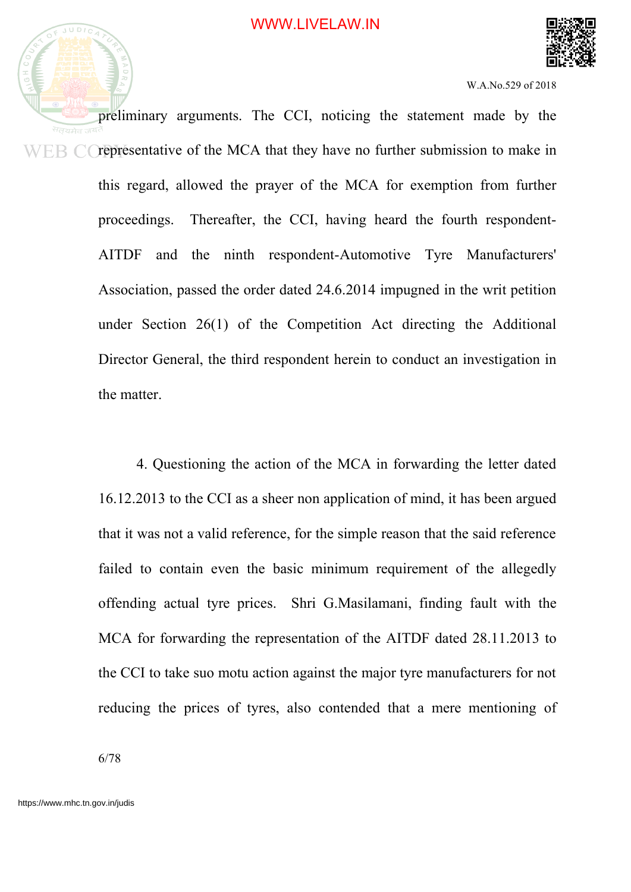preliminary arguments. The CCI, noticing the statement made by the representative of the MCA that they have no further submission to make in this regard, allowed the prayer of the MCA for exemption from further proceedings. Thereafter, the CCI, having heard the fourth respondent-AITDF and the ninth respondent-Automotive Tyre Manufacturers' Association, passed the order dated 24.6.2014 impugned in the writ petition under Section 26(1) of the Competition Act directing the Additional Director General, the third respondent herein to conduct an investigation in the matter.

4. Questioning the action of the MCA in forwarding the letter dated 16.12.2013 to the CCI as a sheer non application of mind, it has been argued that it was not a valid reference, for the simple reason that the said reference failed to contain even the basic minimum requirement of the allegedly offending actual tyre prices. Shri G.Masilamani, finding fault with the MCA for forwarding the representation of the AITDF dated 28.11.2013 to the CCI to take suo motu action against the major tyre manufacturers for not reducing the prices of tyres, also contended that a mere mentioning of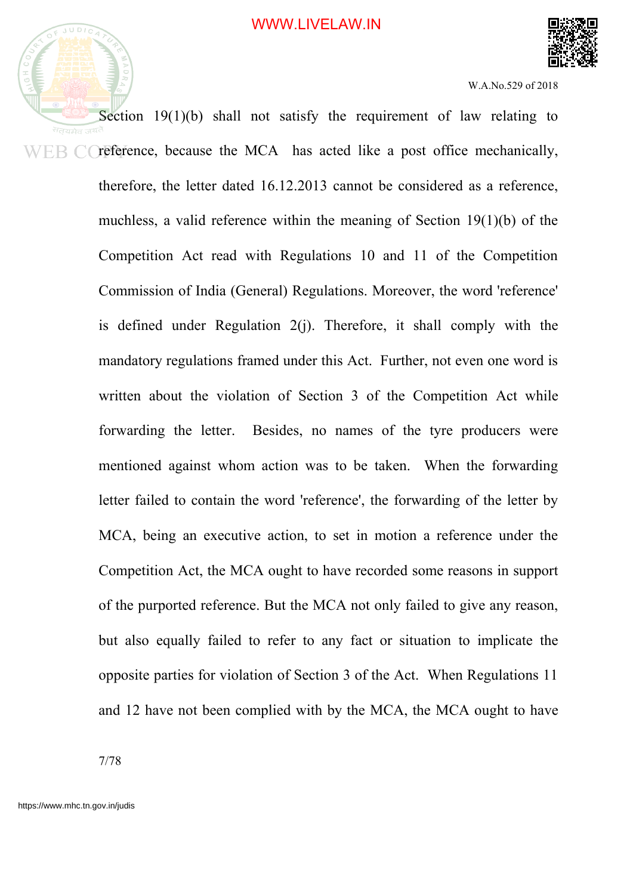Section 19(1)(b) shall not satisfy the requirement of law relating to reference, because the MCA has acted like a post office mechanically, therefore, the letter dated 16.12.2013 cannot be considered as a reference, muchless, a valid reference within the meaning of Section 19(1)(b) of the Competition Act read with Regulations 10 and 11 of the Competition Commission of India (General) Regulations. Moreover, the word 'reference' is defined under Regulation 2(j). Therefore, it shall comply with the mandatory regulations framed under this Act. Further, not even one word is written about the violation of Section 3 of the Competition Act while forwarding the letter. Besides, no names of the tyre producers were mentioned against whom action was to be taken. When the forwarding letter failed to contain the word 'reference', the forwarding of the letter by MCA, being an executive action, to set in motion a reference under the Competition Act, the MCA ought to have recorded some reasons in support of the purported reference. But the MCA not only failed to give any reason, but also equally failed to refer to any fact or situation to implicate the opposite parties for violation of Section 3 of the Act. When Regulations 11 and 12 have not been complied with by the MCA, the MCA ought to have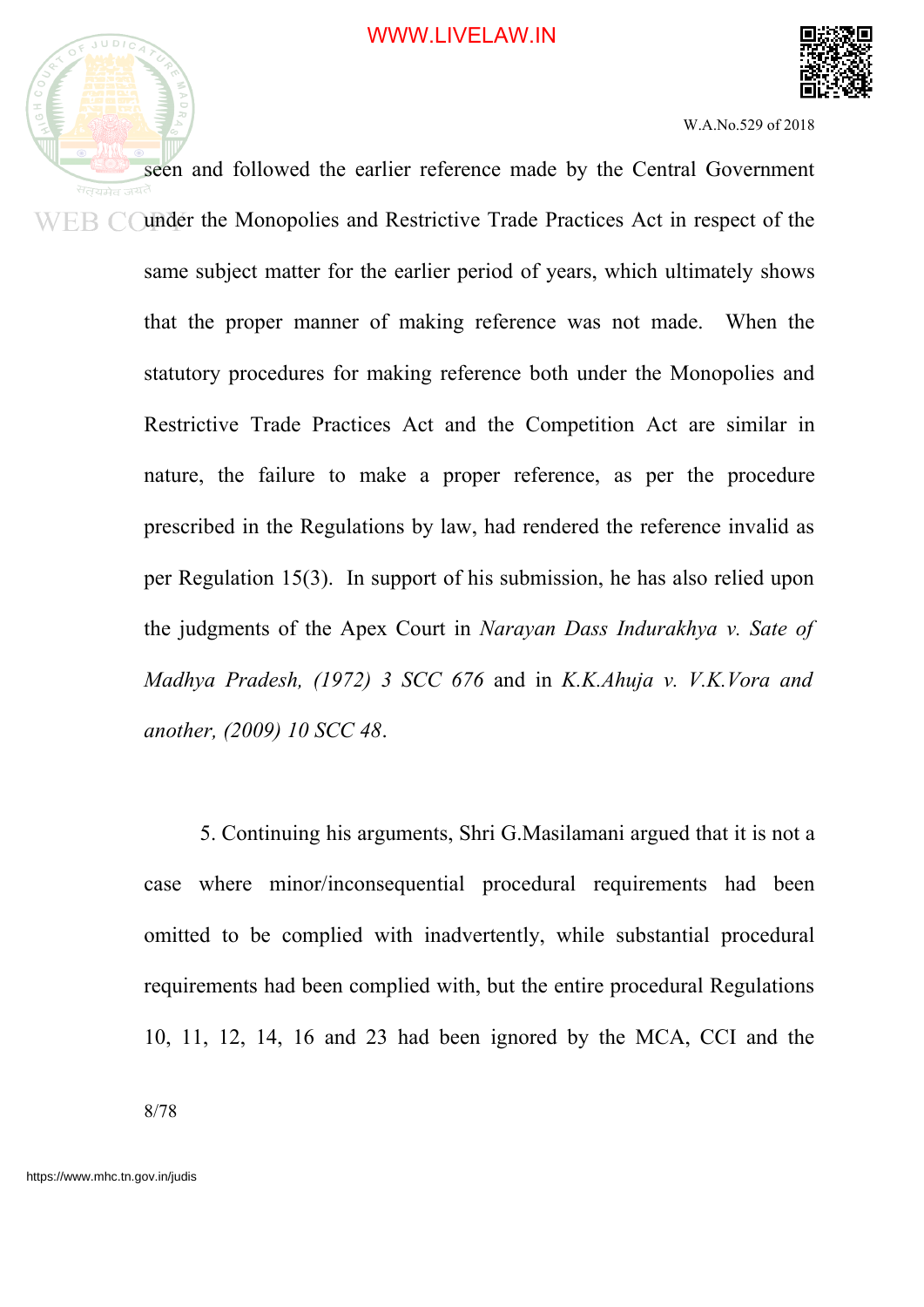seen and followed the earlier reference made by the Central Government under the Monopolies and Restrictive Trade Practices Act in respect of the same subject matter for the earlier period of years, which ultimately shows that the proper manner of making reference was not made. When the statutory procedures for making reference both under the Monopolies and Restrictive Trade Practices Act and the Competition Act are similar in nature, the failure to make a proper reference, as per the procedure prescribed in the Regulations by law, had rendered the reference invalid as per Regulation 15(3). In support of his submission, he has also relied upon the judgments of the Apex Court in *Narayan Dass Indurakhya v. Sate of Madhya Pradesh, (1972) 3 SCC 676* and in *K.K.Ahuja v. V.K.Vora and another, (2009) 10 SCC 48*.

5. Continuing his arguments, Shri G.Masilamani argued that it is not a case where minor/inconsequential procedural requirements had been omitted to be complied with inadvertently, while substantial procedural requirements had been complied with, but the entire procedural Regulations 10, 11, 12, 14, 16 and 23 had been ignored by the MCA, CCI and the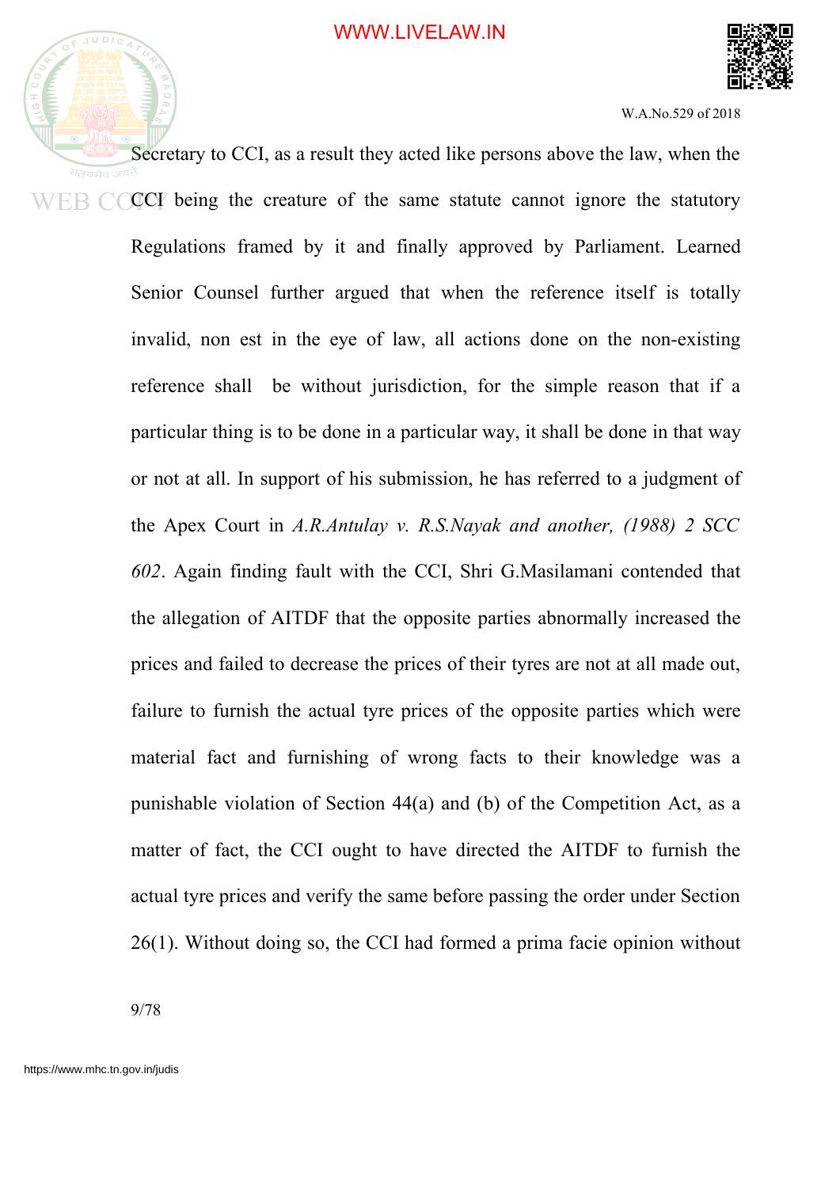Secretary to CCI, as a result they acted like persons above the law, when the CCI being the creature of the same statute cannot ignore the statutory Regulations framed by it and finally approved by Parliament. Learned Senior Counsel further argued that when the reference itself is totally invalid, non est in the eye of law, all actions done on the non-existing reference shall be without jurisdiction, for the simple reason that if a particular thing is to be done in a particular way, it shall be done in that way or not at all. In support of his submission, he has referred to a judgment of the Apex Court in *A.R.Antulay v. R.S.Nayak and another, (1988) 2 SCC 602*. Again finding fault with the CCI, Shri G.Masilamani contended that the allegation of AITDF that the opposite parties abnormally increased the prices and failed to decrease the prices of their tyres are not at all made out, failure to furnish the actual tyre prices of the opposite parties which were material fact and furnishing of wrong facts to their knowledge was a punishable violation of Section 44(a) and (b) of the Competition Act, as a matter of fact, the CCI ought to have directed the AITDF to furnish the actual tyre prices and verify the same before passing the order under Section 26(1). Without doing so, the CCI had formed a prima facie opinion without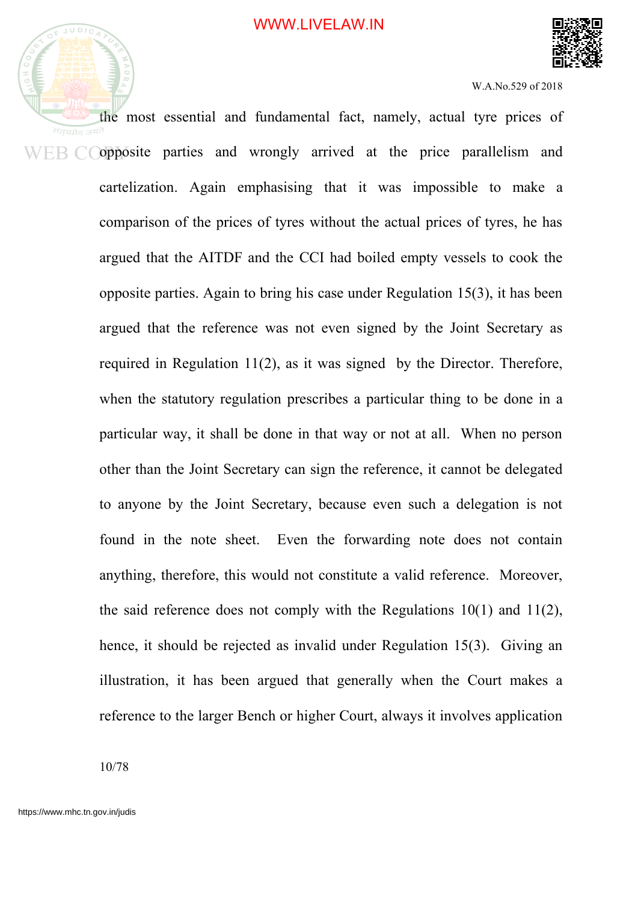the most essential and fundamental fact, namely, actual tyre prices of opposite parties and wrongly arrived at the price parallelism and cartelization. Again emphasising that it was impossible to make a comparison of the prices of tyres without the actual prices of tyres, he has argued that the AITDF and the CCI had boiled empty vessels to cook the opposite parties. Again to bring his case under Regulation 15(3), it has been argued that the reference was not even signed by the Joint Secretary as required in Regulation 11(2), as it was signed by the Director. Therefore, when the statutory regulation prescribes a particular thing to be done in a particular way, it shall be done in that way or not at all. When no person other than the Joint Secretary can sign the reference, it cannot be delegated to anyone by the Joint Secretary, because even such a delegation is not found in the note sheet. Even the forwarding note does not contain anything, therefore, this would not constitute a valid reference. Moreover, the said reference does not comply with the Regulations 10(1) and 11(2), hence, it should be rejected as invalid under Regulation 15(3). Giving an illustration, it has been argued that generally when the Court makes a reference to the larger Bench or higher Court, always it involves application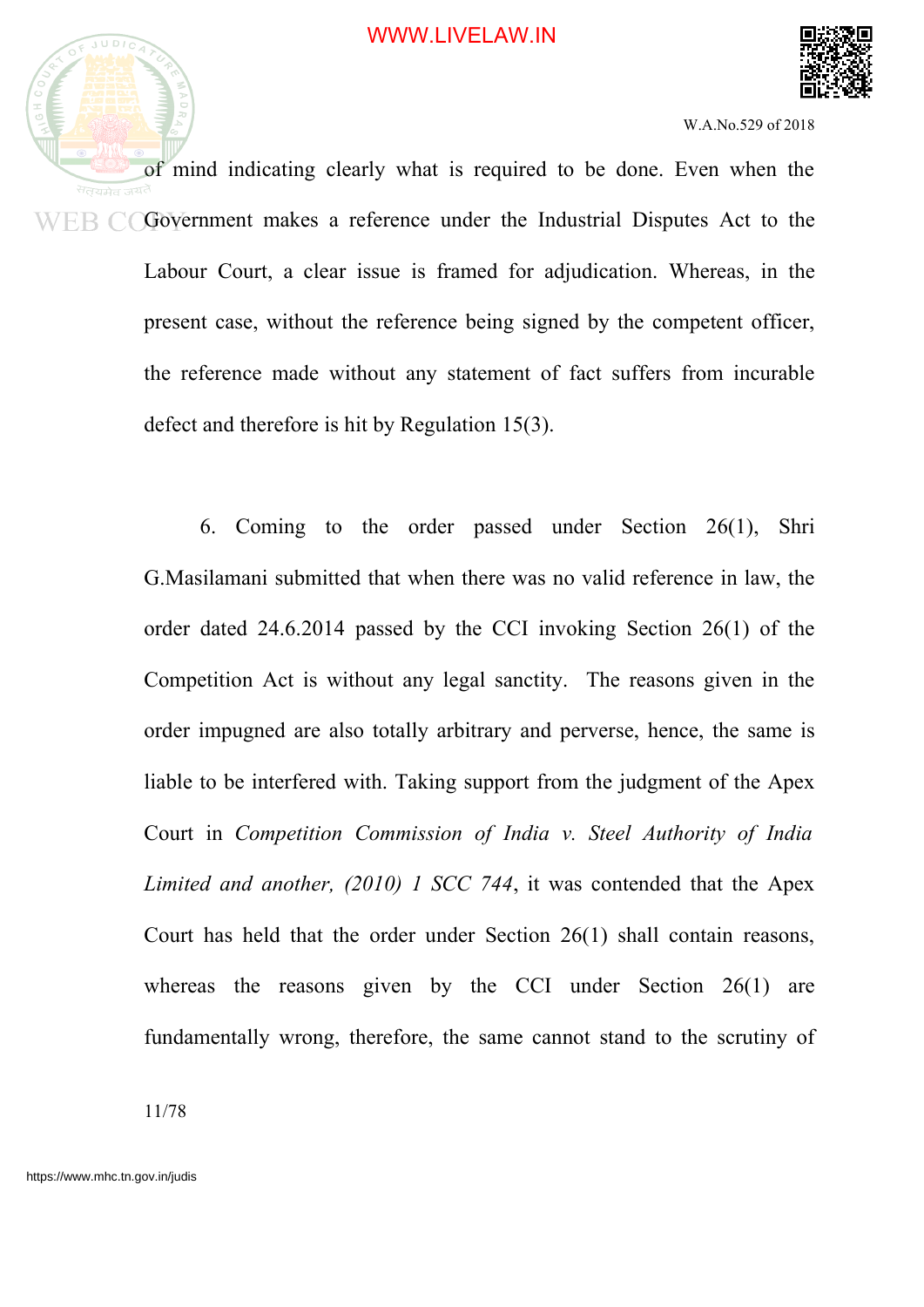of mind indicating clearly what is required to be done. Even when the Government makes a reference under the Industrial Disputes Act to the Labour Court, a clear issue is framed for adjudication. Whereas, in the present case, without the reference being signed by the competent officer, the reference made without any statement of fact suffers from incurable defect and therefore is hit by Regulation 15(3).

6. Coming to the order passed under Section 26(1), Shri G.Masilamani submitted that when there was no valid reference in law, the order dated 24.6.2014 passed by the CCI invoking Section 26(1) of the Competition Act is without any legal sanctity. The reasons given in the order impugned are also totally arbitrary and perverse, hence, the same is liable to be interfered with. Taking support from the judgment of the Apex Court in *Competition Commission of India v. Steel Authority of India Limited and another, (2010) 1 SCC 744*, it was contended that the Apex Court has held that the order under Section 26(1) shall contain reasons, whereas the reasons given by the CCI under Section 26(1) are fundamentally wrong, therefore, the same cannot stand to the scrutiny of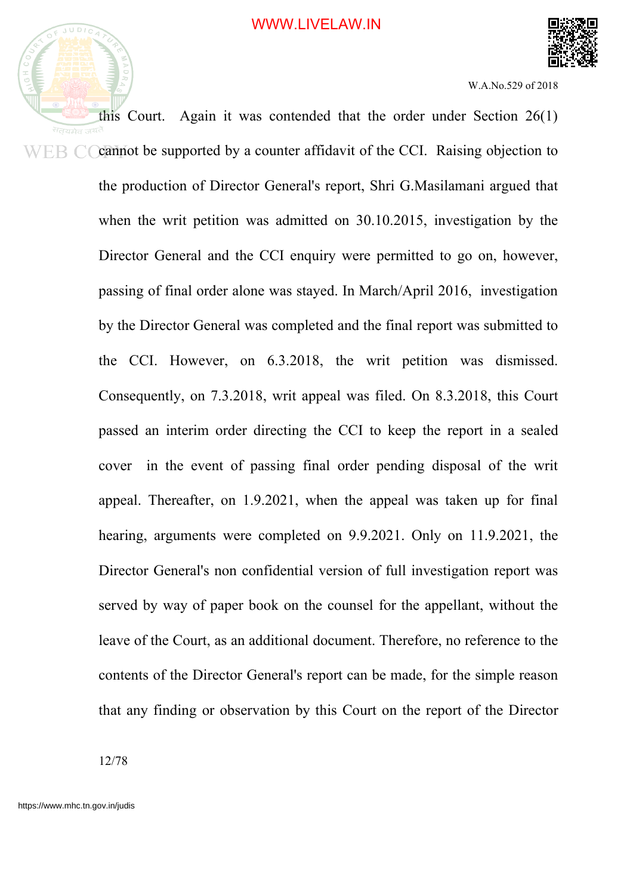this Court. Again it was contended that the order under Section 26(1) cannot be supported by a counter affidavit of the CCI. Raising objection to the production of Director General's report, Shri G.Masilamani argued that when the writ petition was admitted on 30.10.2015, investigation by the Director General and the CCI enquiry were permitted to go on, however, passing of final order alone was stayed. In March/April 2016, investigation by the Director General was completed and the final report was submitted to the CCI. However, on 6.3.2018, the writ petition was dismissed. Consequently, on 7.3.2018, writ appeal was filed. On 8.3.2018, this Court passed an interim order directing the CCI to keep the report in a sealed cover in the event of passing final order pending disposal of the writ appeal. Thereafter, on 1.9.2021, when the appeal was taken up for final hearing, arguments were completed on 9.9.2021. Only on 11.9.2021, the Director General's non confidential version of full investigation report was served by way of paper book on the counsel for the appellant, without the leave of the Court, as an additional document. Therefore, no reference to the contents of the Director General's report can be made, for the simple reason that any finding or observation by this Court on the report of the Director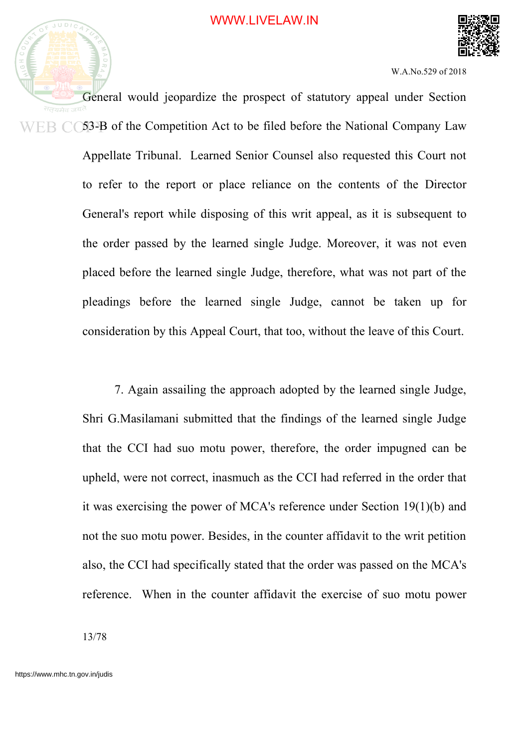General would jeopardize the prospect of statutory appeal under Section 53-B of the Competition Act to be filed before the National Company Law Appellate Tribunal. Learned Senior Counsel also requested this Court not to refer to the report or place reliance on the contents of the Director General's report while disposing of this writ appeal, as it is subsequent to the order passed by the learned single Judge. Moreover, it was not even placed before the learned single Judge, therefore, what was not part of the pleadings before the learned single Judge, cannot be taken up for consideration by this Appeal Court, that too, without the leave of this Court.

7. Again assailing the approach adopted by the learned single Judge, Shri G.Masilamani submitted that the findings of the learned single Judge that the CCI had suo motu power, therefore, the order impugned can be upheld, were not correct, inasmuch as the CCI had referred in the order that it was exercising the power of MCA's reference under Section 19(1)(b) and not the suo motu power. Besides, in the counter affidavit to the writ petition also, the CCI had specifically stated that the order was passed on the MCA's reference. When in the counter affidavit the exercise of suo motu power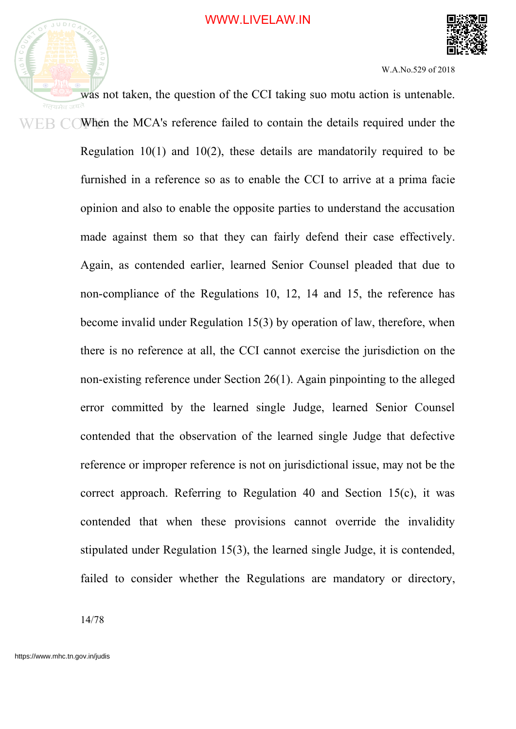was not taken, the question of the CCI taking suo motu action is untenable. When the MCA's reference failed to contain the details required under the Regulation 10(1) and 10(2), these details are mandatorily required to be furnished in a reference so as to enable the CCI to arrive at a prima facie opinion and also to enable the opposite parties to understand the accusation made against them so that they can fairly defend their case effectively. Again, as contended earlier, learned Senior Counsel pleaded that due to non-compliance of the Regulations 10, 12, 14 and 15, the reference has become invalid under Regulation 15(3) by operation of law, therefore, when there is no reference at all, the CCI cannot exercise the jurisdiction on the non-existing reference under Section 26(1). Again pinpointing to the alleged error committed by the learned single Judge, learned Senior Counsel contended that the observation of the learned single Judge that defective reference or improper reference is not on jurisdictional issue, may not be the correct approach. Referring to Regulation 40 and Section 15(c), it was contended that when these provisions cannot override the invalidity stipulated under Regulation 15(3), the learned single Judge, it is contended, failed to consider whether the Regulations are mandatory or directory,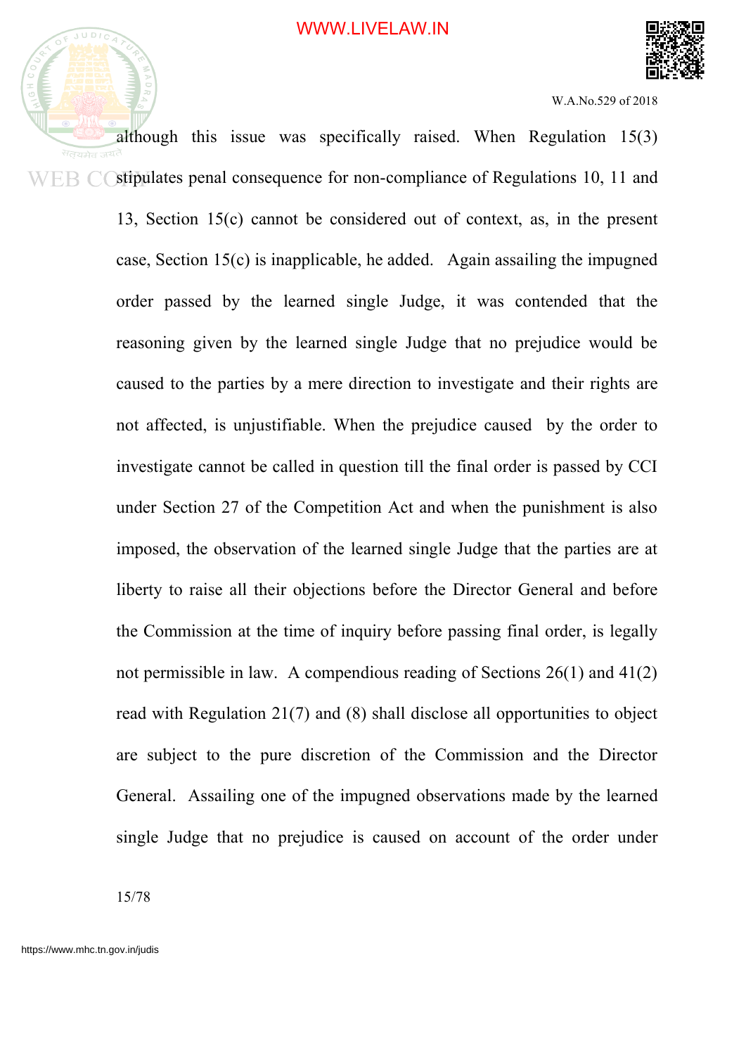although this issue was specifically raised. When Regulation 15(3) stipulates penal consequence for non-compliance of Regulations 10, 11 and 13, Section 15(c) cannot be considered out of context, as, in the present case, Section 15(c) is inapplicable, he added. Again assailing the impugned order passed by the learned single Judge, it was contended that the reasoning given by the learned single Judge that no prejudice would be caused to the parties by a mere direction to investigate and their rights are not affected, is unjustifiable. When the prejudice caused by the order to investigate cannot be called in question till the final order is passed by CCI under Section 27 of the Competition Act and when the punishment is also imposed, the observation of the learned single Judge that the parties are at liberty to raise all their objections before the Director General and before the Commission at the time of inquiry before passing final order, is legally not permissible in law. A compendious reading of Sections 26(1) and 41(2) read with Regulation 21(7) and (8) shall disclose all opportunities to object are subject to the pure discretion of the Commission and the Director General. Assailing one of the impugned observations made by the learned single Judge that no prejudice is caused on account of the order under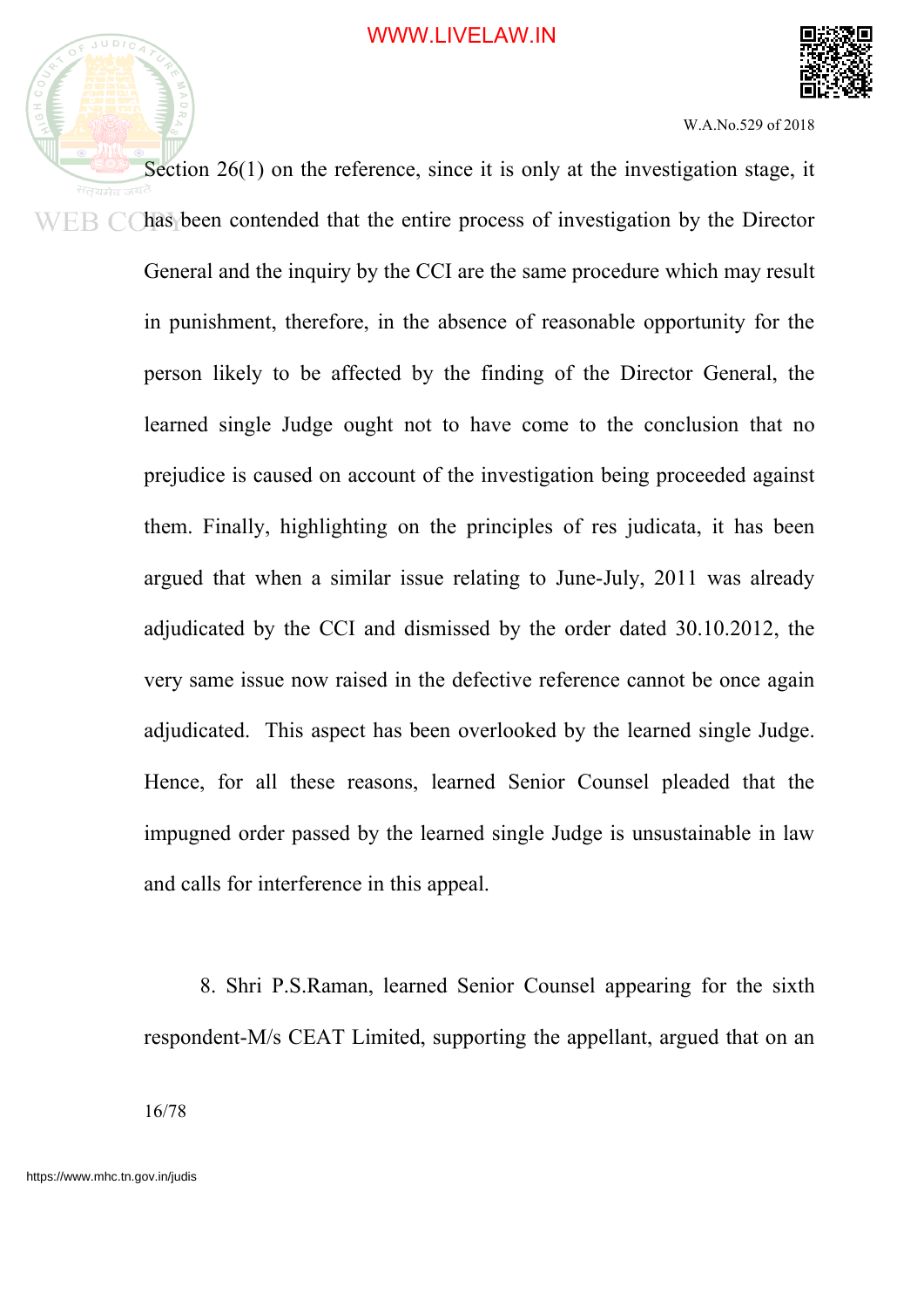Section 26(1) on the reference, since it is only at the investigation stage, it has been contended that the entire process of investigation by the Director General and the inquiry by the CCI are the same procedure which may result in punishment, therefore, in the absence of reasonable opportunity for the person likely to be affected by the finding of the Director General, the learned single Judge ought not to have come to the conclusion that no prejudice is caused on account of the investigation being proceeded against them. Finally, highlighting on the principles of res judicata, it has been argued that when a similar issue relating to June-July, 2011 was already adjudicated by the CCI and dismissed by the order dated 30.10.2012, the very same issue now raised in the defective reference cannot be once again adjudicated. This aspect has been overlooked by the learned single Judge. Hence, for all these reasons, learned Senior Counsel pleaded that the impugned order passed by the learned single Judge is unsustainable in law and calls for interference in this appeal.

8. Shri P.S.Raman, learned Senior Counsel appearing for the sixth respondent-M/s CEAT Limited, supporting the appellant, argued that on an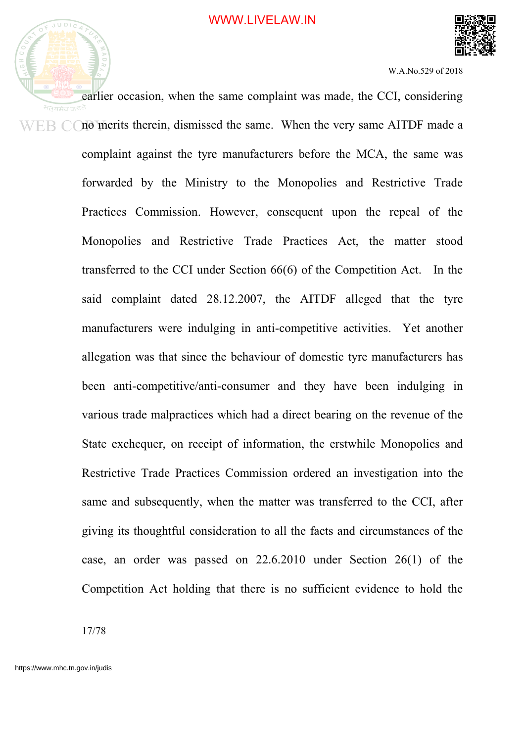earlier occasion, when the same complaint was made, the CCI, considering no merits therein, dismissed the same. When the very same AITDF made a complaint against the tyre manufacturers before the MCA, the same was forwarded by the Ministry to the Monopolies and Restrictive Trade Practices Commission. However, consequent upon the repeal of the Monopolies and Restrictive Trade Practices Act, the matter stood transferred to the CCI under Section 66(6) of the Competition Act. In the said complaint dated 28.12.2007, the AITDF alleged that the tyre manufacturers were indulging in anti-competitive activities. Yet another allegation was that since the behaviour of domestic tyre manufacturers has been anti-competitive/anti-consumer and they have been indulging in various trade malpractices which had a direct bearing on the revenue of the State exchequer, on receipt of information, the erstwhile Monopolies and Restrictive Trade Practices Commission ordered an investigation into the same and subsequently, when the matter was transferred to the CCI, after giving its thoughtful consideration to all the facts and circumstances of the case, an order was passed on 22.6.2010 under Section 26(1) of the Competition Act holding that there is no sufficient evidence to hold the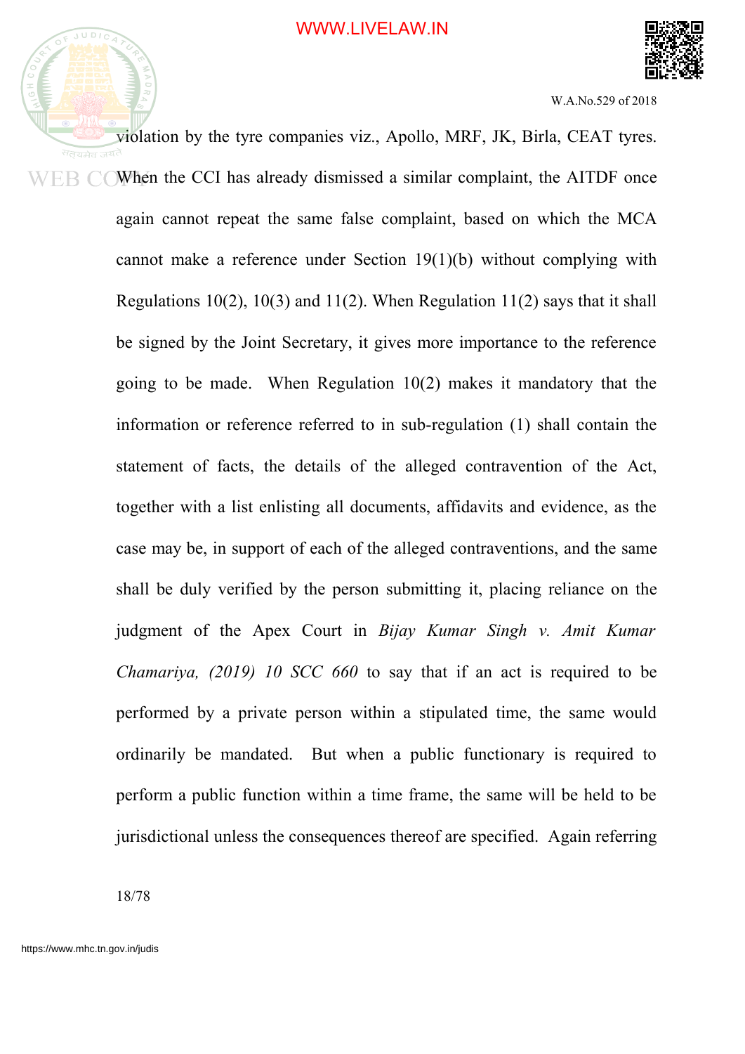violation by the tyre companies viz., Apollo, MRF, JK, Birla, CEAT tyres. When the CCI has already dismissed a similar complaint, the AITDF once again cannot repeat the same false complaint, based on which the MCA cannot make a reference under Section 19(1)(b) without complying with Regulations 10(2), 10(3) and 11(2). When Regulation 11(2) says that it shall be signed by the Joint Secretary, it gives more importance to the reference going to be made. When Regulation 10(2) makes it mandatory that the information or reference referred to in sub-regulation (1) shall contain the statement of facts, the details of the alleged contravention of the Act, together with a list enlisting all documents, affidavits and evidence, as the case may be, in support of each of the alleged contraventions, and the same shall be duly verified by the person submitting it, placing reliance on the judgment of the Apex Court in *Bijay Kumar Singh v. Amit Kumar Chamariya, (2019) 10 SCC 660* to say that if an act is required to be performed by a private person within a stipulated time, the same would ordinarily be mandated. But when a public functionary is required to perform a public function within a time frame, the same will be held to be jurisdictional unless the consequences thereof are specified. Again referring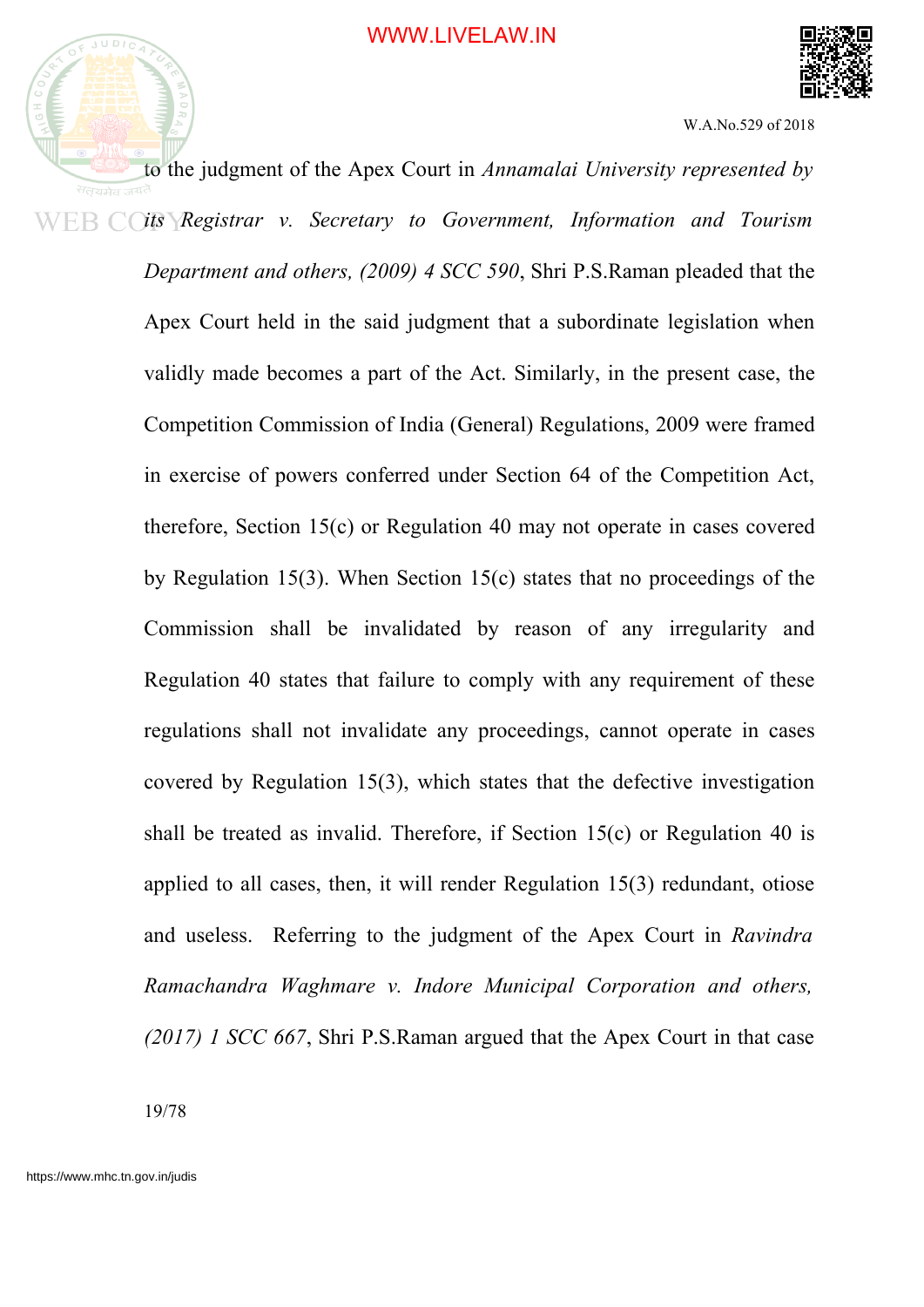to the judgment of the Apex Court in *Annamalai University represented by its Registrar v. Secretary to Government, Information and Tourism Department and others, (2009) 4 SCC 590*, Shri P.S.Raman pleaded that the Apex Court held in the said judgment that a subordinate legislation when validly made becomes a part of the Act. Similarly, in the present case, the Competition Commission of India (General) Regulations, 2009 were framed in exercise of powers conferred under Section 64 of the Competition Act, therefore, Section 15(c) or Regulation 40 may not operate in cases covered by Regulation 15(3). When Section 15(c) states that no proceedings of the Commission shall be invalidated by reason of any irregularity and Regulation 40 states that failure to comply with any requirement of these regulations shall not invalidate any proceedings, cannot operate in cases covered by Regulation 15(3), which states that the defective investigation shall be treated as invalid. Therefore, if Section 15(c) or Regulation 40 is applied to all cases, then, it will render Regulation 15(3) redundant, otiose and useless. Referring to the judgment of the Apex Court in *Ravindra Ramachandra Waghmare v. Indore Municipal Corporation and others, (2017) 1 SCC 667*, Shri P.S.Raman argued that the Apex Court in that case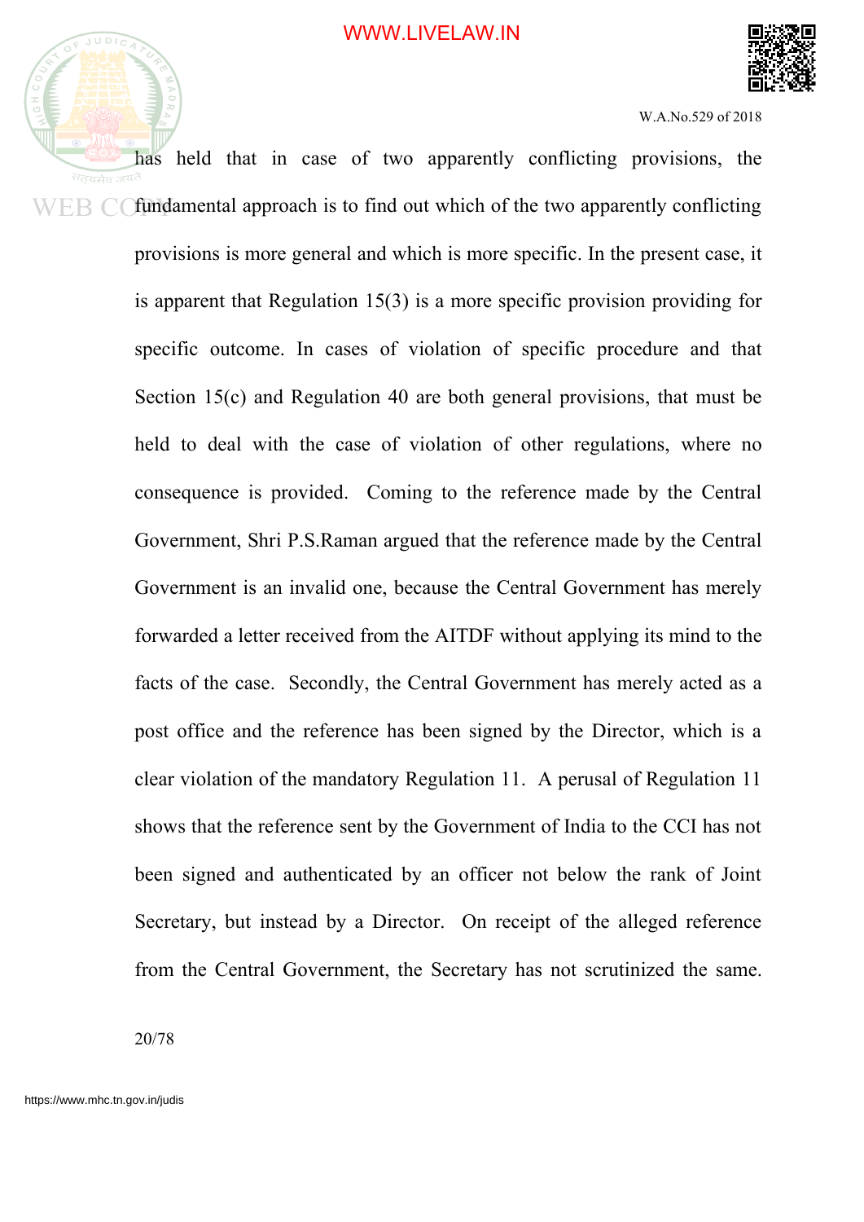has held that in case of two apparently conflicting provisions, the fundamental approach is to find out which of the two apparently conflicting provisions is more general and which is more specific. In the present case, it is apparent that Regulation 15(3) is a more specific provision providing for specific outcome. In cases of violation of specific procedure and that Section 15(c) and Regulation 40 are both general provisions, that must be held to deal with the case of violation of other regulations, where no consequence is provided. Coming to the reference made by the Central Government, Shri P.S.Raman argued that the reference made by the Central Government is an invalid one, because the Central Government has merely forwarded a letter received from the AITDF without applying its mind to the facts of the case. Secondly, the Central Government has merely acted as a post office and the reference has been signed by the Director, which is a clear violation of the mandatory Regulation 11. A perusal of Regulation 11 shows that the reference sent by the Government of India to the CCI has not been signed and authenticated by an officer not below the rank of Joint Secretary, but instead by a Director. On receipt of the alleged reference from the Central Government, the Secretary has not scrutinized the same.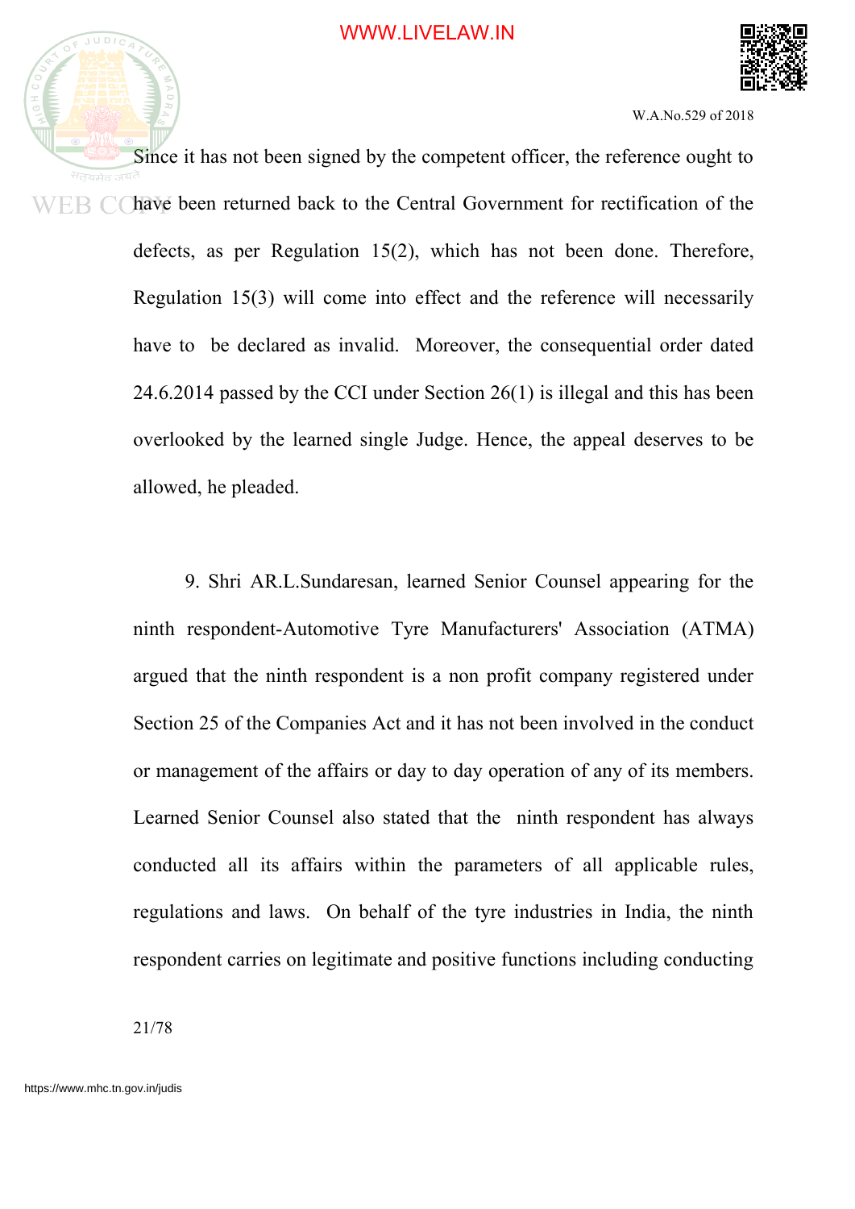Since it has not been signed by the competent officer, the reference ought to have been returned back to the Central Government for rectification of the defects, as per Regulation 15(2), which has not been done. Therefore, Regulation 15(3) will come into effect and the reference will necessarily have to be declared as invalid. Moreover, the consequential order dated 24.6.2014 passed by the CCI under Section 26(1) is illegal and this has been overlooked by the learned single Judge. Hence, the appeal deserves to be allowed, he pleaded.

9. Shri AR.L.Sundaresan, learned Senior Counsel appearing for the ninth respondent-Automotive Tyre Manufacturers' Association (ATMA) argued that the ninth respondent is a non profit company registered under Section 25 of the Companies Act and it has not been involved in the conduct or management of the affairs or day to day operation of any of its members. Learned Senior Counsel also stated that the ninth respondent has always conducted all its affairs within the parameters of all applicable rules, regulations and laws. On behalf of the tyre industries in India, the ninth respondent carries on legitimate and positive functions including conducting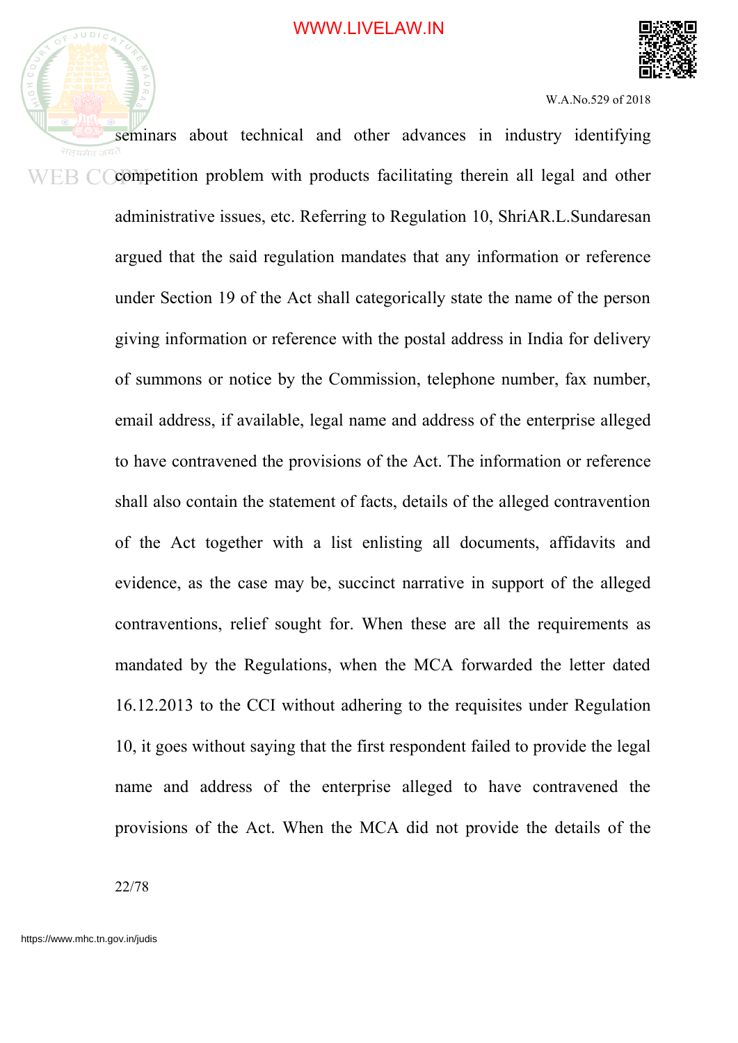seminars about technical and other advances in industry identifying competition problem with products facilitating therein all legal and other administrative issues, etc. Referring to Regulation 10, ShriAR.L.Sundaresan argued that the said regulation mandates that any information or reference under Section 19 of the Act shall categorically state the name of the person giving information or reference with the postal address in India for delivery of summons or notice by the Commission, telephone number, fax number, email address, if available, legal name and address of the enterprise alleged to have contravened the provisions of the Act. The information or reference shall also contain the statement of facts, details of the alleged contravention of the Act together with a list enlisting all documents, affidavits and evidence, as the case may be, succinct narrative in support of the alleged contraventions, relief sought for. When these are all the requirements as mandated by the Regulations, when the MCA forwarded the letter dated 16.12.2013 to the CCI without adhering to the requisites under Regulation 10, it goes without saying that the first respondent failed to provide the legal name and address of the enterprise alleged to have contravened the provisions of the Act. When the MCA did not provide the details of the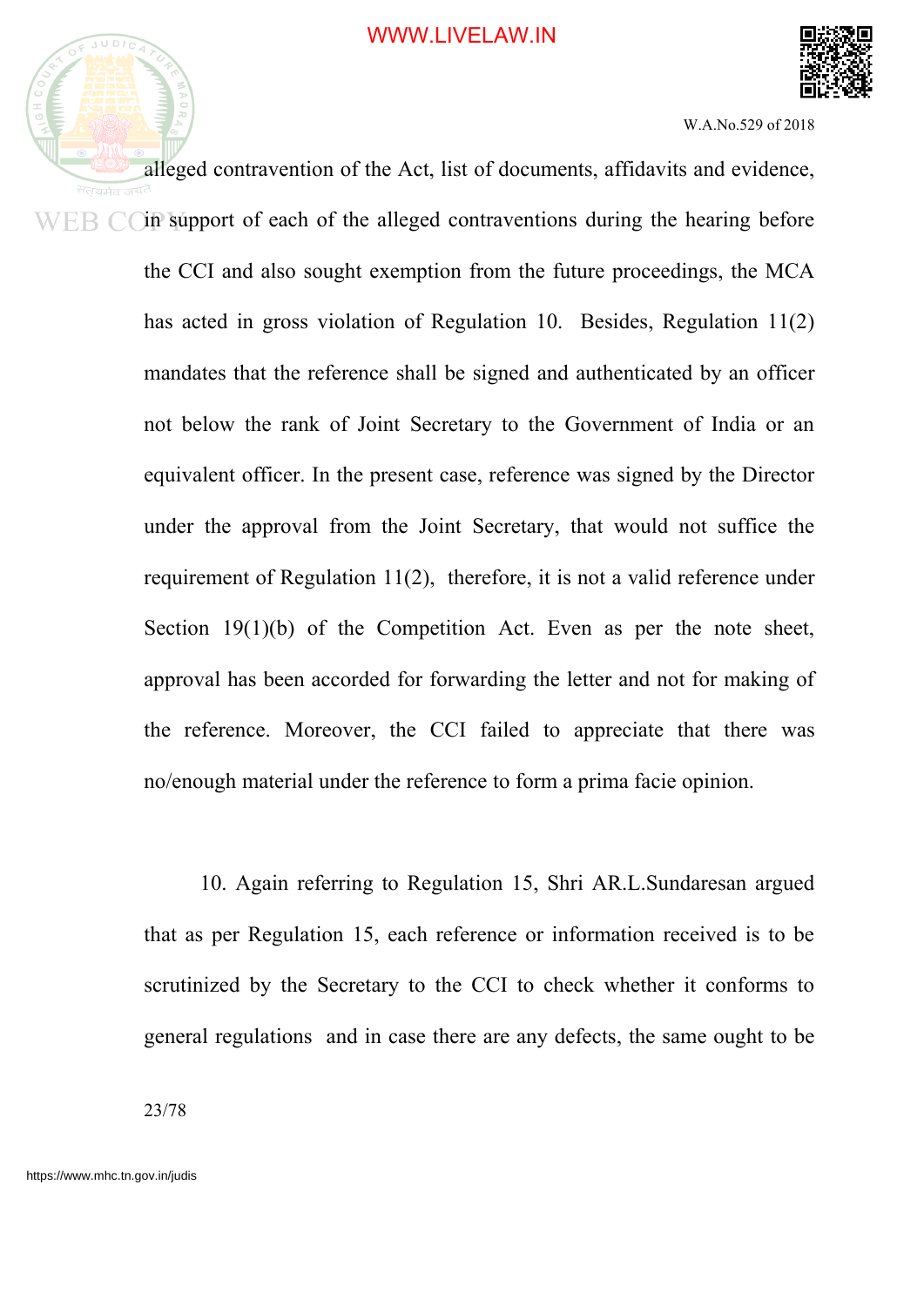alleged contravention of the Act, list of documents, affidavits and evidence, in support of each of the alleged contraventions during the hearing before the CCI and also sought exemption from the future proceedings, the MCA has acted in gross violation of Regulation 10. Besides, Regulation 11(2) mandates that the reference shall be signed and authenticated by an officer not below the rank of Joint Secretary to the Government of India or an equivalent officer. In the present case, reference was signed by the Director under the approval from the Joint Secretary, that would not suffice the requirement of Regulation 11(2), therefore, it is not a valid reference under Section 19(1)(b) of the Competition Act. Even as per the note sheet, approval has been accorded for forwarding the letter and not for making of the reference. Moreover, the CCI failed to appreciate that there was no/enough material under the reference to form a prima facie opinion.

10. Again referring to Regulation 15, Shri AR.L.Sundaresan argued that as per Regulation 15, each reference or information received is to be scrutinized by the Secretary to the CCI to check whether it conforms to general regulations and in case there are any defects, the same ought to be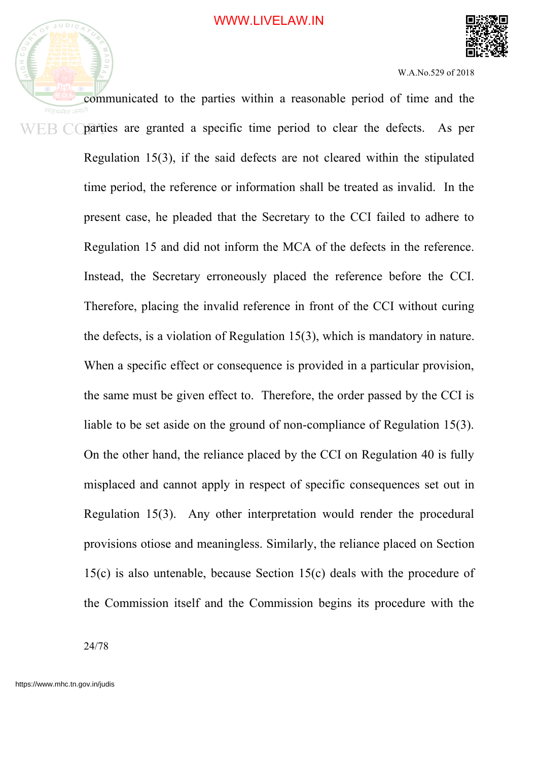communicated to the parties within a reasonable period of time and the parties are granted a specific time period to clear the defects. As per Regulation 15(3), if the said defects are not cleared within the stipulated time period, the reference or information shall be treated as invalid. In the present case, he pleaded that the Secretary to the CCI failed to adhere to Regulation 15 and did not inform the MCA of the defects in the reference. Instead, the Secretary erroneously placed the reference before the CCI. Therefore, placing the invalid reference in front of the CCI without curing the defects, is a violation of Regulation 15(3), which is mandatory in nature. When a specific effect or consequence is provided in a particular provision, the same must be given effect to. Therefore, the order passed by the CCI is liable to be set aside on the ground of non-compliance of Regulation 15(3). On the other hand, the reliance placed by the CCI on Regulation 40 is fully misplaced and cannot apply in respect of specific consequences set out in Regulation 15(3). Any other interpretation would render the procedural provisions otiose and meaningless. Similarly, the reliance placed on Section 15(c) is also untenable, because Section 15(c) deals with the procedure of the Commission itself and the Commission begins its procedure with the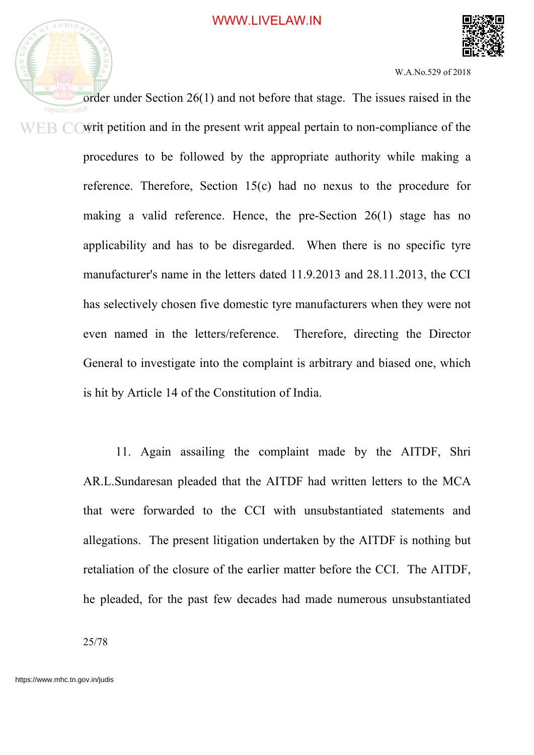order under Section 26(1) and not before that stage. The issues raised in the writ petition and in the present writ appeal pertain to non-compliance of the procedures to be followed by the appropriate authority while making a reference. Therefore, Section 15(c) had no nexus to the procedure for making a valid reference. Hence, the pre-Section 26(1) stage has no applicability and has to be disregarded. When there is no specific tyre manufacturer's name in the letters dated 11.9.2013 and 28.11.2013, the CCI has selectively chosen five domestic tyre manufacturers when they were not even named in the letters/reference. Therefore, directing the Director General to investigate into the complaint is arbitrary and biased one, which is hit by Article 14 of the Constitution of India.

11. Again assailing the complaint made by the AITDF, Shri AR.L.Sundaresan pleaded that the AITDF had written letters to the MCA that were forwarded to the CCI with unsubstantiated statements and allegations. The present litigation undertaken by the AITDF is nothing but retaliation of the closure of the earlier matter before the CCI. The AITDF, he pleaded, for the past few decades had made numerous unsubstantiated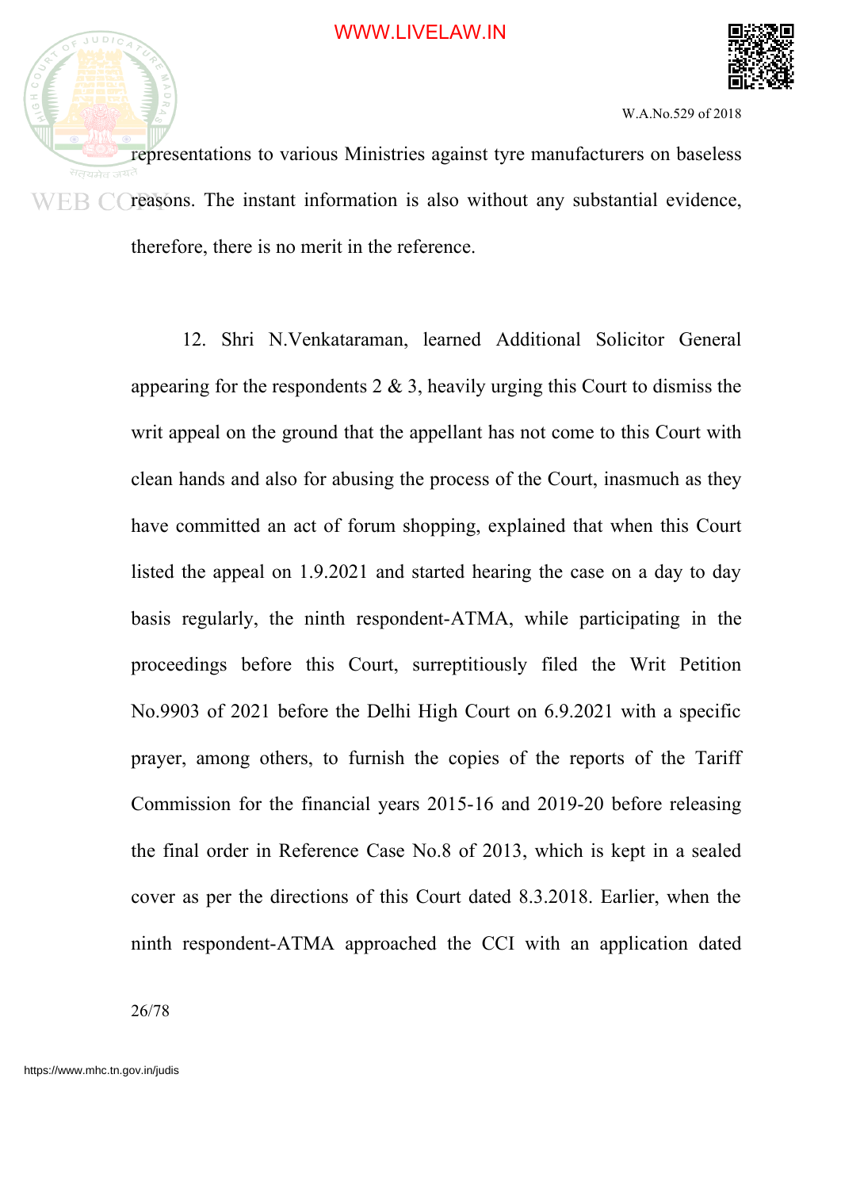representations to various Ministries against tyre manufacturers on baseless reasons. The instant information is also without any substantial evidence, therefore, there is no merit in the reference.

12. Shri N.Venkataraman, learned Additional Solicitor General appearing for the respondents 2 & 3, heavily urging this Court to dismiss the writ appeal on the ground that the appellant has not come to this Court with clean hands and also for abusing the process of the Court, inasmuch as they have committed an act of forum shopping, explained that when this Court listed the appeal on 1.9.2021 and started hearing the case on a day to day basis regularly, the ninth respondent-ATMA, while participating in the proceedings before this Court, surreptitiously filed the Writ Petition No.9903 of 2021 before the Delhi High Court on 6.9.2021 with a specific prayer, among others, to furnish the copies of the reports of the Tariff Commission for the financial years 2015-16 and 2019-20 before releasing the final order in Reference Case No.8 of 2013, which is kept in a sealed cover as per the directions of this Court dated 8.3.2018. Earlier, when the ninth respondent-ATMA approached the CCI with an application dated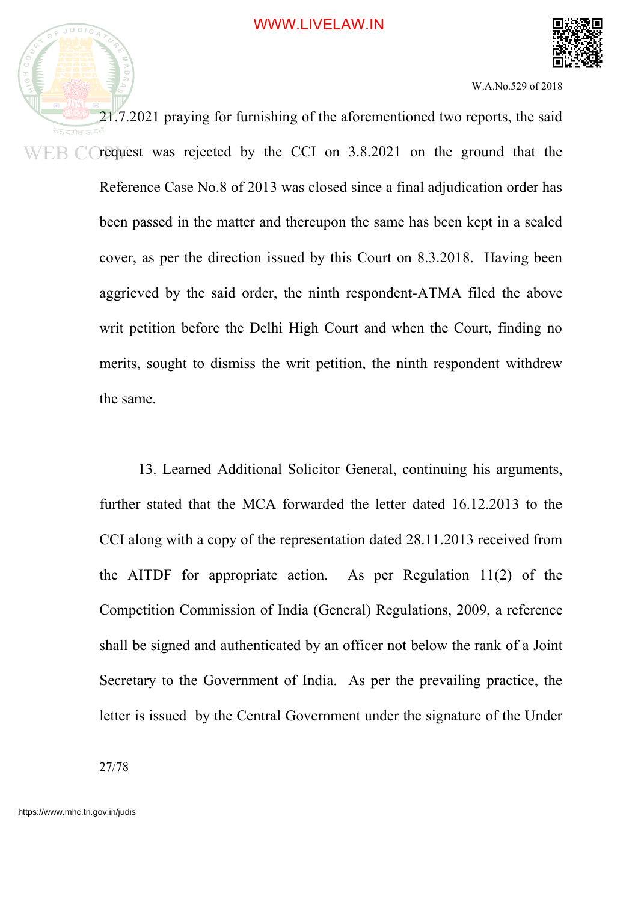21.7.2021 praying for furnishing of the aforementioned two reports, the said request was rejected by the CCI on 3.8.2021 on the ground that the Reference Case No.8 of 2013 was closed since a final adjudication order has been passed in the matter and thereupon the same has been kept in a sealed cover, as per the direction issued by this Court on 8.3.2018. Having been aggrieved by the said order, the ninth respondent-ATMA filed the above writ petition before the Delhi High Court and when the Court, finding no merits, sought to dismiss the writ petition, the ninth respondent withdrew the same.

13. Learned Additional Solicitor General, continuing his arguments, further stated that the MCA forwarded the letter dated 16.12.2013 to the CCI along with a copy of the representation dated 28.11.2013 received from the AITDF for appropriate action. As per Regulation 11(2) of the Competition Commission of India (General) Regulations, 2009, a reference shall be signed and authenticated by an officer not below the rank of a Joint Secretary to the Government of India. As per the prevailing practice, the letter is issued by the Central Government under the signature of the Under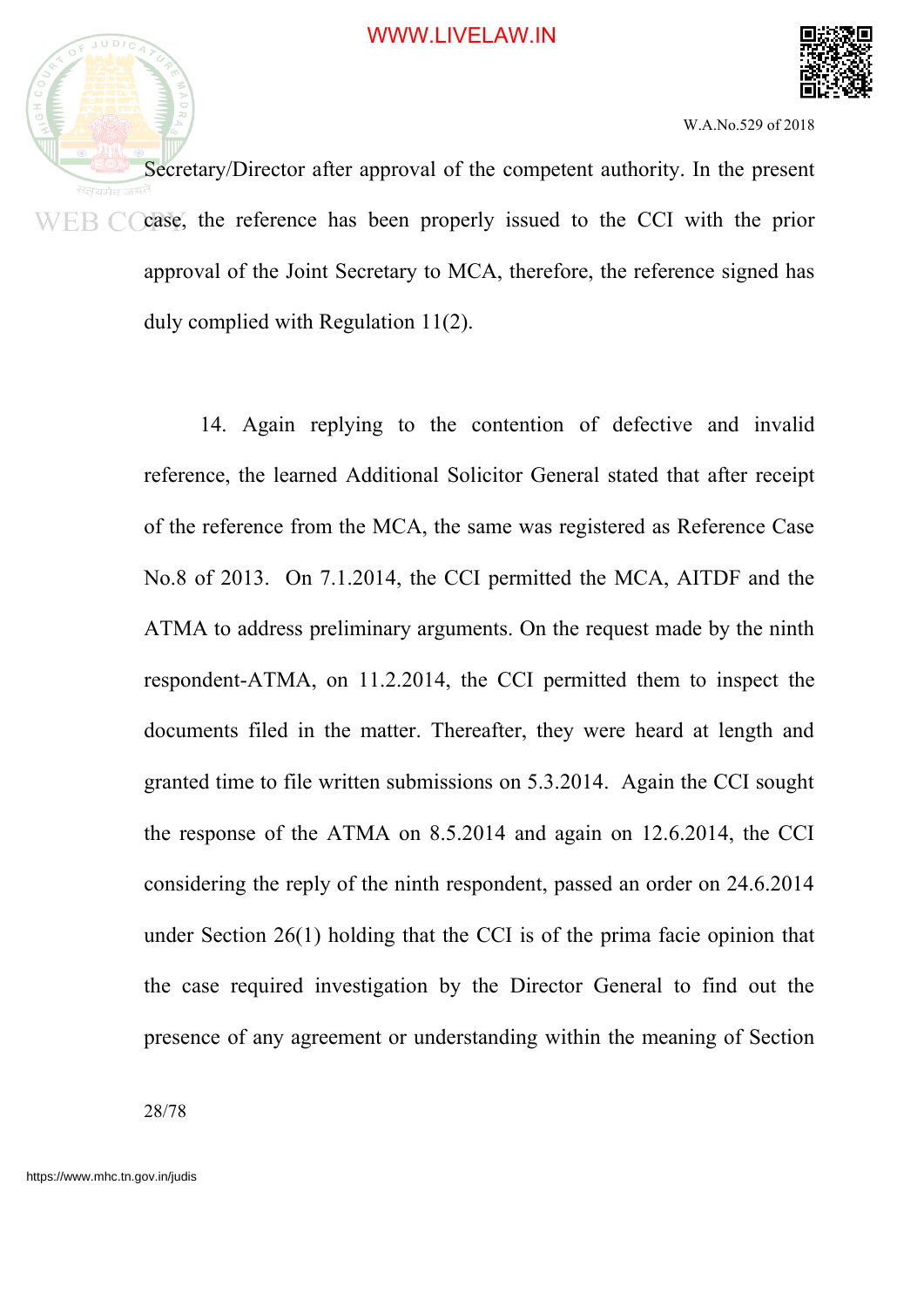Secretary/Director after approval of the competent authority. In the present case, the reference has been properly issued to the CCI with the prior approval of the Joint Secretary to MCA, therefore, the reference signed has duly complied with Regulation 11(2).

14. Again replying to the contention of defective and invalid reference, the learned Additional Solicitor General stated that after receipt of the reference from the MCA, the same was registered as Reference Case No.8 of 2013. On 7.1.2014, the CCI permitted the MCA, AITDF and the ATMA to address preliminary arguments. On the request made by the ninth respondent-ATMA, on 11.2.2014, the CCI permitted them to inspect the documents filed in the matter. Thereafter, they were heard at length and granted time to file written submissions on 5.3.2014. Again the CCI sought the response of the ATMA on 8.5.2014 and again on 12.6.2014, the CCI considering the reply of the ninth respondent, passed an order on 24.6.2014 under Section 26(1) holding that the CCI is of the prima facie opinion that the case required investigation by the Director General to find out the presence of any agreement or understanding within the meaning of Section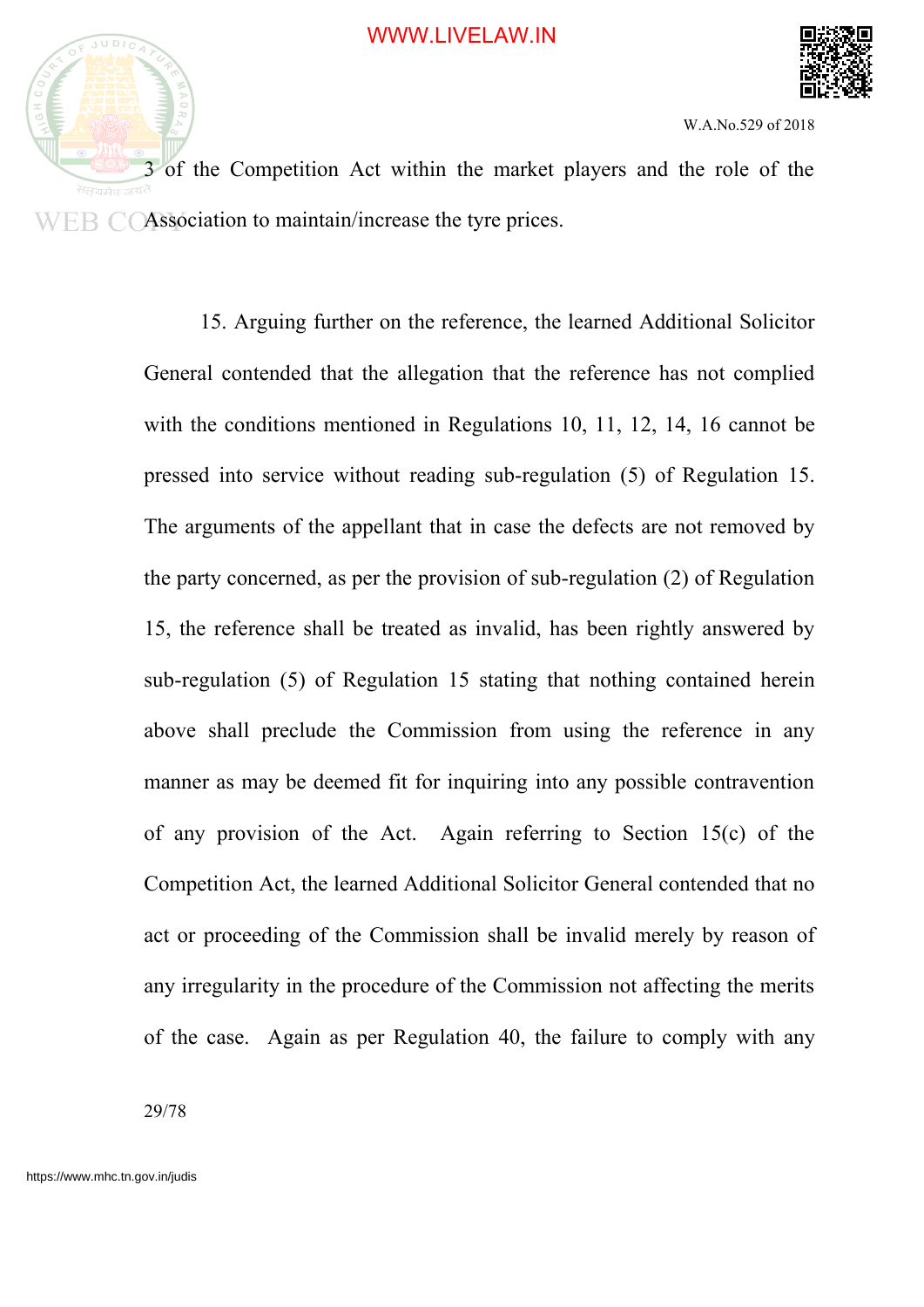3 of the Competition Act within the market players and the role of the Association to maintain/increase the tyre prices.

15. Arguing further on the reference, the learned Additional Solicitor General contended that the allegation that the reference has not complied with the conditions mentioned in Regulations 10, 11, 12, 14, 16 cannot be pressed into service without reading sub-regulation (5) of Regulation 15. The arguments of the appellant that in case the defects are not removed by the party concerned, as per the provision of sub-regulation (2) of Regulation 15, the reference shall be treated as invalid, has been rightly answered by sub-regulation (5) of Regulation 15 stating that nothing contained herein above shall preclude the Commission from using the reference in any manner as may be deemed fit for inquiring into any possible contravention of any provision of the Act. Again referring to Section 15(c) of the Competition Act, the learned Additional Solicitor General contended that no act or proceeding of the Commission shall be invalid merely by reason of any irregularity in the procedure of the Commission not affecting the merits of the case. Again as per Regulation 40, the failure to comply with any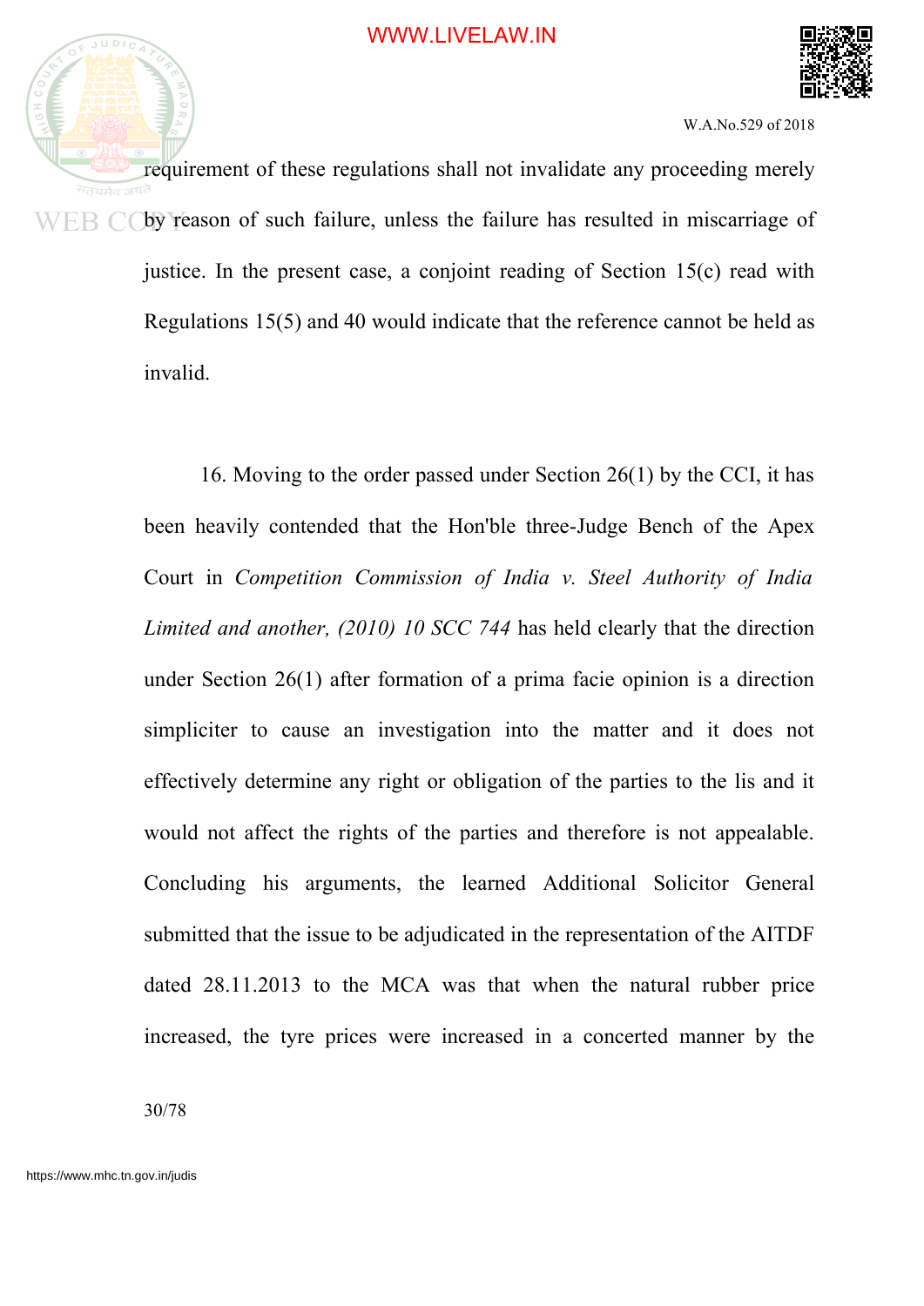requirement of these regulations shall not invalidate any proceeding merely by reason of such failure, unless the failure has resulted in miscarriage of justice. In the present case, a conjoint reading of Section 15(c) read with Regulations 15(5) and 40 would indicate that the reference cannot be held as invalid.

16. Moving to the order passed under Section 26(1) by the CCI, it has been heavily contended that the Hon'ble three-Judge Bench of the Apex Court in *Competition Commission of India v. Steel Authority of India Limited and another, (2010) 10 SCC 744* has held clearly that the direction under Section 26(1) after formation of a prima facie opinion is a direction simpliciter to cause an investigation into the matter and it does not effectively determine any right or obligation of the parties to the lis and it would not affect the rights of the parties and therefore is not appealable. Concluding his arguments, the learned Additional Solicitor General submitted that the issue to be adjudicated in the representation of the AITDF dated 28.11.2013 to the MCA was that when the natural rubber price increased, the tyre prices were increased in a concerted manner by the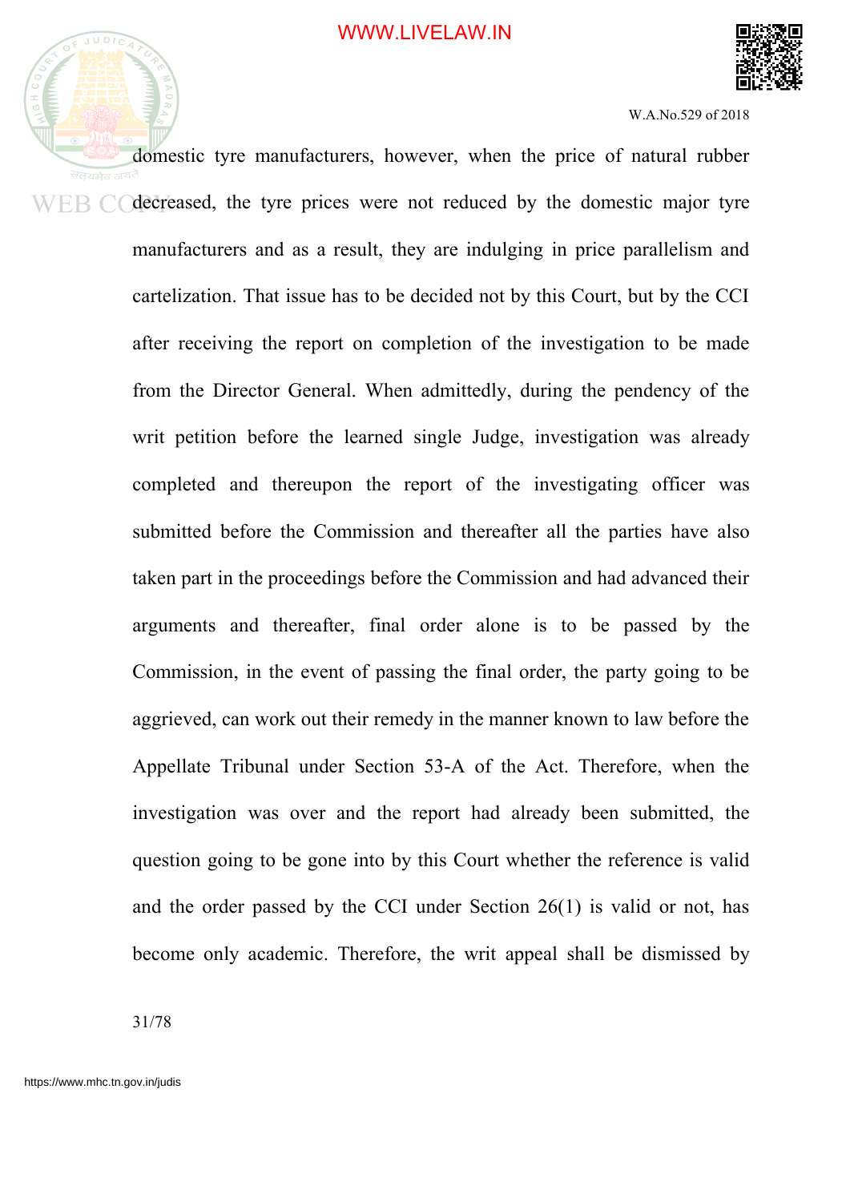domestic tyre manufacturers, however, when the price of natural rubber decreased, the tyre prices were not reduced by the domestic major tyre manufacturers and as a result, they are indulging in price parallelism and cartelization. That issue has to be decided not by this Court, but by the CCI after receiving the report on completion of the investigation to be made from the Director General. When admittedly, during the pendency of the writ petition before the learned single Judge, investigation was already completed and thereupon the report of the investigating officer was submitted before the Commission and thereafter all the parties have also taken part in the proceedings before the Commission and had advanced their arguments and thereafter, final order alone is to be passed by the Commission, in the event of passing the final order, the party going to be aggrieved, can work out their remedy in the manner known to law before the Appellate Tribunal under Section 53-A of the Act. Therefore, when the investigation was over and the report had already been submitted, the question going to be gone into by this Court whether the reference is valid and the order passed by the CCI under Section 26(1) is valid or not, has become only academic. Therefore, the writ appeal shall be dismissed by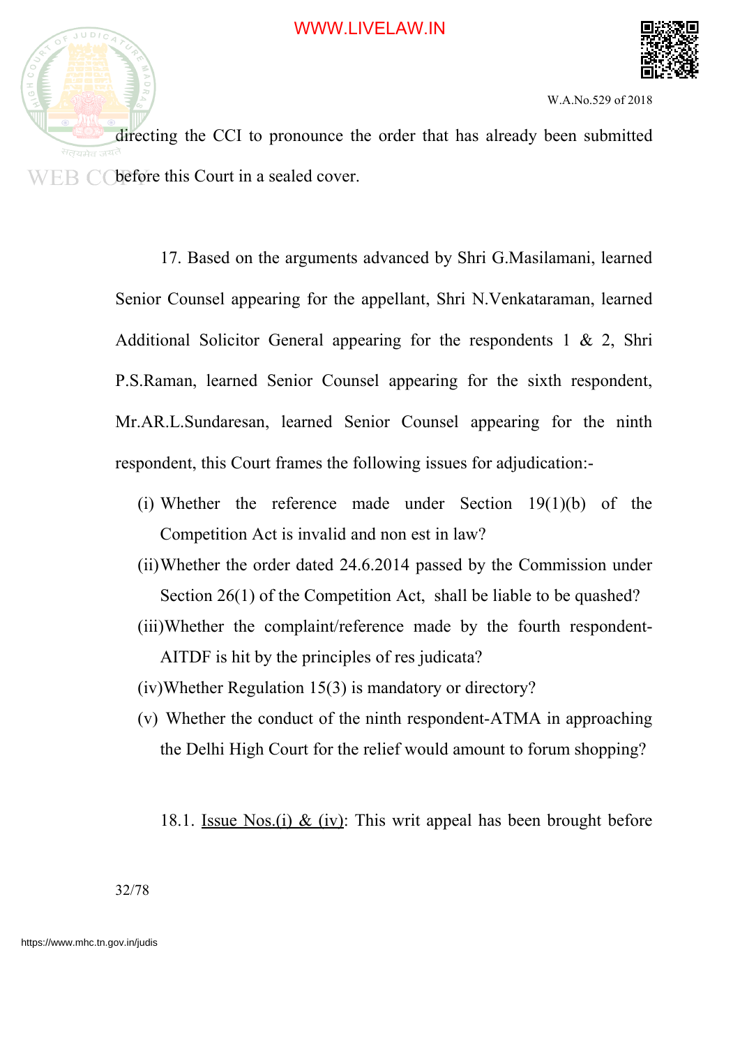directing the CCI to pronounce the order that has already been submitted before this Court in a sealed cover.

17. Based on the arguments advanced by Shri G.Masilamani, learned Senior Counsel appearing for the appellant, Shri N.Venkataraman, learned Additional Solicitor General appearing for the respondents 1 & 2, Shri P.S.Raman, learned Senior Counsel appearing for the sixth respondent, Mr.AR.L.Sundaresan, learned Senior Counsel appearing for the ninth respondent, this Court frames the following issues for adjudication:-

(i) Whether the reference made under Section 19(1)(b) of the Competition Act is invalid and non est in law?

(ii) Whether the order dated 24.6.2014 passed by the Commission under Section 26(1) of the Competition Act, shall be liable to be quashed?

(iii) Whether the complaint/reference made by the fourth respondent-AITDF is hit by the principles of res judicata?

(iv) Whether Regulation 15(3) is mandatory or directory?

(v) Whether the conduct of the ninth respondent-ATMA in approaching the Delhi High Court for the relief would amount to forum shopping?

18.1. <u>Issue Nos.(i) & (iv)</u>: This writ appeal has been brought before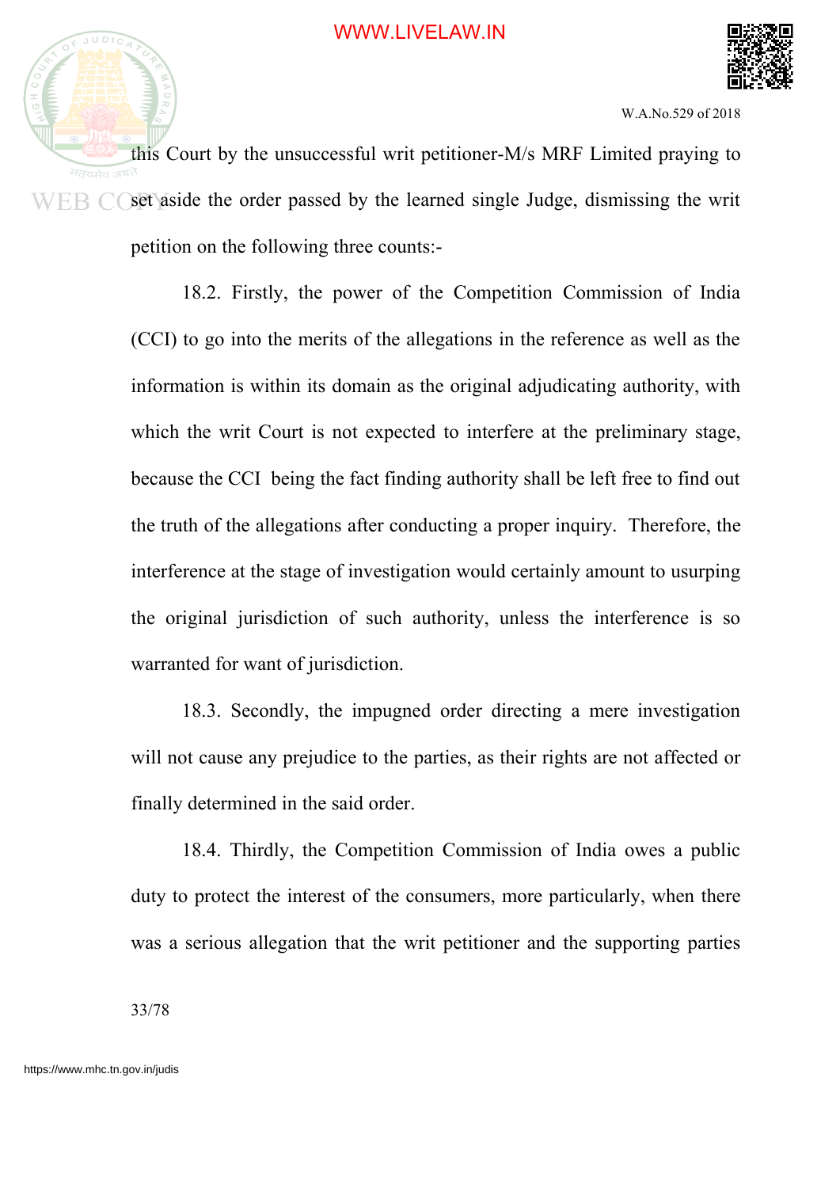this Court by the unsuccessful writ petitioner-M/s MRF Limited praying to set aside the order passed by the learned single Judge, dismissing the writ petition on the following three counts:-

18.2. Firstly, the power of the Competition Commission of India (CCI) to go into the merits of the allegations in the reference as well as the information is within its domain as the original adjudicating authority, with which the writ Court is not expected to interfere at the preliminary stage, because the CCI being the fact finding authority shall be left free to find out the truth of the allegations after conducting a proper inquiry. Therefore, the interference at the stage of investigation would certainly amount to usurping the original jurisdiction of such authority, unless the interference is so warranted for want of jurisdiction.

18.3. Secondly, the impugned order directing a mere investigation will not cause any prejudice to the parties, as their rights are not affected or finally determined in the said order.

18.4. Thirdly, the Competition Commission of India owes a public duty to protect the interest of the consumers, more particularly, when there was a serious allegation that the writ petitioner and the supporting parties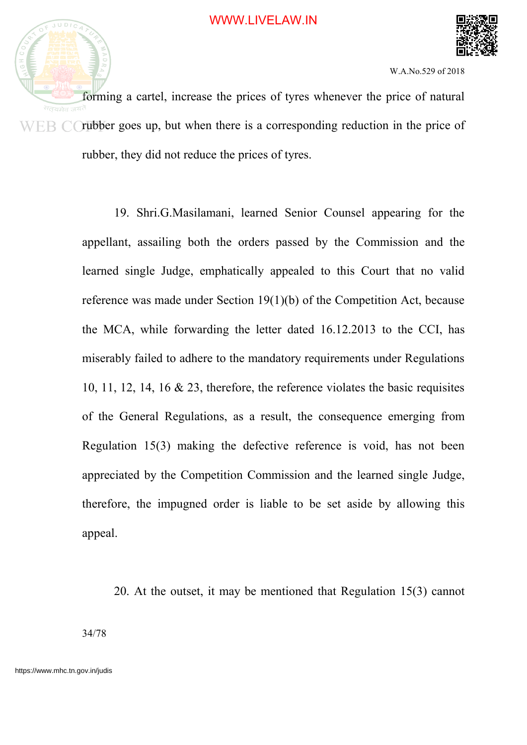forming a cartel, increase the prices of tyres whenever the price of natural rubber goes up, but when there is a corresponding reduction in the price of rubber, they did not reduce the prices of tyres.

19. Shri.G.Masilamani, learned Senior Counsel appearing for the appellant, assailing both the orders passed by the Commission and the learned single Judge, emphatically appealed to this Court that no valid reference was made under Section 19(1)(b) of the Competition Act, because the MCA, while forwarding the letter dated 16.12.2013 to the CCI, has miserably failed to adhere to the mandatory requirements under Regulations 10, 11, 12, 14, 16 & 23, therefore, the reference violates the basic requisites of the General Regulations, as a result, the consequence emerging from Regulation 15(3) making the defective reference is void, has not been appreciated by the Competition Commission and the learned single Judge, therefore, the impugned order is liable to be set aside by allowing this appeal.

20. At the outset, it may be mentioned that Regulation 15(3) cannot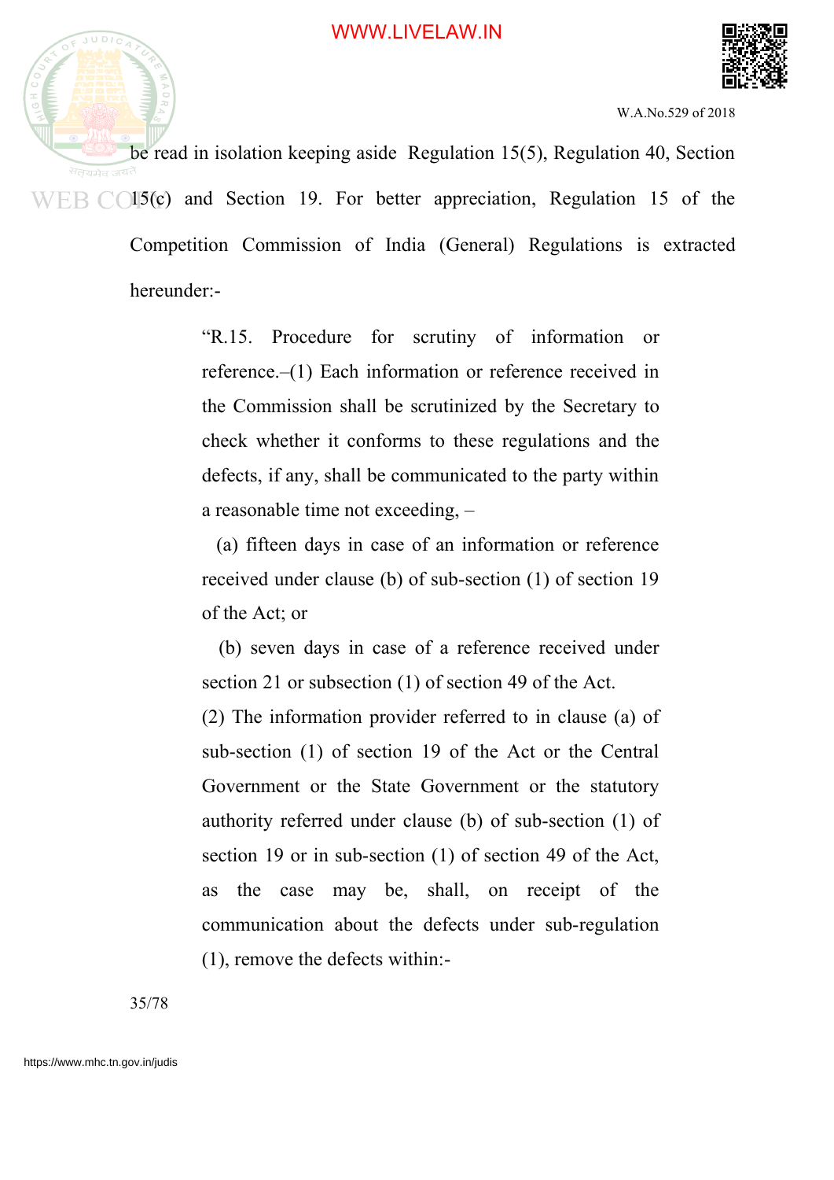be read in isolation keeping aside Regulation 15(5), Regulation 40, Section 15(c) and Section 19. For better appreciation, Regulation 15 of the Competition Commission of India (General) Regulations is extracted hereunder:-

> "R.15. Procedure for scrutiny of information or reference.–(1) Each information or reference received in the Commission shall be scrutinized by the Secretary to check whether it conforms to these regulations and the defects, if any, shall be communicated to the party within a reasonable time not exceeding, –
>
> (a) fifteen days in case of an information or reference received under clause (b) of sub-section (1) of section 19 of the Act; or
>
> (b) seven days in case of a reference received under section 21 or subsection (1) of section 49 of the Act.
>
> (2) The information provider referred to in clause (a) of sub-section (1) of section 19 of the Act or the Central Government or the State Government or the statutory authority referred under clause (b) of sub-section (1) of section 19 or in sub-section (1) of section 49 of the Act, as the case may be, shall, on receipt of the communication about the defects under sub-regulation (1), remove the defects within:-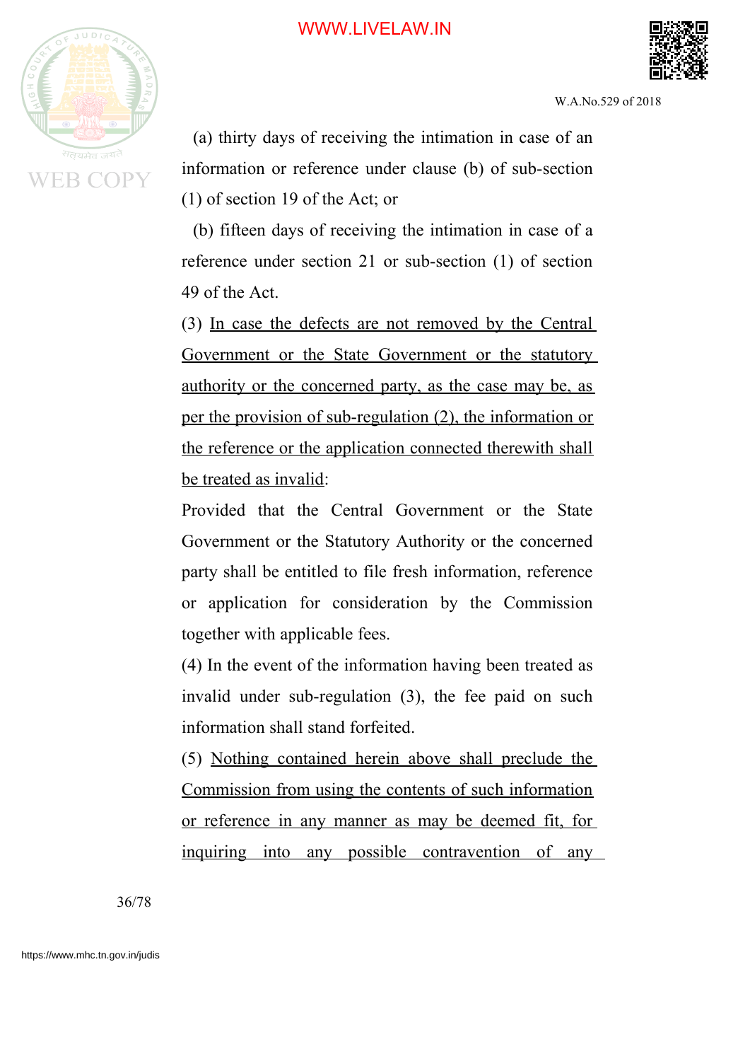(a) thirty days of receiving the intimation in case of an information or reference under clause (b) of sub-section (1) of section 19 of the Act; or

(b) fifteen days of receiving the intimation in case of a reference under section 21 or sub-section (1) of section 49 of the Act.

(3) <u>In case the defects are not removed by the Central Government or the State Government or the statutory authority or the concerned party, as the case may be, as per the provision of sub-regulation (2), the information or the reference or the application connected therewith shall be treated as invalid</u>:

Provided that the Central Government or the State Government or the Statutory Authority or the concerned party shall be entitled to file fresh information, reference or application for consideration by the Commission together with applicable fees.

(4) In the event of the information having been treated as invalid under sub-regulation (3), the fee paid on such information shall stand forfeited.

(5) <u>Nothing contained herein above shall preclude the Commission from using the contents of such information or reference in any manner as may be deemed fit, for inquiring into any possible contravention of any</u>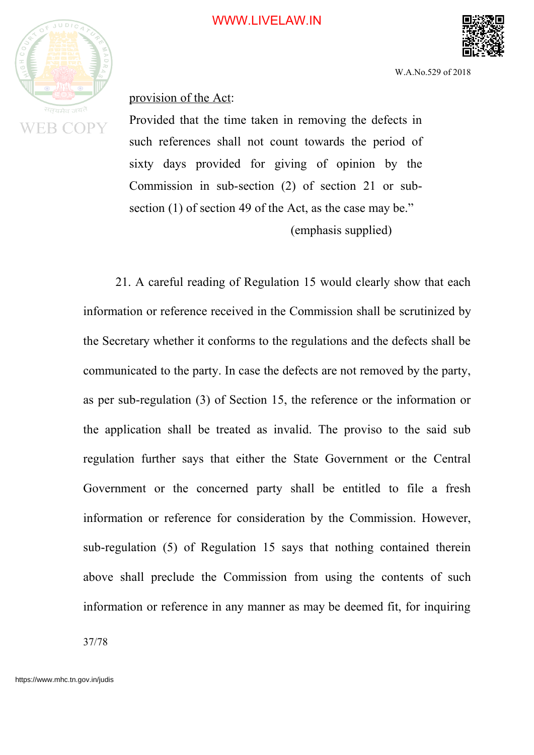provision of the Act:

> Provided that the time taken in removing the defects in such references shall not count towards the period of sixty days provided for giving of opinion by the Commission in sub-section (2) of section 21 or sub-section (1) of section 49 of the Act, as the case may be."
>
> (emphasis supplied)

21. A careful reading of Regulation 15 would clearly show that each information or reference received in the Commission shall be scrutinized by the Secretary whether it conforms to the regulations and the defects shall be communicated to the party. In case the defects are not removed by the party, as per sub-regulation (3) of Section 15, the reference or the information or the application shall be treated as invalid. The proviso to the said sub regulation further says that either the State Government or the Central Government or the concerned party shall be entitled to file a fresh information or reference for consideration by the Commission. However, sub-regulation (5) of Regulation 15 says that nothing contained therein above shall preclude the Commission from using the contents of such information or reference in any manner as may be deemed fit, for inquiring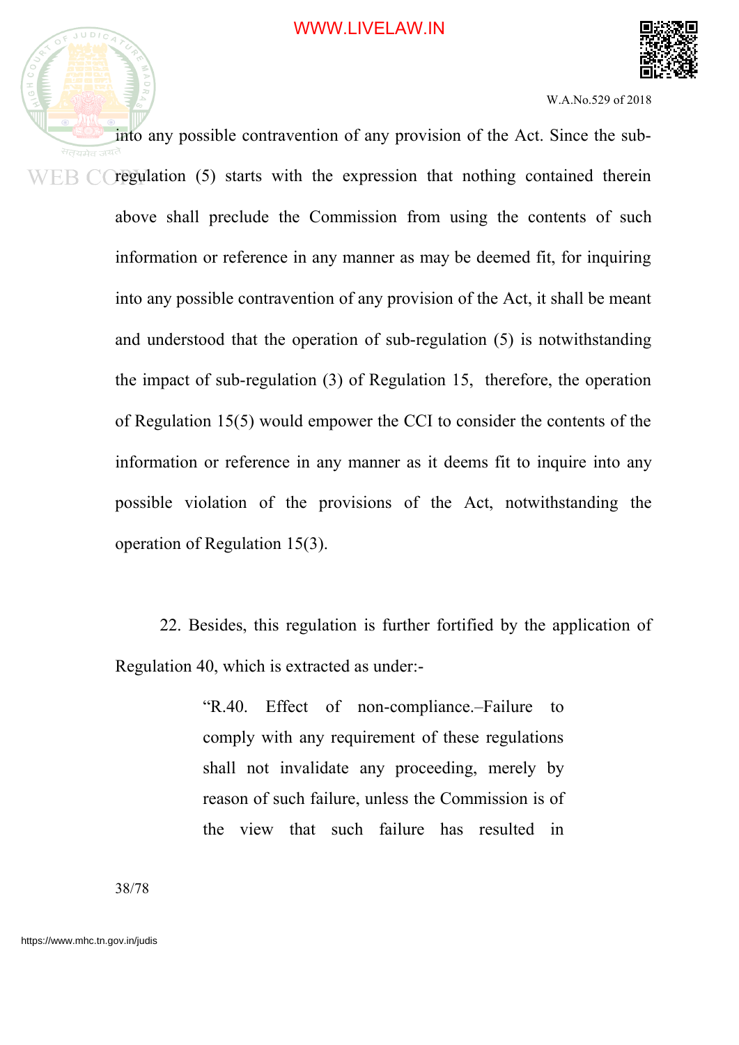into any possible contravention of any provision of the Act. Since the sub-regulation (5) starts with the expression that nothing contained therein above shall preclude the Commission from using the contents of such information or reference in any manner as may be deemed fit, for inquiring into any possible contravention of any provision of the Act, it shall be meant and understood that the operation of sub-regulation (5) is notwithstanding the impact of sub-regulation (3) of Regulation 15, therefore, the operation of Regulation 15(5) would empower the CCI to consider the contents of the information or reference in any manner as it deems fit to inquire into any possible violation of the provisions of the Act, notwithstanding the operation of Regulation 15(3).

22. Besides, this regulation is further fortified by the application of Regulation 40, which is extracted as under:-

> "R.40. Effect of non-compliance.–Failure to comply with any requirement of these regulations shall not invalidate any proceeding, merely by reason of such failure, unless the Commission is of the view that such failure has resulted in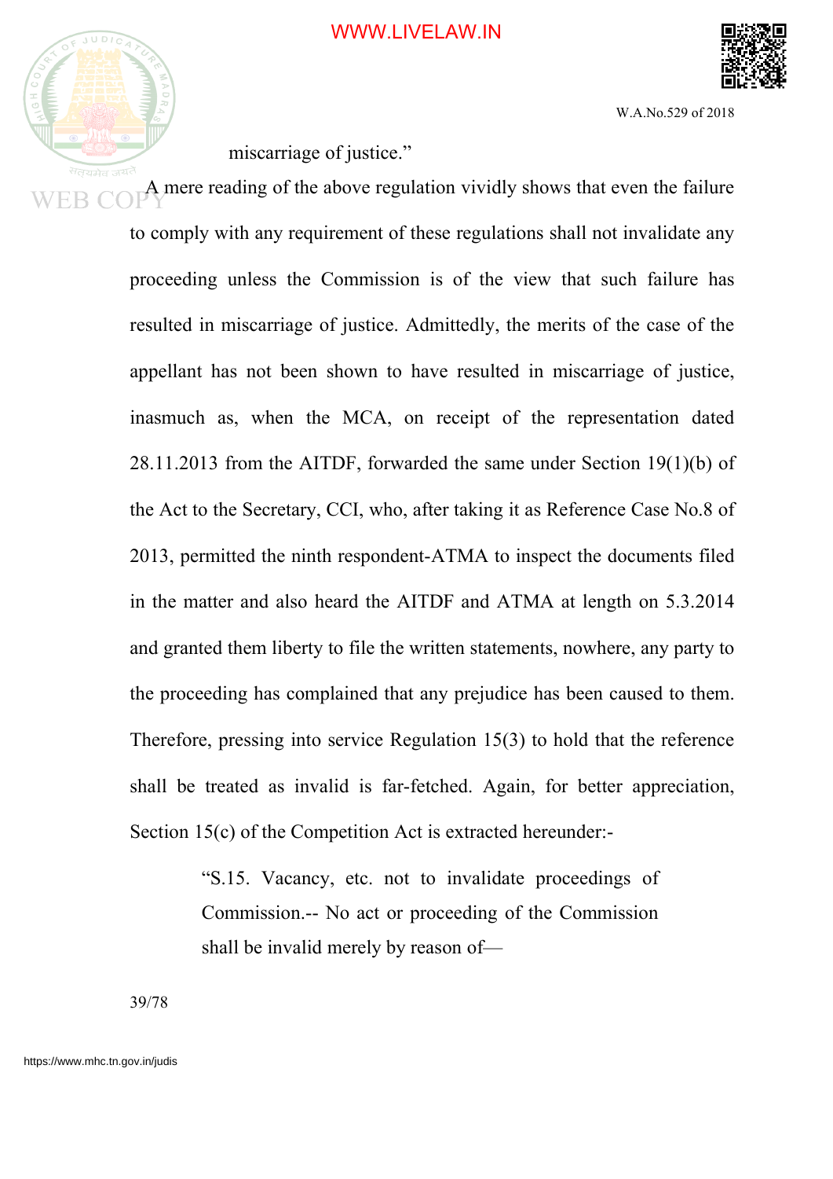miscarriage of justice."

A mere reading of the above regulation vividly shows that even the failure to comply with any requirement of these regulations shall not invalidate any proceeding unless the Commission is of the view that such failure has resulted in miscarriage of justice. Admittedly, the merits of the case of the appellant has not been shown to have resulted in miscarriage of justice, inasmuch as, when the MCA, on receipt of the representation dated 28.11.2013 from the AITDF, forwarded the same under Section 19(1)(b) of the Act to the Secretary, CCI, who, after taking it as Reference Case No.8 of 2013, permitted the ninth respondent-ATMA to inspect the documents filed in the matter and also heard the AITDF and ATMA at length on 5.3.2014 and granted them liberty to file the written statements, nowhere, any party to the proceeding has complained that any prejudice has been caused to them. Therefore, pressing into service Regulation 15(3) to hold that the reference shall be treated as invalid is far-fetched. Again, for better appreciation, Section 15(c) of the Competition Act is extracted hereunder:-

> "S.15. Vacancy, etc. not to invalidate proceedings of Commission.-- No act or proceeding of the Commission shall be invalid merely by reason of—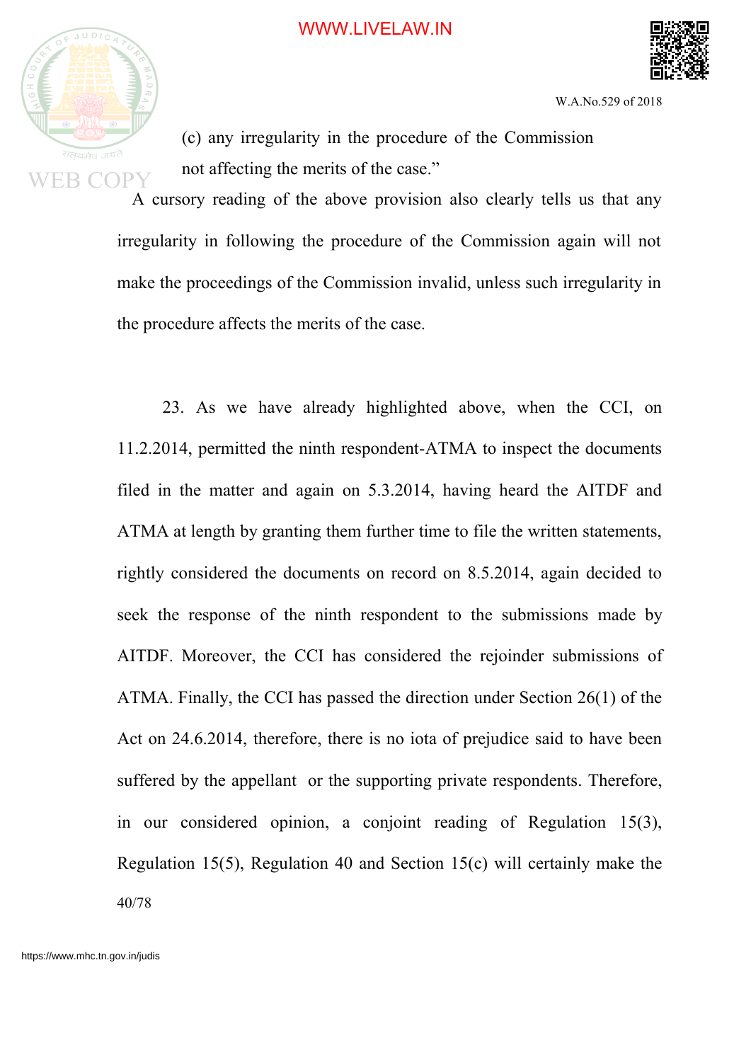(c) any irregularity in the procedure of the Commission not affecting the merits of the case."

A cursory reading of the above provision also clearly tells us that any irregularity in following the procedure of the Commission again will not make the proceedings of the Commission invalid, unless such irregularity in the procedure affects the merits of the case.

23. As we have already highlighted above, when the CCI, on 11.2.2014, permitted the ninth respondent-ATMA to inspect the documents filed in the matter and again on 5.3.2014, having heard the AITDF and ATMA at length by granting them further time to file the written statements, rightly considered the documents on record on 8.5.2014, again decided to seek the response of the ninth respondent to the submissions made by AITDF. Moreover, the CCI has considered the rejoinder submissions of ATMA. Finally, the CCI has passed the direction under Section 26(1) of the Act on 24.6.2014, therefore, there is no iota of prejudice said to have been suffered by the appellant or the supporting private respondents. Therefore, in our considered opinion, a conjoint reading of Regulation 15(3), Regulation 15(5), Regulation 40 and Section 15(c) will certainly make the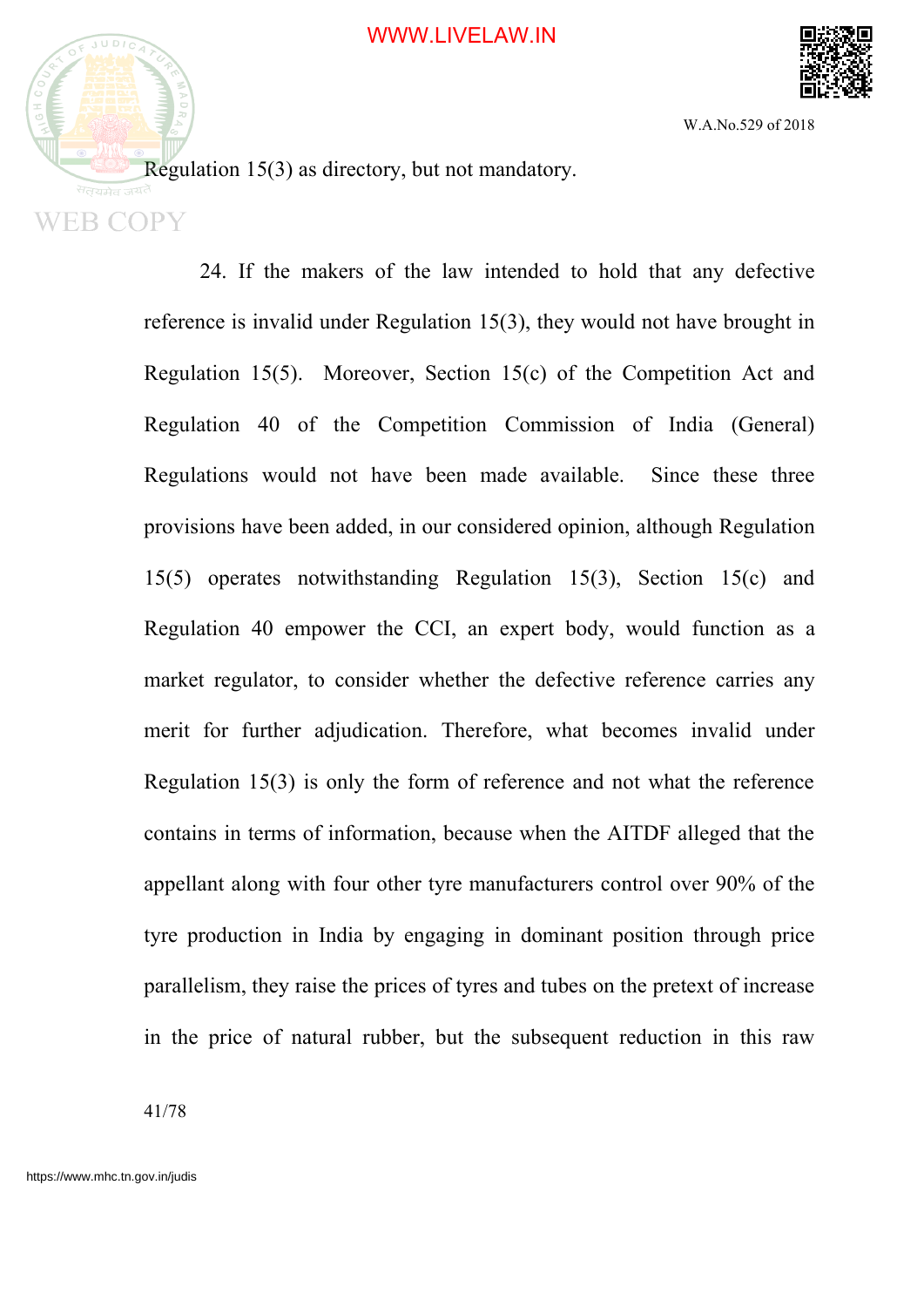Regulation 15(3) as directory, but not mandatory.

24. If the makers of the law intended to hold that any defective reference is invalid under Regulation 15(3), they would not have brought in Regulation 15(5). Moreover, Section 15(c) of the Competition Act and Regulation 40 of the Competition Commission of India (General) Regulations would not have been made available. Since these three provisions have been added, in our considered opinion, although Regulation 15(5) operates notwithstanding Regulation 15(3), Section 15(c) and Regulation 40 empower the CCI, an expert body, would function as a market regulator, to consider whether the defective reference carries any merit for further adjudication. Therefore, what becomes invalid under Regulation 15(3) is only the form of reference and not what the reference contains in terms of information, because when the AITDF alleged that the appellant along with four other tyre manufacturers control over 90% of the tyre production in India by engaging in dominant position through price parallelism, they raise the prices of tyres and tubes on the pretext of increase in the price of natural rubber, but the subsequent reduction in this raw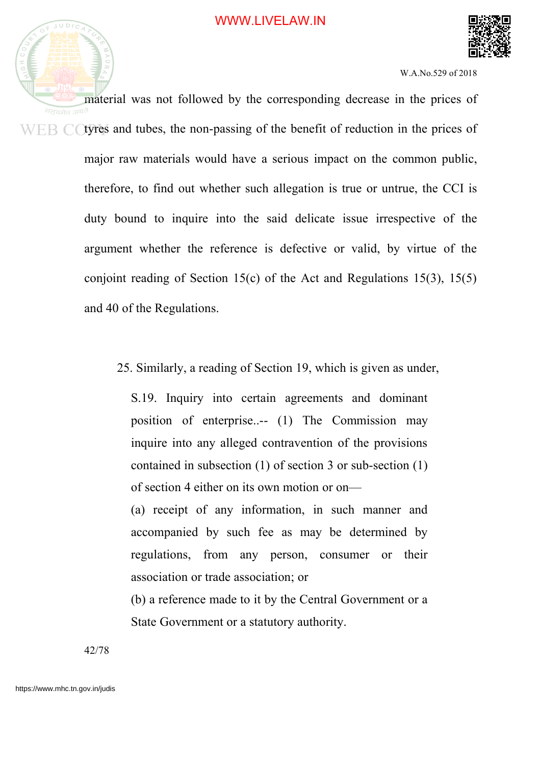material was not followed by the corresponding decrease in the prices of tyres and tubes, the non-passing of the benefit of reduction in the prices of major raw materials would have a serious impact on the common public, therefore, to find out whether such allegation is true or untrue, the CCI is duty bound to inquire into the said delicate issue irrespective of the argument whether the reference is defective or valid, by virtue of the conjoint reading of Section 15(c) of the Act and Regulations 15(3), 15(5) and 40 of the Regulations.

25. Similarly, a reading of Section 19, which is given as under,

> S.19. Inquiry into certain agreements and dominant position of enterprise..-- (1) The Commission may inquire into any alleged contravention of the provisions contained in subsection (1) of section 3 or sub-section (1) of section 4 either on its own motion or on—
>
> (a) receipt of any information, in such manner and accompanied by such fee as may be determined by regulations, from any person, consumer or their association or trade association; or
>
> (b) a reference made to it by the Central Government or a State Government or a statutory authority.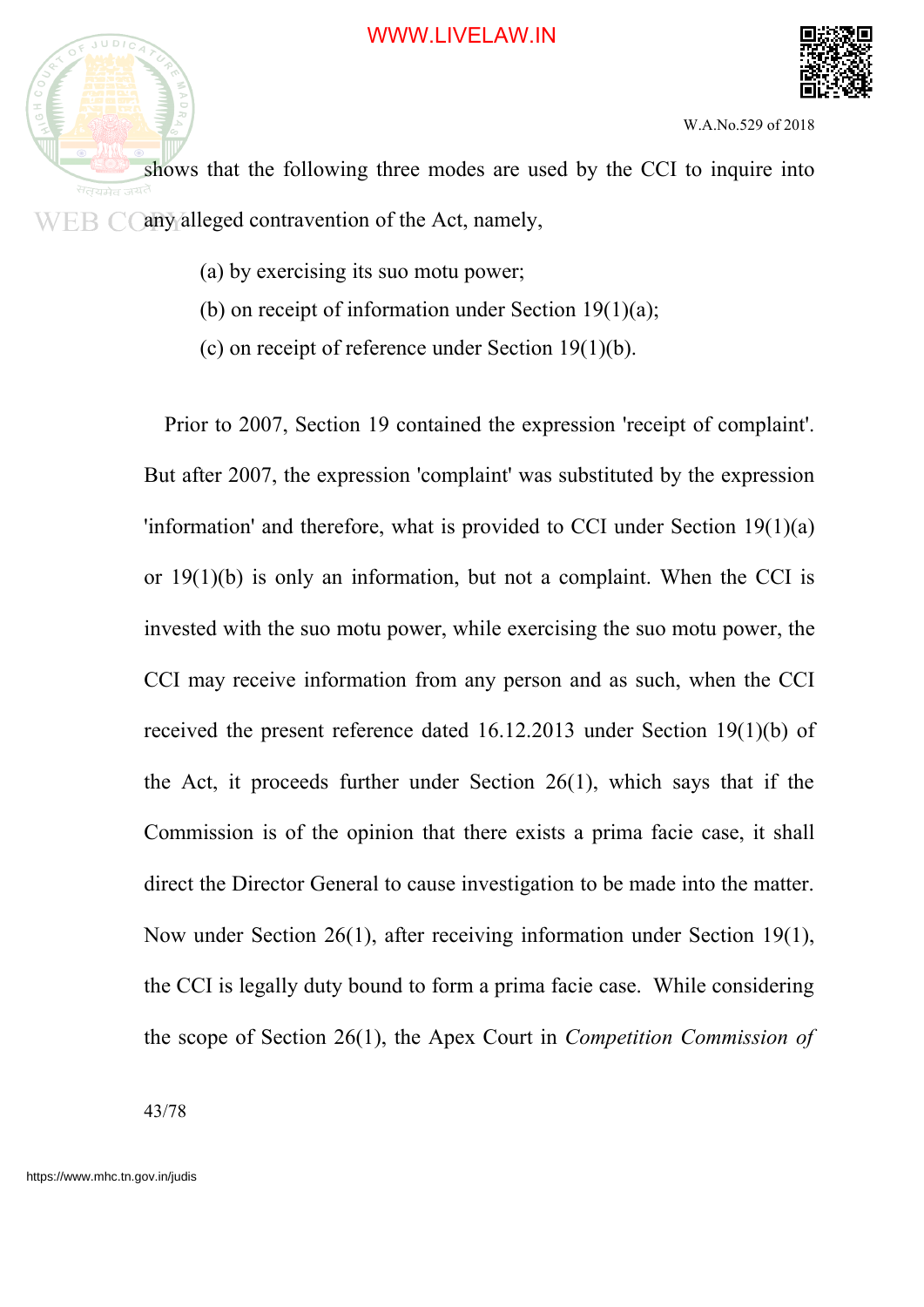shows that the following three modes are used by the CCI to inquire into any alleged contravention of the Act, namely,

(a) by exercising its suo motu power;

(b) on receipt of information under Section 19(1)(a);

(c) on receipt of reference under Section 19(1)(b).

Prior to 2007, Section 19 contained the expression 'receipt of complaint'. But after 2007, the expression 'complaint' was substituted by the expression 'information' and therefore, what is provided to CCI under Section 19(1)(a) or 19(1)(b) is only an information, but not a complaint. When the CCI is invested with the suo motu power, while exercising the suo motu power, the CCI may receive information from any person and as such, when the CCI received the present reference dated 16.12.2013 under Section 19(1)(b) of the Act, it proceeds further under Section 26(1), which says that if the Commission is of the opinion that there exists a prima facie case, it shall direct the Director General to cause investigation to be made into the matter. Now under Section 26(1), after receiving information under Section 19(1), the CCI is legally duty bound to form a prima facie case. While considering the scope of Section 26(1), the Apex Court in *Competition Commission of*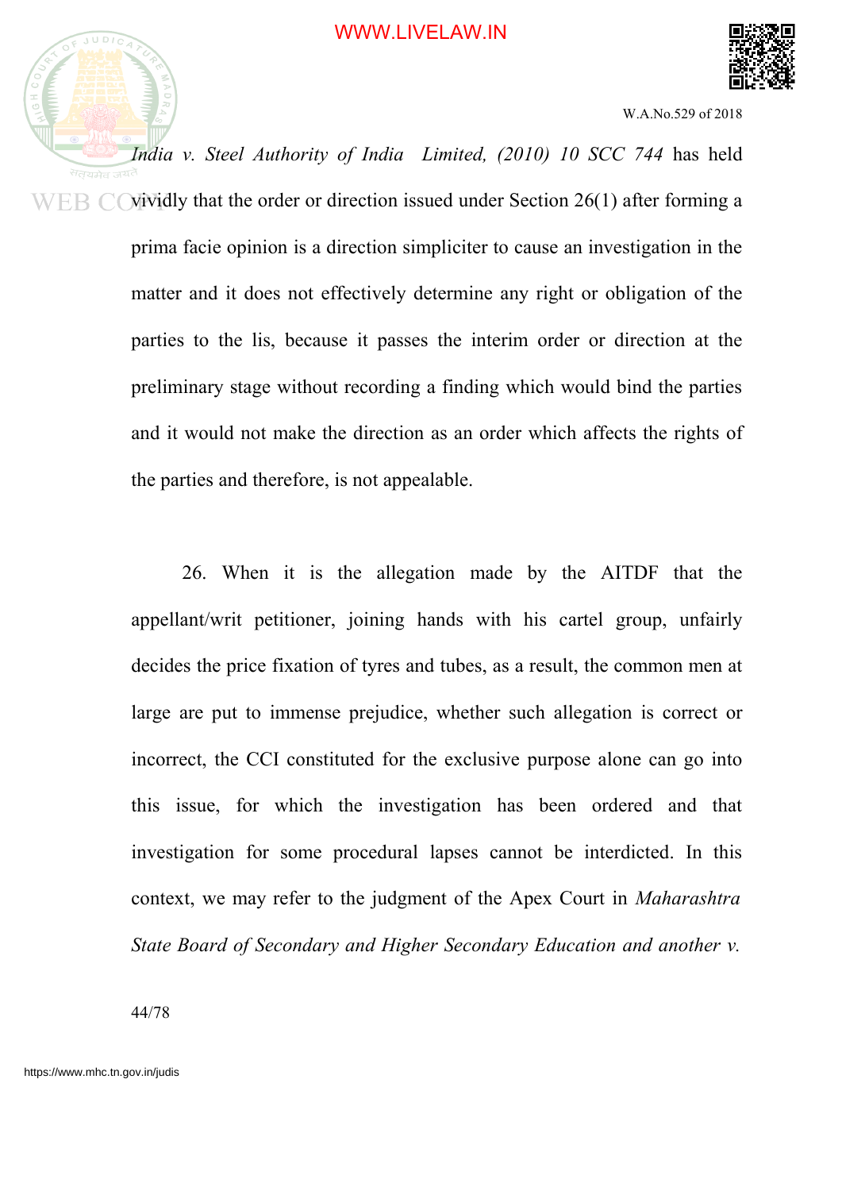*India v. Steel Authority of India Limited, (2010) 10 SCC 744* has held vividly that the order or direction issued under Section 26(1) after forming a prima facie opinion is a direction simpliciter to cause an investigation in the matter and it does not effectively determine any right or obligation of the parties to the lis, because it passes the interim order or direction at the preliminary stage without recording a finding which would bind the parties and it would not make the direction as an order which affects the rights of the parties and therefore, is not appealable.

26. When it is the allegation made by the AITDF that the appellant/writ petitioner, joining hands with his cartel group, unfairly decides the price fixation of tyres and tubes, as a result, the common men at large are put to immense prejudice, whether such allegation is correct or incorrect, the CCI constituted for the exclusive purpose alone can go into this issue, for which the investigation has been ordered and that investigation for some procedural lapses cannot be interdicted. In this context, we may refer to the judgment of the Apex Court in *Maharashtra State Board of Secondary and Higher Secondary Education and another v.*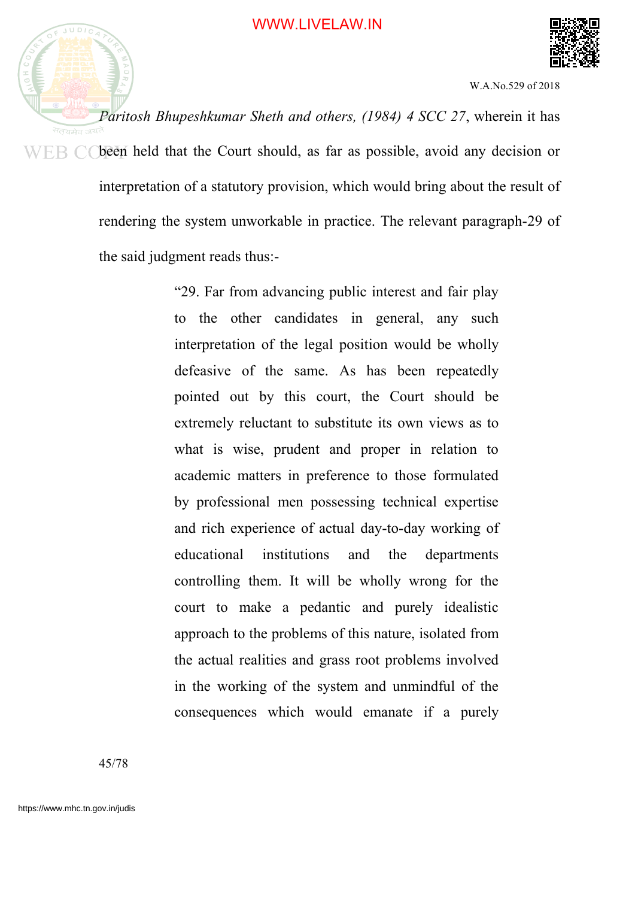*Paritosh Bhupeshkumar Sheth and others, (1984) 4 SCC 27*, wherein it has been held that the Court should, as far as possible, avoid any decision or interpretation of a statutory provision, which would bring about the result of rendering the system unworkable in practice. The relevant paragraph-29 of the said judgment reads thus:-

> "29. Far from advancing public interest and fair play to the other candidates in general, any such interpretation of the legal position would be wholly defeasive of the same. As has been repeatedly pointed out by this court, the Court should be extremely reluctant to substitute its own views as to what is wise, prudent and proper in relation to academic matters in preference to those formulated by professional men possessing technical expertise and rich experience of actual day-to-day working of educational institutions and the departments controlling them. It will be wholly wrong for the court to make a pedantic and purely idealistic approach to the problems of this nature, isolated from the actual realities and grass root problems involved in the working of the system and unmindful of the consequences which would emanate if a purely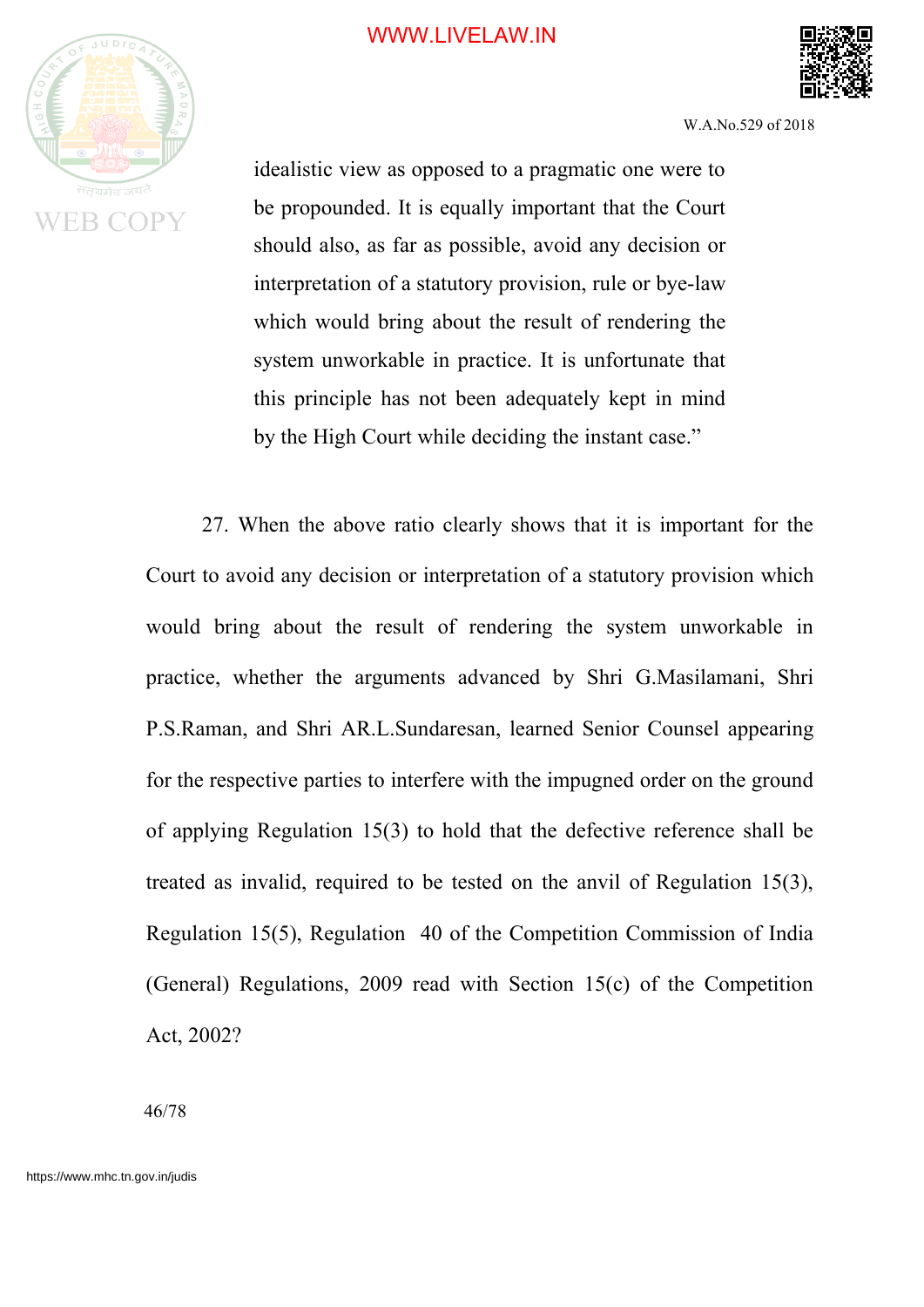> idealistic view as opposed to a pragmatic one were to be propounded. It is equally important that the Court should also, as far as possible, avoid any decision or interpretation of a statutory provision, rule or bye-law which would bring about the result of rendering the system unworkable in practice. It is unfortunate that this principle has not been adequately kept in mind by the High Court while deciding the instant case."

27. When the above ratio clearly shows that it is important for the Court to avoid any decision or interpretation of a statutory provision which would bring about the result of rendering the system unworkable in practice, whether the arguments advanced by Shri G.Masilamani, Shri P.S.Raman, and Shri AR.L.Sundaresan, learned Senior Counsel appearing for the respective parties to interfere with the impugned order on the ground of applying Regulation 15(3) to hold that the defective reference shall be treated as invalid, required to be tested on the anvil of Regulation 15(3), Regulation 15(5), Regulation 40 of the Competition Commission of India (General) Regulations, 2009 read with Section 15(c) of the Competition Act, 2002?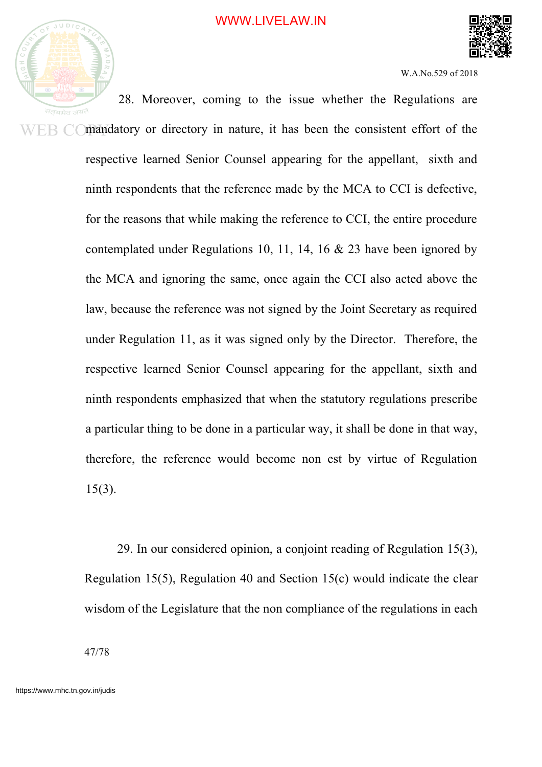28. Moreover, coming to the issue whether the Regulations are mandatory or directory in nature, it has been the consistent effort of the respective learned Senior Counsel appearing for the appellant, sixth and ninth respondents that the reference made by the MCA to CCI is defective, for the reasons that while making the reference to CCI, the entire procedure contemplated under Regulations 10, 11, 14, 16 & 23 have been ignored by the MCA and ignoring the same, once again the CCI also acted above the law, because the reference was not signed by the Joint Secretary as required under Regulation 11, as it was signed only by the Director. Therefore, the respective learned Senior Counsel appearing for the appellant, sixth and ninth respondents emphasized that when the statutory regulations prescribe a particular thing to be done in a particular way, it shall be done in that way, therefore, the reference would become non est by virtue of Regulation 15(3).

29. In our considered opinion, a conjoint reading of Regulation 15(3), Regulation 15(5), Regulation 40 and Section 15(c) would indicate the clear wisdom of the Legislature that the non compliance of the regulations in each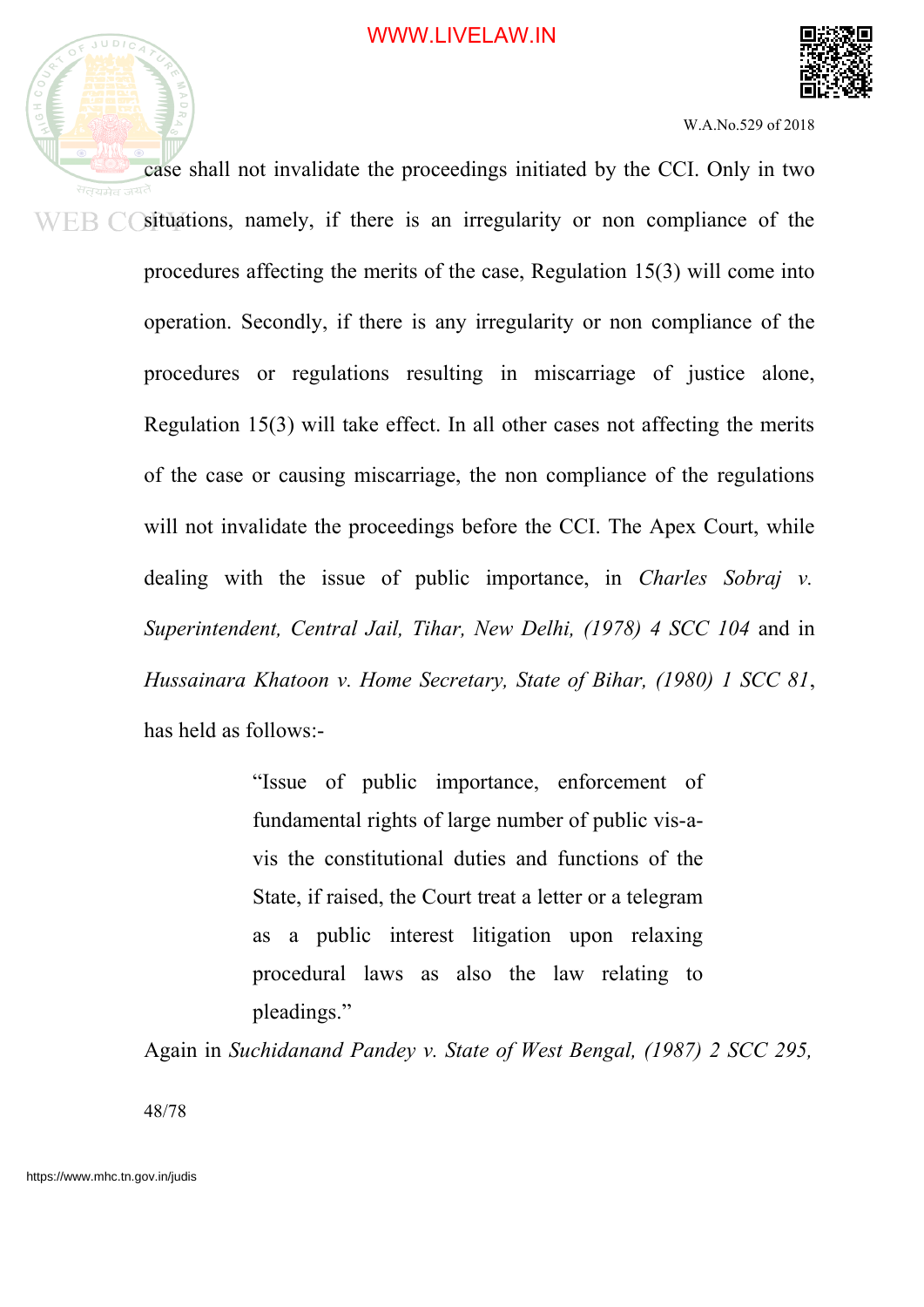case shall not invalidate the proceedings initiated by the CCI. Only in two situations, namely, if there is an irregularity or non compliance of the procedures affecting the merits of the case, Regulation 15(3) will come into operation. Secondly, if there is any irregularity or non compliance of the procedures or regulations resulting in miscarriage of justice alone, Regulation 15(3) will take effect. In all other cases not affecting the merits of the case or causing miscarriage, the non compliance of the regulations will not invalidate the proceedings before the CCI. The Apex Court, while dealing with the issue of public importance, in *Charles Sobraj v. Superintendent, Central Jail, Tihar, New Delhi, (1978) 4 SCC 104* and in *Hussainara Khatoon v. Home Secretary, State of Bihar, (1980) 1 SCC 81*, has held as follows:-

> "Issue of public importance, enforcement of fundamental rights of large number of public vis-a-vis the constitutional duties and functions of the State, if raised, the Court treat a letter or a telegram as a public interest litigation upon relaxing procedural laws as also the law relating to pleadings."

Again in *Suchidanand Pandey v. State of West Bengal, (1987) 2 SCC 295,*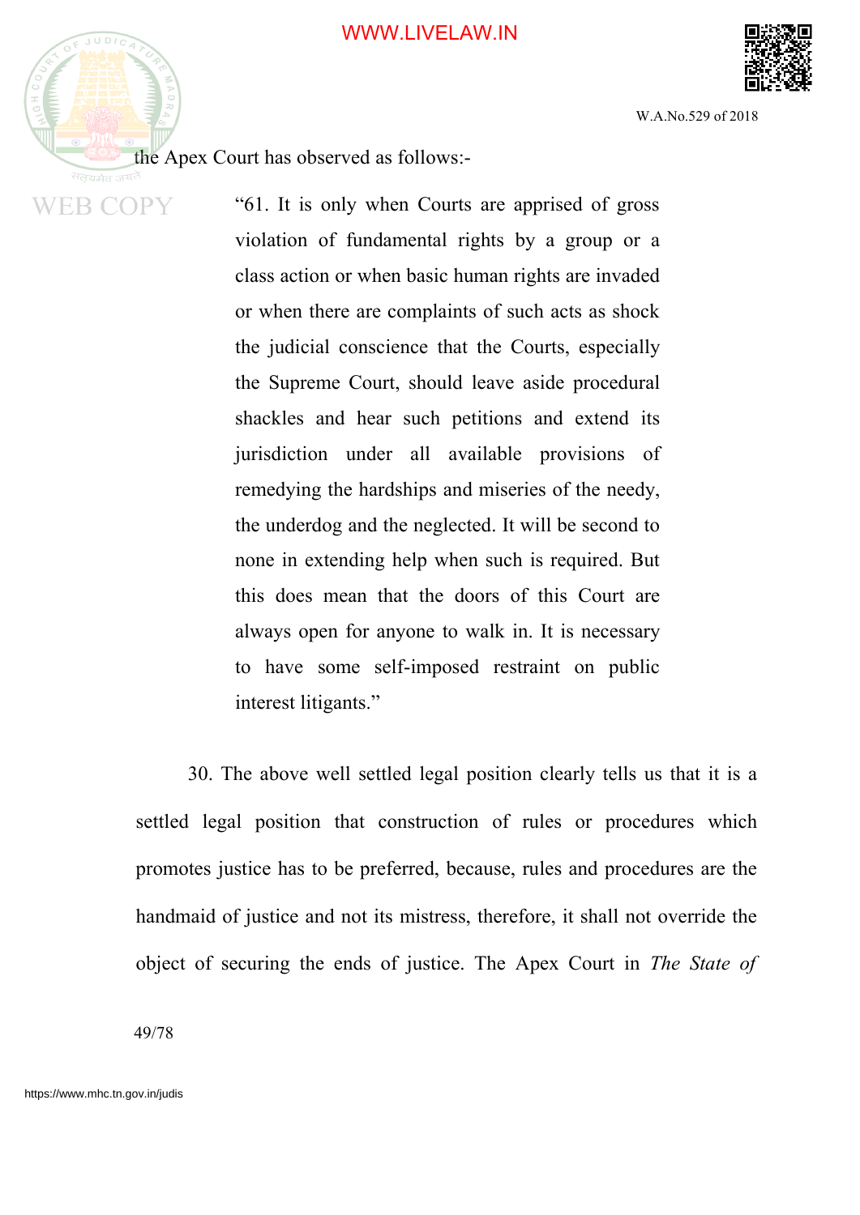the Apex Court has observed as follows:-

> "61. It is only when Courts are apprised of gross violation of fundamental rights by a group or a class action or when basic human rights are invaded or when there are complaints of such acts as shock the judicial conscience that the Courts, especially the Supreme Court, should leave aside procedural shackles and hear such petitions and extend its jurisdiction under all available provisions of remedying the hardships and miseries of the needy, the underdog and the neglected. It will be second to none in extending help when such is required. But this does mean that the doors of this Court are always open for anyone to walk in. It is necessary to have some self-imposed restraint on public interest litigants."

30. The above well settled legal position clearly tells us that it is a settled legal position that construction of rules or procedures which promotes justice has to be preferred, because, rules and procedures are the handmaid of justice and not its mistress, therefore, it shall not override the object of securing the ends of justice. The Apex Court in *The State of*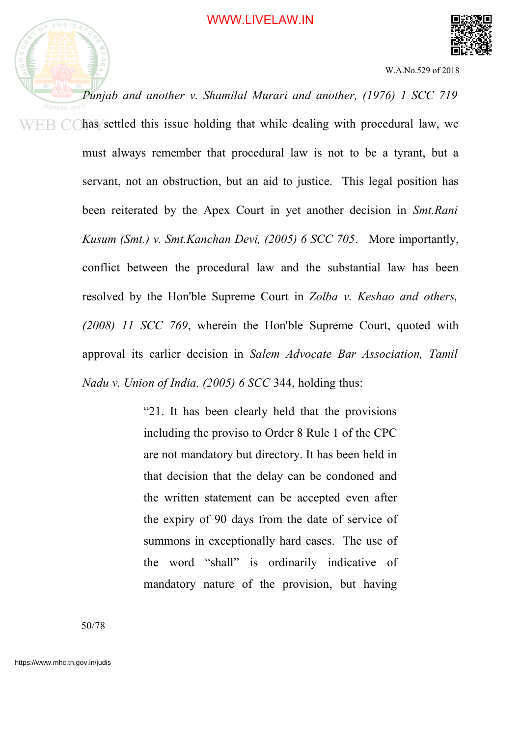*Punjab and another v. Shamilal Murari and another, (1976) 1 SCC 719* has settled this issue holding that while dealing with procedural law, we must always remember that procedural law is not to be a tyrant, but a servant, not an obstruction, but an aid to justice. This legal position has been reiterated by the Apex Court in yet another decision in *Smt.Rani Kusum (Smt.) v. Smt.Kanchan Devi, (2005) 6 SCC 705*. More importantly, conflict between the procedural law and the substantial law has been resolved by the Hon'ble Supreme Court in *Zolba v. Keshao and others, (2008) 11 SCC 769*, wherein the Hon'ble Supreme Court, quoted with approval its earlier decision in *Salem Advocate Bar Association, Tamil Nadu v. Union of India, (2005) 6 SCC* 344, holding thus:

> "21. It has been clearly held that the provisions including the proviso to Order 8 Rule 1 of the CPC are not mandatory but directory. It has been held in that decision that the delay can be condoned and the written statement can be accepted even after the expiry of 90 days from the date of service of summons in exceptionally hard cases. The use of the word "shall" is ordinarily indicative of mandatory nature of the provision, but having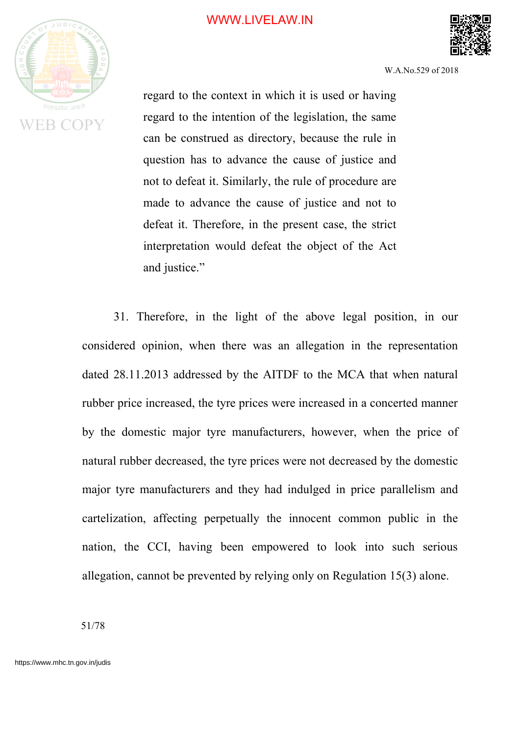> regard to the context in which it is used or having regard to the intention of the legislation, the same can be construed as directory, because the rule in question has to advance the cause of justice and not to defeat it. Similarly, the rule of procedure are made to advance the cause of justice and not to defeat it. Therefore, in the present case, the strict interpretation would defeat the object of the Act and justice."

31. Therefore, in the light of the above legal position, in our considered opinion, when there was an allegation in the representation dated 28.11.2013 addressed by the AITDF to the MCA that when natural rubber price increased, the tyre prices were increased in a concerted manner by the domestic major tyre manufacturers, however, when the price of natural rubber decreased, the tyre prices were not decreased by the domestic major tyre manufacturers and they had indulged in price parallelism and cartelization, affecting perpetually the innocent common public in the nation, the CCI, having been empowered to look into such serious allegation, cannot be prevented by relying only on Regulation 15(3) alone.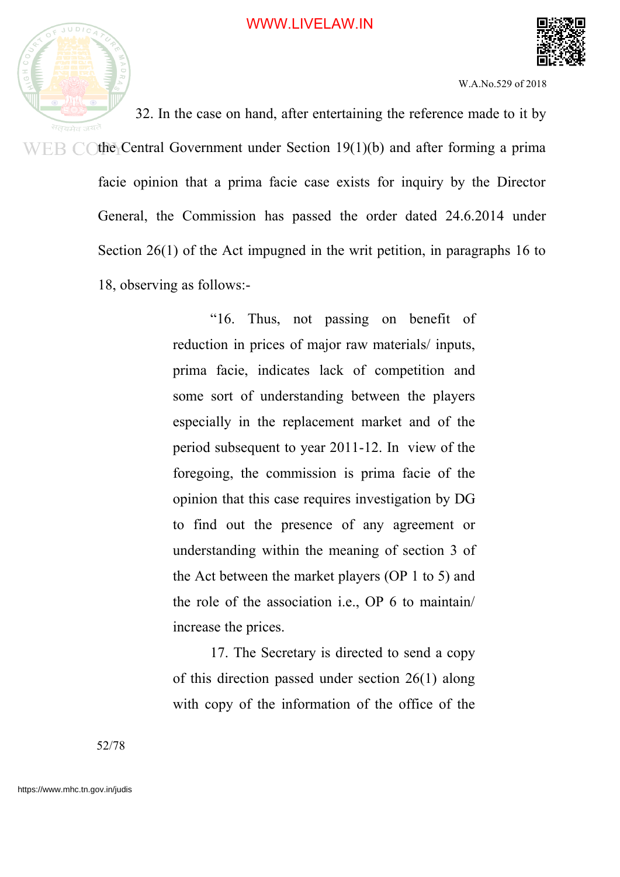32. In the case on hand, after entertaining the reference made to it by the Central Government under Section 19(1)(b) and after forming a prima facie opinion that a prima facie case exists for inquiry by the Director General, the Commission has passed the order dated 24.6.2014 under Section 26(1) of the Act impugned in the writ petition, in paragraphs 16 to 18, observing as follows:-

> "16. Thus, not passing on benefit of reduction in prices of major raw materials/ inputs, prima facie, indicates lack of competition and some sort of understanding between the players especially in the replacement market and of the period subsequent to year 2011-12. In view of the foregoing, the commission is prima facie of the opinion that this case requires investigation by DG to find out the presence of any agreement or understanding within the meaning of section 3 of the Act between the market players (OP 1 to 5) and the role of the association i.e., OP 6 to maintain/ increase the prices.
>
> 17. The Secretary is directed to send a copy of this direction passed under section 26(1) along with copy of the information of the office of the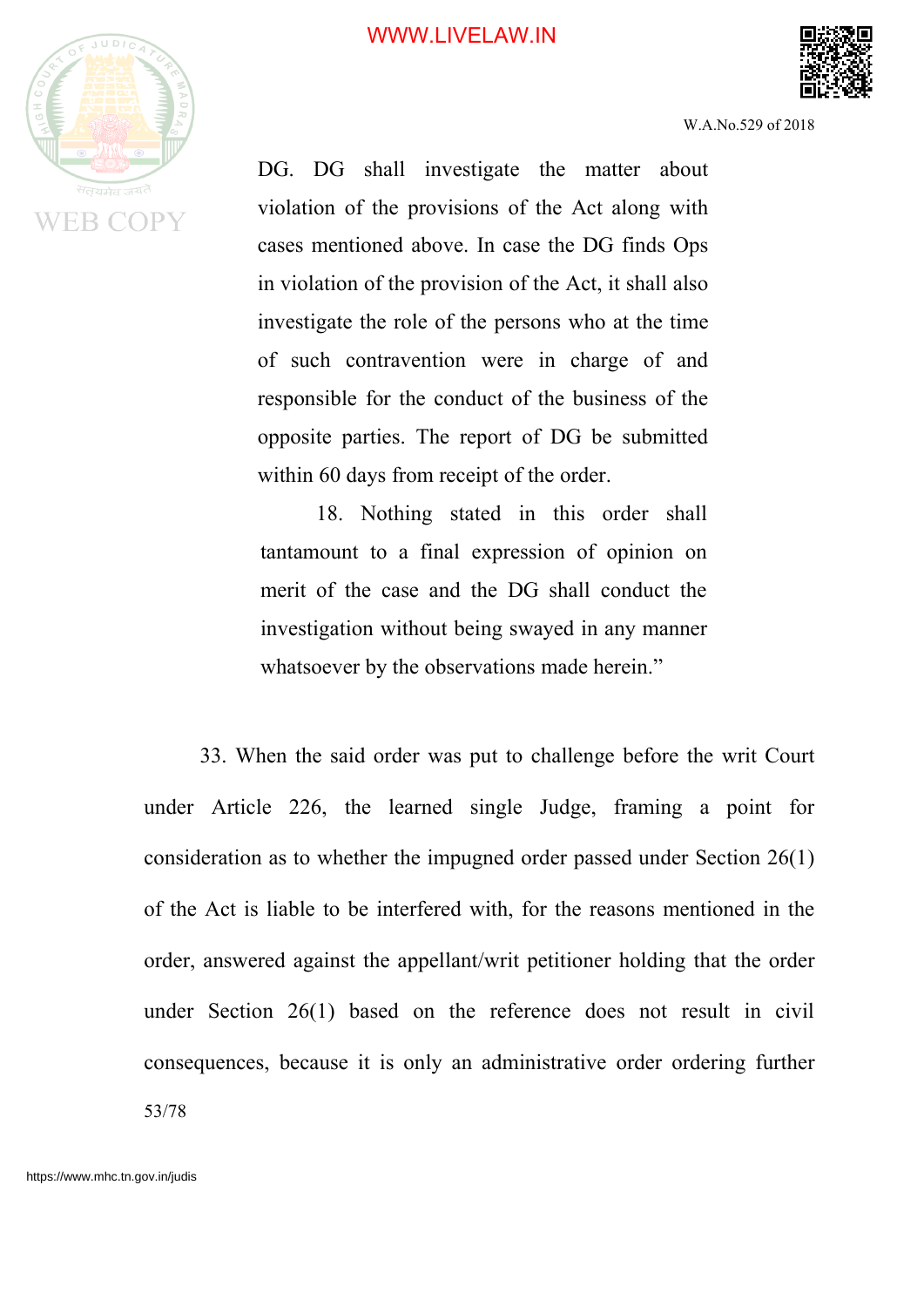DG. DG shall investigate the matter about violation of the provisions of the Act along with cases mentioned above. In case the DG finds Ops in violation of the provision of the Act, it shall also investigate the role of the persons who at the time of such contravention were in charge of and responsible for the conduct of the business of the opposite parties. The report of DG be submitted within 60 days from receipt of the order.

> 18. Nothing stated in this order shall tantamount to a final expression of opinion on merit of the case and the DG shall conduct the investigation without being swayed in any manner whatsoever by the observations made herein."

33. When the said order was put to challenge before the writ Court under Article 226, the learned single Judge, framing a point for consideration as to whether the impugned order passed under Section 26(1) of the Act is liable to be interfered with, for the reasons mentioned in the order, answered against the appellant/writ petitioner holding that the order under Section 26(1) based on the reference does not result in civil consequences, because it is only an administrative order ordering further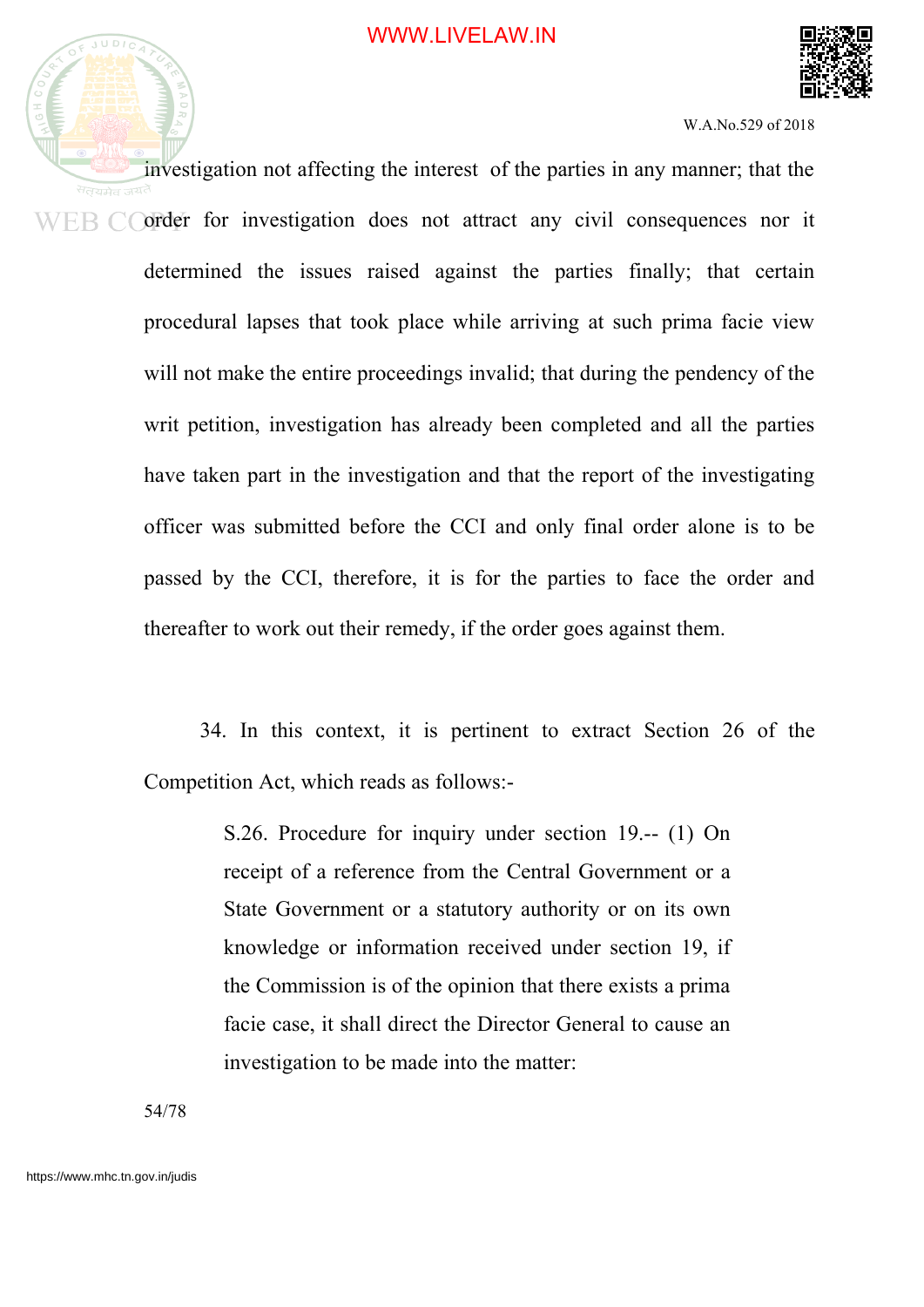investigation not affecting the interest of the parties in any manner; that the order for investigation does not attract any civil consequences nor it determined the issues raised against the parties finally; that certain procedural lapses that took place while arriving at such prima facie view will not make the entire proceedings invalid; that during the pendency of the writ petition, investigation has already been completed and all the parties have taken part in the investigation and that the report of the investigating officer was submitted before the CCI and only final order alone is to be passed by the CCI, therefore, it is for the parties to face the order and thereafter to work out their remedy, if the order goes against them.

34. In this context, it is pertinent to extract Section 26 of the Competition Act, which reads as follows:-

> S.26. Procedure for inquiry under section 19.-- (1) On receipt of a reference from the Central Government or a State Government or a statutory authority or on its own knowledge or information received under section 19, if the Commission is of the opinion that there exists a prima facie case, it shall direct the Director General to cause an investigation to be made into the matter: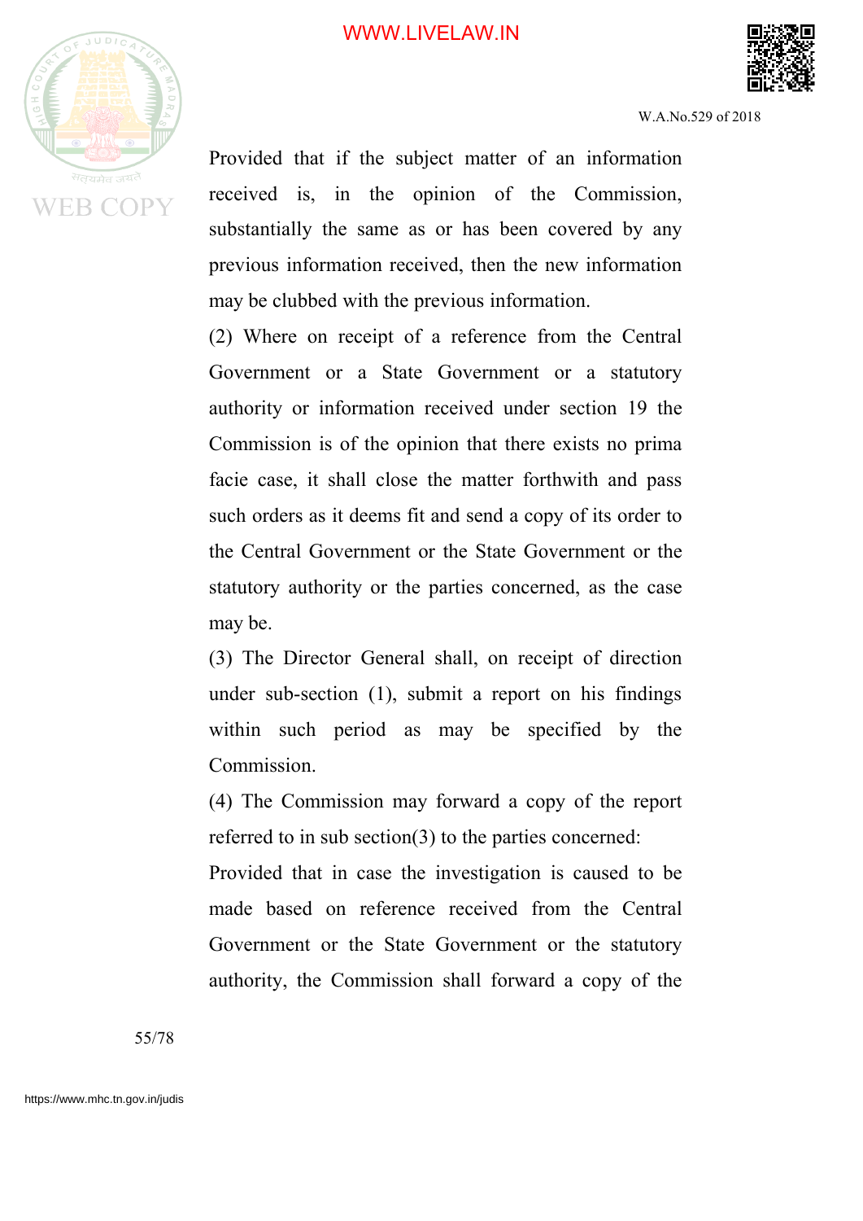Provided that if the subject matter of an information received is, in the opinion of the Commission, substantially the same as or has been covered by any previous information received, then the new information may be clubbed with the previous information.

(2) Where on receipt of a reference from the Central Government or a State Government or a statutory authority or information received under section 19 the Commission is of the opinion that there exists no prima facie case, it shall close the matter forthwith and pass such orders as it deems fit and send a copy of its order to the Central Government or the State Government or the statutory authority or the parties concerned, as the case may be.

(3) The Director General shall, on receipt of direction under sub-section (1), submit a report on his findings within such period as may be specified by the Commission.

(4) The Commission may forward a copy of the report referred to in sub section(3) to the parties concerned:

Provided that in case the investigation is caused to be made based on reference received from the Central Government or the State Government or the statutory authority, the Commission shall forward a copy of the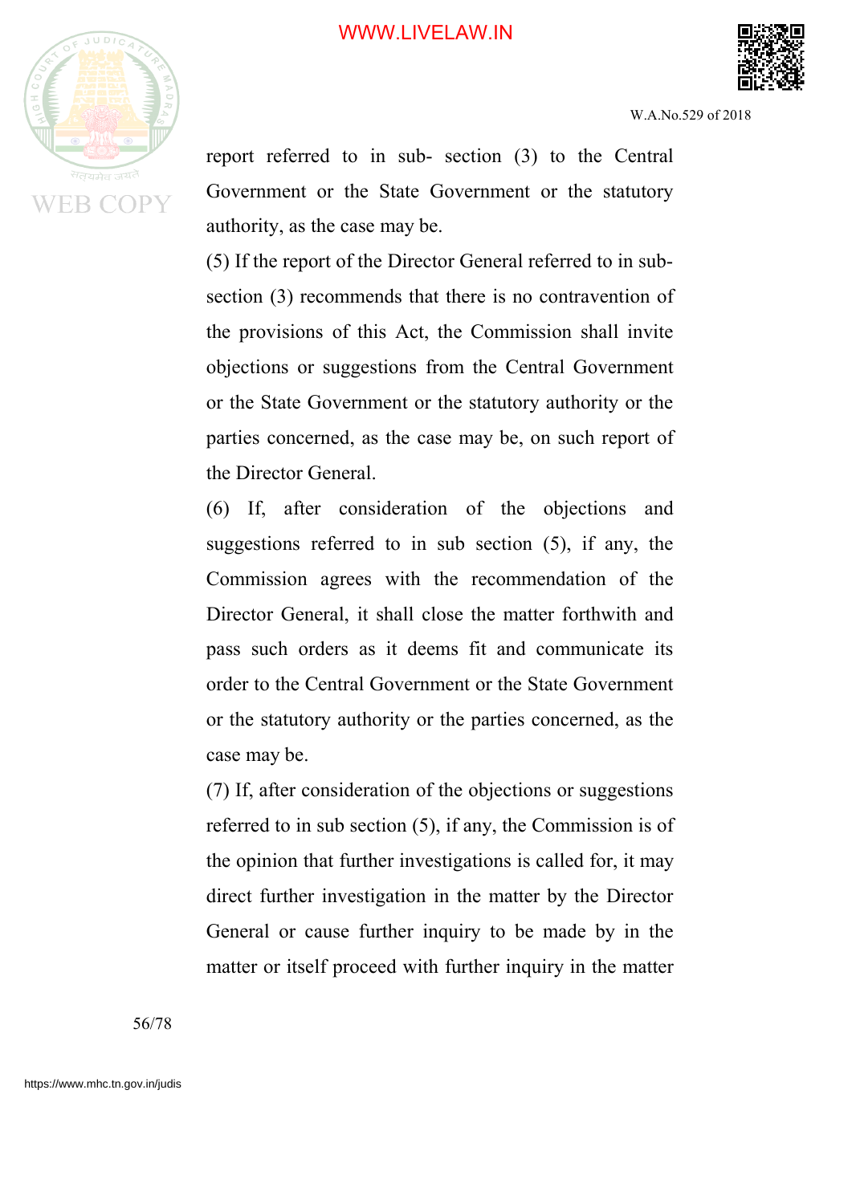report referred to in sub- section (3) to the Central Government or the State Government or the statutory authority, as the case may be.

(5) If the report of the Director General referred to in sub-section (3) recommends that there is no contravention of the provisions of this Act, the Commission shall invite objections or suggestions from the Central Government or the State Government or the statutory authority or the parties concerned, as the case may be, on such report of the Director General.

(6) If, after consideration of the objections and suggestions referred to in sub section (5), if any, the Commission agrees with the recommendation of the Director General, it shall close the matter forthwith and pass such orders as it deems fit and communicate its order to the Central Government or the State Government or the statutory authority or the parties concerned, as the case may be.

(7) If, after consideration of the objections or suggestions referred to in sub section (5), if any, the Commission is of the opinion that further investigations is called for, it may direct further investigation in the matter by the Director General or cause further inquiry to be made by in the matter or itself proceed with further inquiry in the matter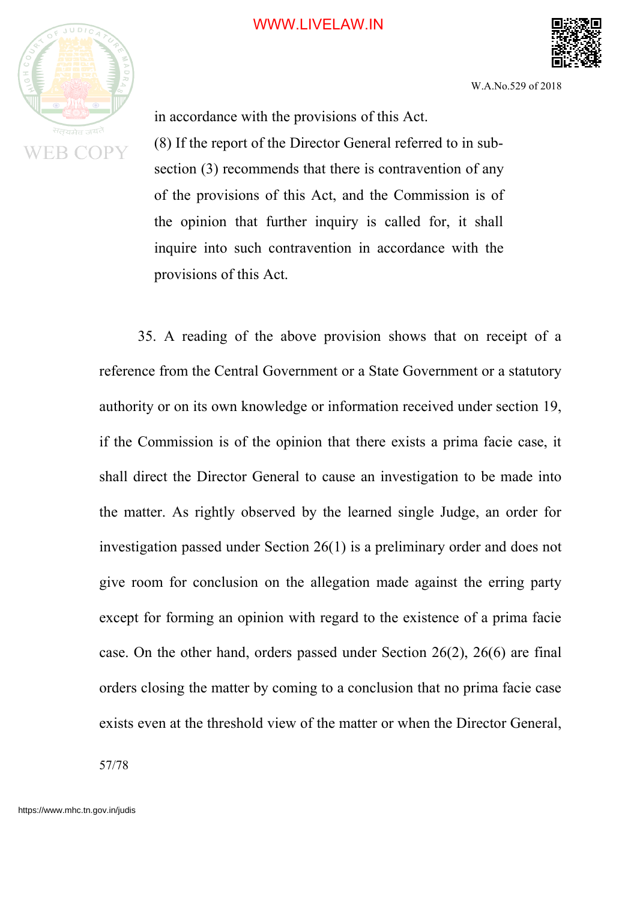in accordance with the provisions of this Act.

(8) If the report of the Director General referred to in sub-section (3) recommends that there is contravention of any of the provisions of this Act, and the Commission is of the opinion that further inquiry is called for, it shall inquire into such contravention in accordance with the provisions of this Act.

35. A reading of the above provision shows that on receipt of a reference from the Central Government or a State Government or a statutory authority or on its own knowledge or information received under section 19, if the Commission is of the opinion that there exists a prima facie case, it shall direct the Director General to cause an investigation to be made into the matter. As rightly observed by the learned single Judge, an order for investigation passed under Section 26(1) is a preliminary order and does not give room for conclusion on the allegation made against the erring party except for forming an opinion with regard to the existence of a prima facie case. On the other hand, orders passed under Section 26(2), 26(6) are final orders closing the matter by coming to a conclusion that no prima facie case exists even at the threshold view of the matter or when the Director General,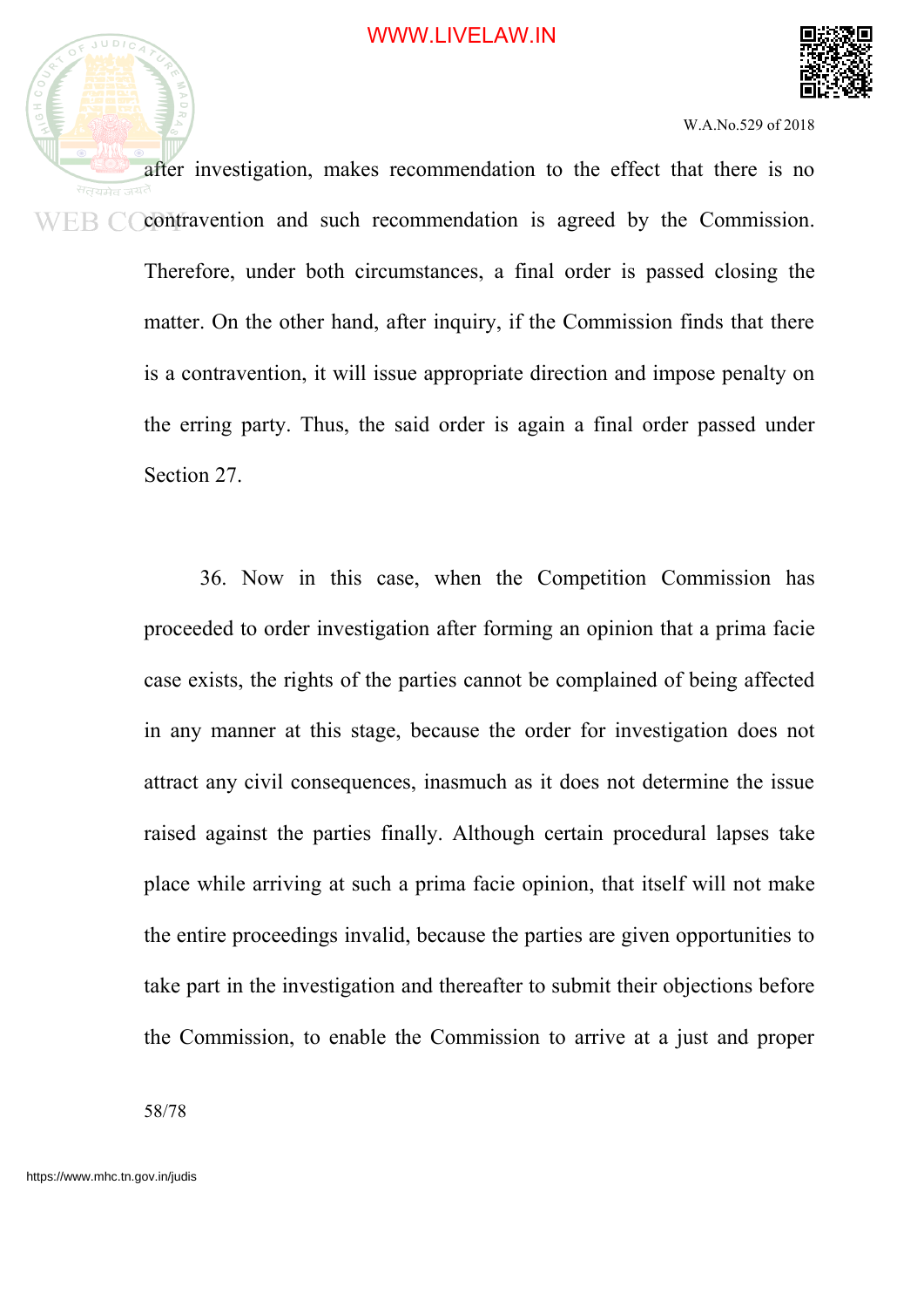after investigation, makes recommendation to the effect that there is no contravention and such recommendation is agreed by the Commission. Therefore, under both circumstances, a final order is passed closing the matter. On the other hand, after inquiry, if the Commission finds that there is a contravention, it will issue appropriate direction and impose penalty on the erring party. Thus, the said order is again a final order passed under Section 27.

36. Now in this case, when the Competition Commission has proceeded to order investigation after forming an opinion that a prima facie case exists, the rights of the parties cannot be complained of being affected in any manner at this stage, because the order for investigation does not attract any civil consequences, inasmuch as it does not determine the issue raised against the parties finally. Although certain procedural lapses take place while arriving at such a prima facie opinion, that itself will not make the entire proceedings invalid, because the parties are given opportunities to take part in the investigation and thereafter to submit their objections before the Commission, to enable the Commission to arrive at a just and proper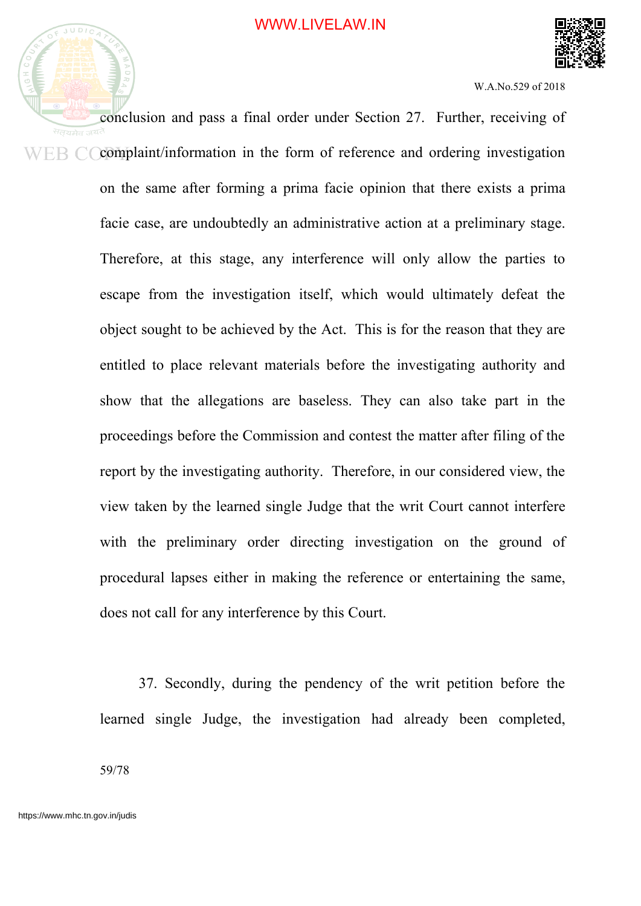conclusion and pass a final order under Section 27. Further, receiving of complaint/information in the form of reference and ordering investigation on the same after forming a prima facie opinion that there exists a prima facie case, are undoubtedly an administrative action at a preliminary stage. Therefore, at this stage, any interference will only allow the parties to escape from the investigation itself, which would ultimately defeat the object sought to be achieved by the Act. This is for the reason that they are entitled to place relevant materials before the investigating authority and show that the allegations are baseless. They can also take part in the proceedings before the Commission and contest the matter after filing of the report by the investigating authority. Therefore, in our considered view, the view taken by the learned single Judge that the writ Court cannot interfere with the preliminary order directing investigation on the ground of procedural lapses either in making the reference or entertaining the same, does not call for any interference by this Court.

37. Secondly, during the pendency of the writ petition before the learned single Judge, the investigation had already been completed,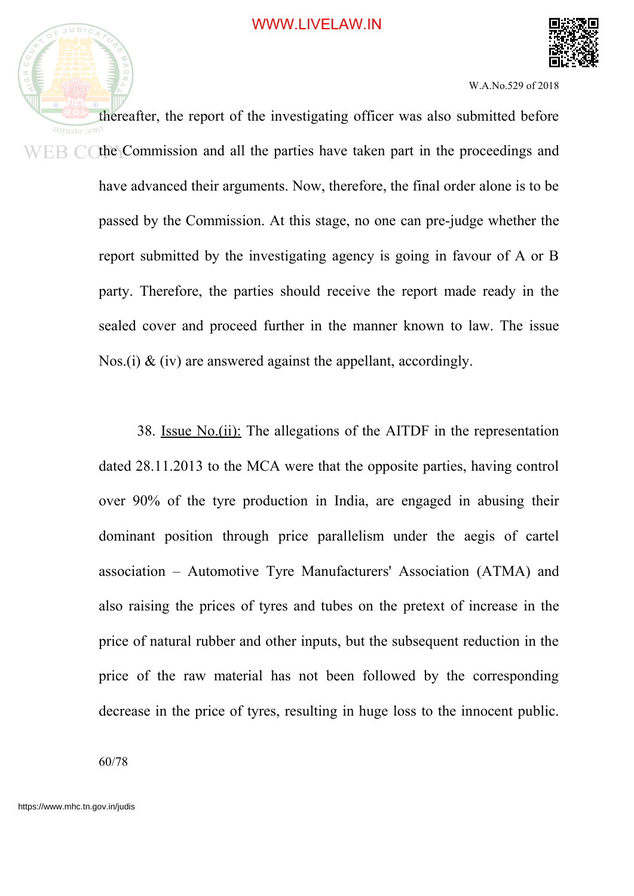thereafter, the report of the investigating officer was also submitted before the Commission and all the parties have taken part in the proceedings and have advanced their arguments. Now, therefore, the final order alone is to be passed by the Commission. At this stage, no one can pre-judge whether the report submitted by the investigating agency is going in favour of A or B party. Therefore, the parties should receive the report made ready in the sealed cover and proceed further in the manner known to law. The issue Nos.(i) & (iv) are answered against the appellant, accordingly.

38. Issue No.(ii): The allegations of the AITDF in the representation dated 28.11.2013 to the MCA were that the opposite parties, having control over 90% of the tyre production in India, are engaged in abusing their dominant position through price parallelism under the aegis of cartel association – Automotive Tyre Manufacturers' Association (ATMA) and also raising the prices of tyres and tubes on the pretext of increase in the price of natural rubber and other inputs, but the subsequent reduction in the price of the raw material has not been followed by the corresponding decrease in the price of tyres, resulting in huge loss to the innocent public.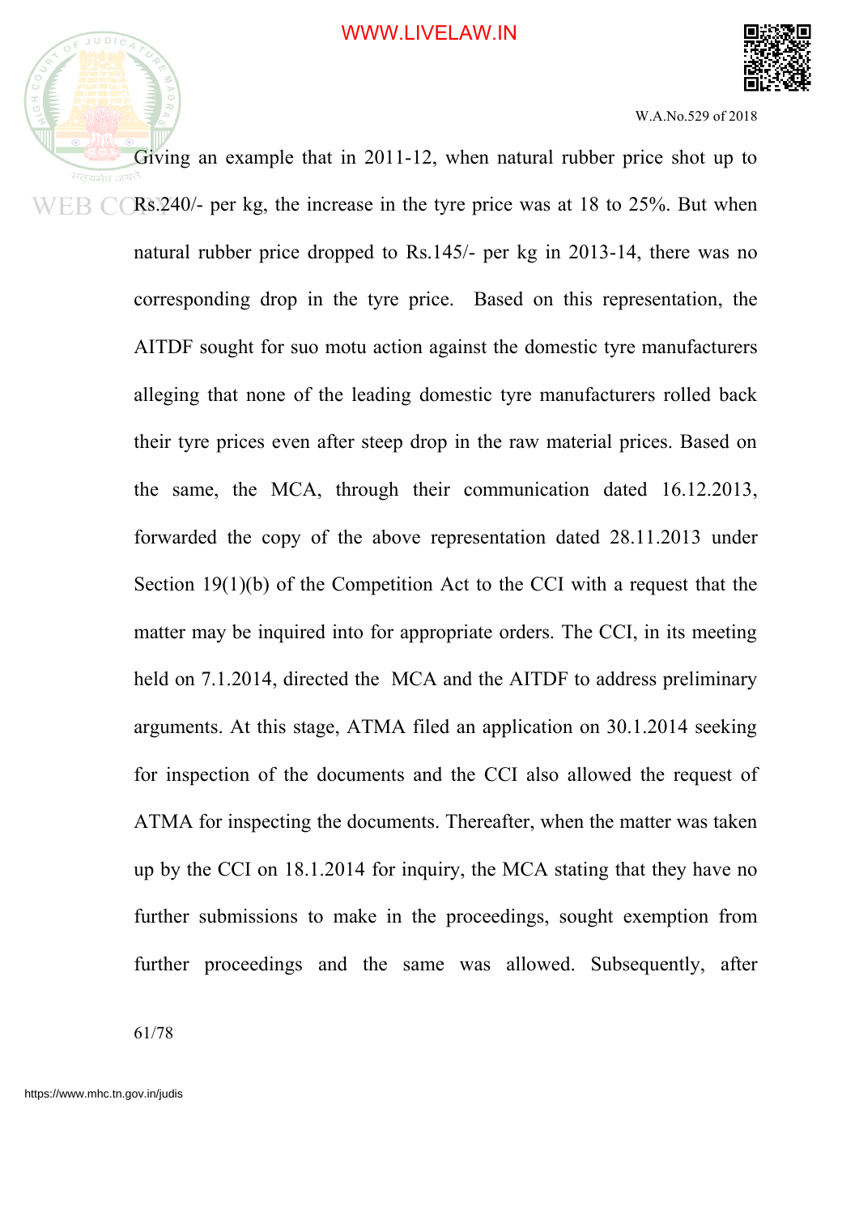Giving an example that in 2011-12, when natural rubber price shot up to Rs.240/- per kg, the increase in the tyre price was at 18 to 25%. But when natural rubber price dropped to Rs.145/- per kg in 2013-14, there was no corresponding drop in the tyre price. Based on this representation, the AITDF sought for suo motu action against the domestic tyre manufacturers alleging that none of the leading domestic tyre manufacturers rolled back their tyre prices even after steep drop in the raw material prices. Based on the same, the MCA, through their communication dated 16.12.2013, forwarded the copy of the above representation dated 28.11.2013 under Section 19(1)(b) of the Competition Act to the CCI with a request that the matter may be inquired into for appropriate orders. The CCI, in its meeting held on 7.1.2014, directed the MCA and the AITDF to address preliminary arguments. At this stage, ATMA filed an application on 30.1.2014 seeking for inspection of the documents and the CCI also allowed the request of ATMA for inspecting the documents. Thereafter, when the matter was taken up by the CCI on 18.1.2014 for inquiry, the MCA stating that they have no further submissions to make in the proceedings, sought exemption from further proceedings and the same was allowed. Subsequently, after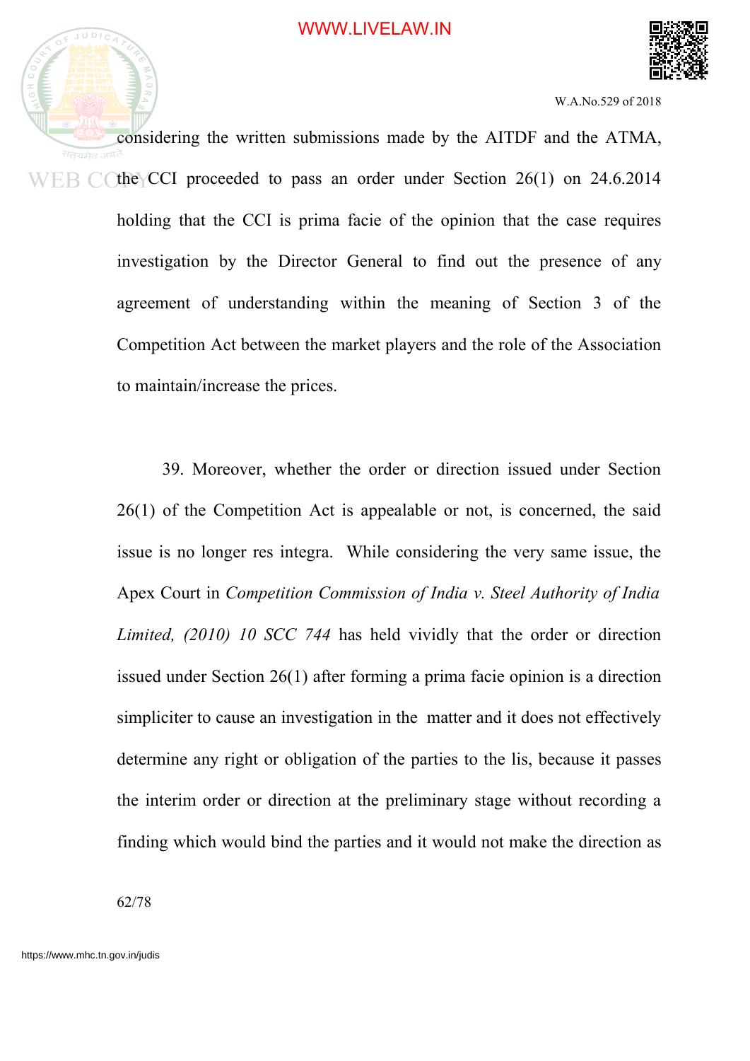considering the written submissions made by the AITDF and the ATMA, the CCI proceeded to pass an order under Section 26(1) on 24.6.2014 holding that the CCI is prima facie of the opinion that the case requires investigation by the Director General to find out the presence of any agreement of understanding within the meaning of Section 3 of the Competition Act between the market players and the role of the Association to maintain/increase the prices.

39. Moreover, whether the order or direction issued under Section 26(1) of the Competition Act is appealable or not, is concerned, the said issue is no longer res integra. While considering the very same issue, the Apex Court in *Competition Commission of India v. Steel Authority of India Limited, (2010) 10 SCC 744* has held vividly that the order or direction issued under Section 26(1) after forming a prima facie opinion is a direction simpliciter to cause an investigation in the matter and it does not effectively determine any right or obligation of the parties to the lis, because it passes the interim order or direction at the preliminary stage without recording a finding which would bind the parties and it would not make the direction as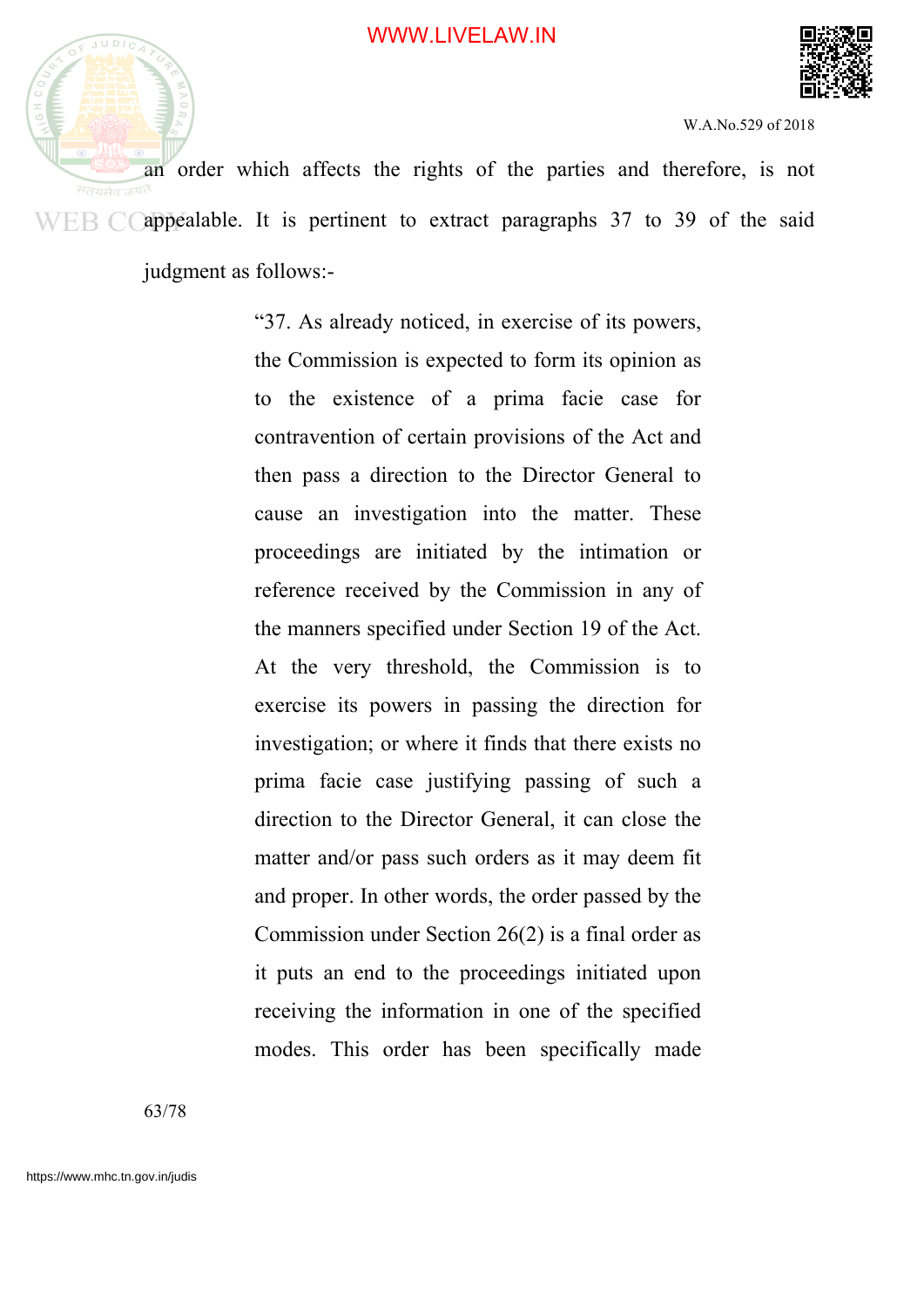an order which affects the rights of the parties and therefore, is not appealable. It is pertinent to extract paragraphs 37 to 39 of the said judgment as follows:-

> "37. As already noticed, in exercise of its powers, the Commission is expected to form its opinion as to the existence of a prima facie case for contravention of certain provisions of the Act and then pass a direction to the Director General to cause an investigation into the matter. These proceedings are initiated by the intimation or reference received by the Commission in any of the manners specified under Section 19 of the Act. At the very threshold, the Commission is to exercise its powers in passing the direction for investigation; or where it finds that there exists no prima facie case justifying passing of such a direction to the Director General, it can close the matter and/or pass such orders as it may deem fit and proper. In other words, the order passed by the Commission under Section 26(2) is a final order as it puts an end to the proceedings initiated upon receiving the information in one of the specified modes. This order has been specifically made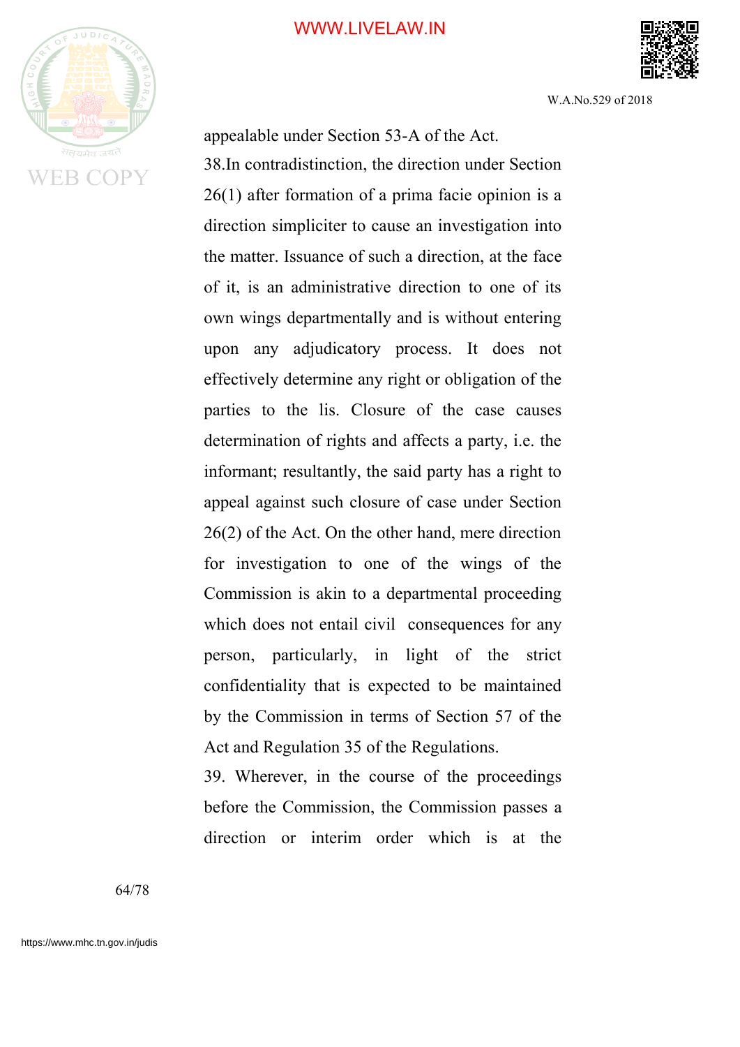appealable under Section 53-A of the Act.

38.In contradistinction, the direction under Section 26(1) after formation of a prima facie opinion is a direction simpliciter to cause an investigation into the matter. Issuance of such a direction, at the face of it, is an administrative direction to one of its own wings departmentally and is without entering upon any adjudicatory process. It does not effectively determine any right or obligation of the parties to the lis. Closure of the case causes determination of rights and affects a party, i.e. the informant; resultantly, the said party has a right to appeal against such closure of case under Section 26(2) of the Act. On the other hand, mere direction for investigation to one of the wings of the Commission is akin to a departmental proceeding which does not entail civil consequences for any person, particularly, in light of the strict confidentiality that is expected to be maintained by the Commission in terms of Section 57 of the Act and Regulation 35 of the Regulations.

39. Wherever, in the course of the proceedings before the Commission, the Commission passes a direction or interim order which is at the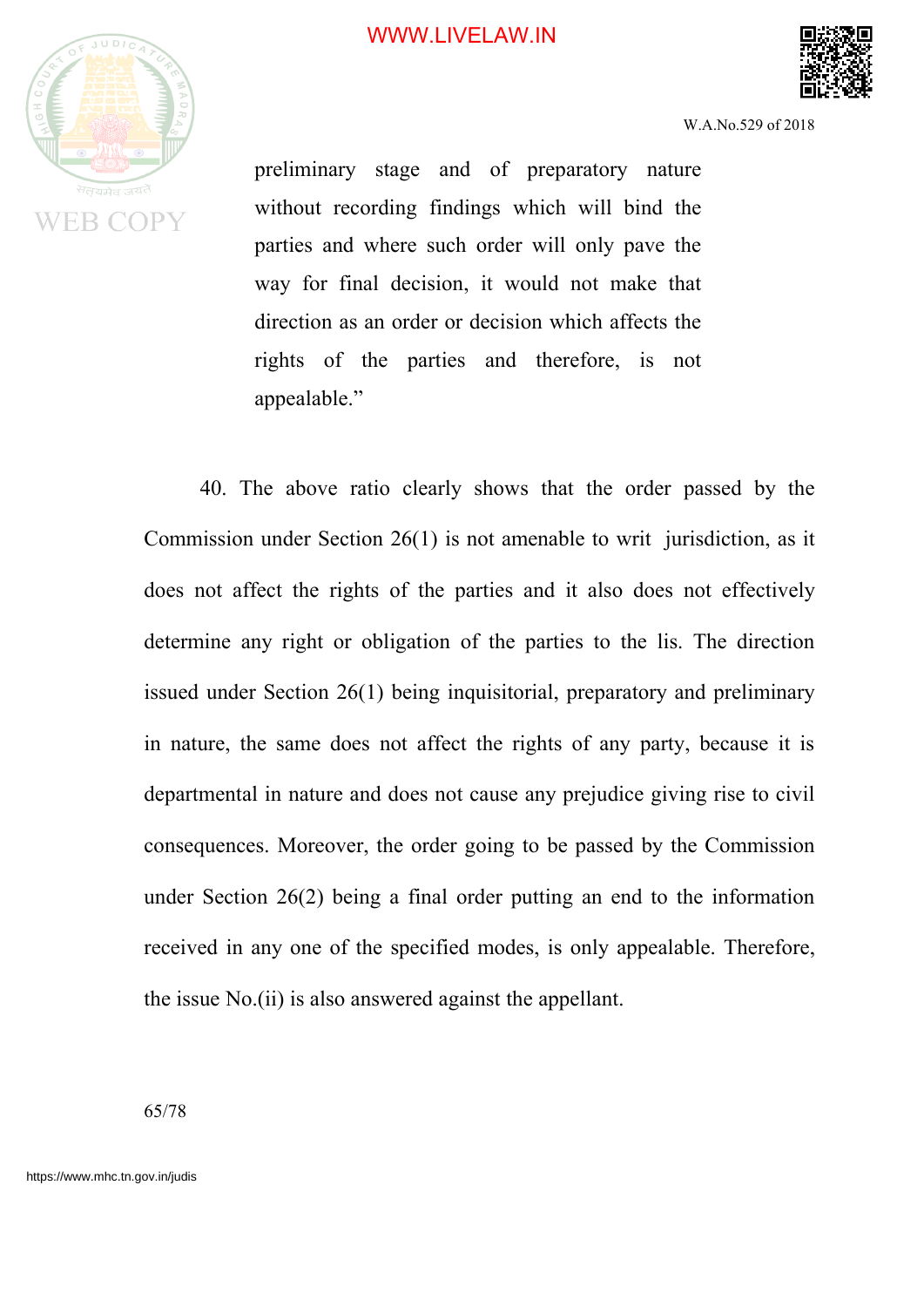> preliminary stage and of preparatory nature without recording findings which will bind the parties and where such order will only pave the way for final decision, it would not make that direction as an order or decision which affects the rights of the parties and therefore, is not appealable."

40. The above ratio clearly shows that the order passed by the Commission under Section 26(1) is not amenable to writ jurisdiction, as it does not affect the rights of the parties and it also does not effectively determine any right or obligation of the parties to the lis. The direction issued under Section 26(1) being inquisitorial, preparatory and preliminary in nature, the same does not affect the rights of any party, because it is departmental in nature and does not cause any prejudice giving rise to civil consequences. Moreover, the order going to be passed by the Commission under Section 26(2) being a final order putting an end to the information received in any one of the specified modes, is only appealable. Therefore, the issue No.(ii) is also answered against the appellant.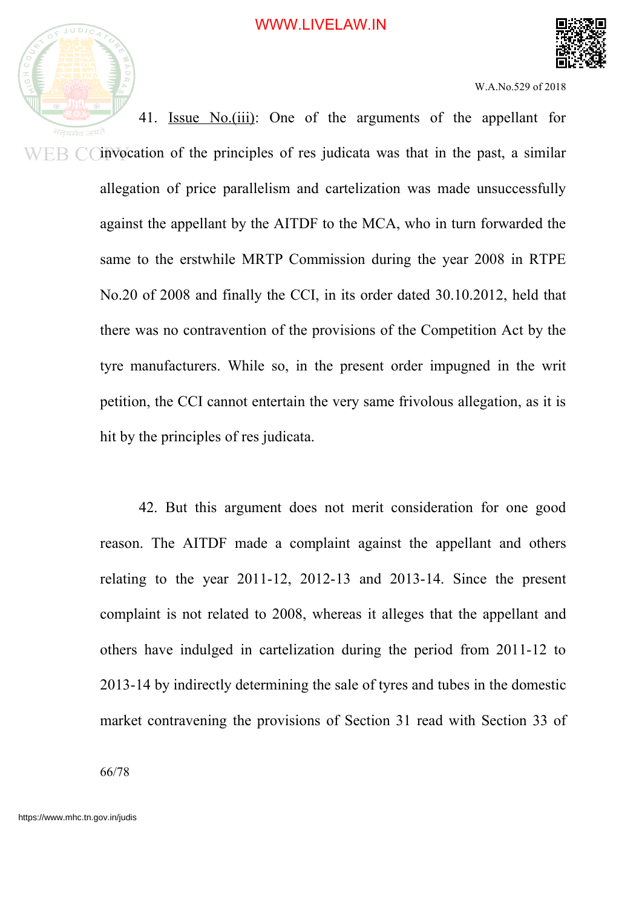41. <u>Issue No.(iii)</u>: One of the arguments of the appellant for invocation of the principles of res judicata was that in the past, a similar allegation of price parallelism and cartelization was made unsuccessfully against the appellant by the AITDF to the MCA, who in turn forwarded the same to the erstwhile MRTP Commission during the year 2008 in RTPE No.20 of 2008 and finally the CCI, in its order dated 30.10.2012, held that there was no contravention of the provisions of the Competition Act by the tyre manufacturers. While so, in the present order impugned in the writ petition, the CCI cannot entertain the very same frivolous allegation, as it is hit by the principles of res judicata.

42. But this argument does not merit consideration for one good reason. The AITDF made a complaint against the appellant and others relating to the year 2011-12, 2012-13 and 2013-14. Since the present complaint is not related to 2008, whereas it alleges that the appellant and others have indulged in cartelization during the period from 2011-12 to 2013-14 by indirectly determining the sale of tyres and tubes in the domestic market contravening the provisions of Section 31 read with Section 33 of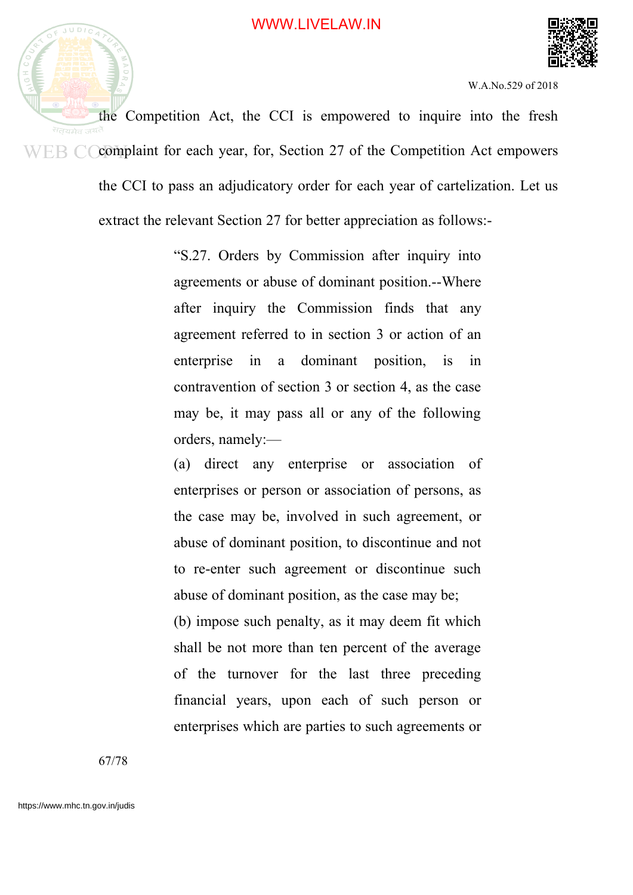the Competition Act, the CCI is empowered to inquire into the fresh complaint for each year, for, Section 27 of the Competition Act empowers the CCI to pass an adjudicatory order for each year of cartelization. Let us extract the relevant Section 27 for better appreciation as follows:-

> "S.27. Orders by Commission after inquiry into agreements or abuse of dominant position.--Where after inquiry the Commission finds that any agreement referred to in section 3 or action of an enterprise in a dominant position, is in contravention of section 3 or section 4, as the case may be, it may pass all or any of the following orders, namely:—
>
> (a) direct any enterprise or association of enterprises or person or association of persons, as the case may be, involved in such agreement, or abuse of dominant position, to discontinue and not to re-enter such agreement or discontinue such abuse of dominant position, as the case may be;
>
> (b) impose such penalty, as it may deem fit which shall be not more than ten percent of the average of the turnover for the last three preceding financial years, upon each of such person or enterprises which are parties to such agreements or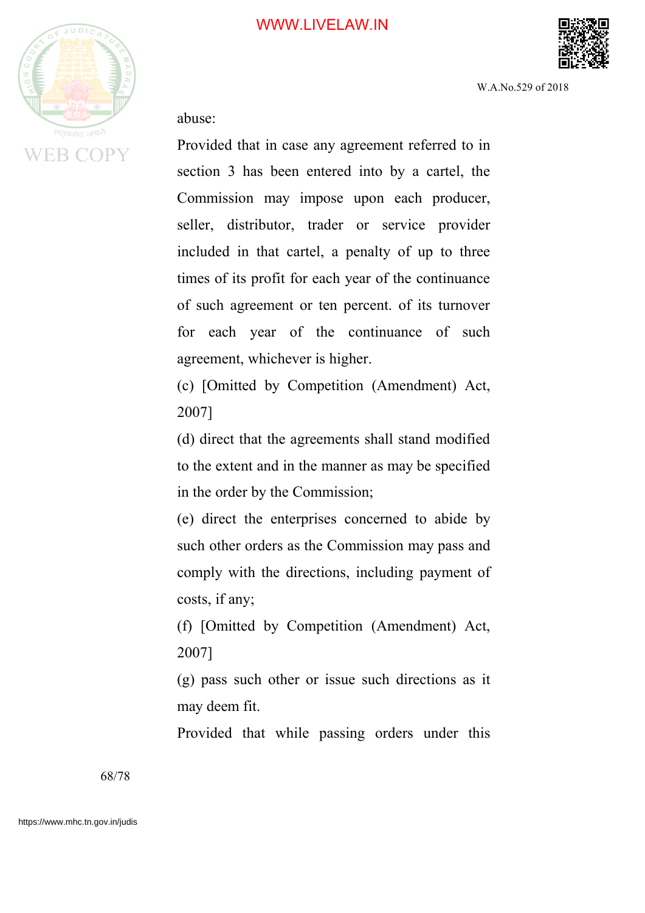abuse:

Provided that in case any agreement referred to in section 3 has been entered into by a cartel, the Commission may impose upon each producer, seller, distributor, trader or service provider included in that cartel, a penalty of up to three times of its profit for each year of the continuance of such agreement or ten percent. of its turnover for each year of the continuance of such agreement, whichever is higher.

(c) [Omitted by Competition (Amendment) Act, 2007]

(d) direct that the agreements shall stand modified to the extent and in the manner as may be specified in the order by the Commission;

(e) direct the enterprises concerned to abide by such other orders as the Commission may pass and comply with the directions, including payment of costs, if any;

(f) [Omitted by Competition (Amendment) Act, 2007]

(g) pass such other or issue such directions as it may deem fit.

Provided that while passing orders under this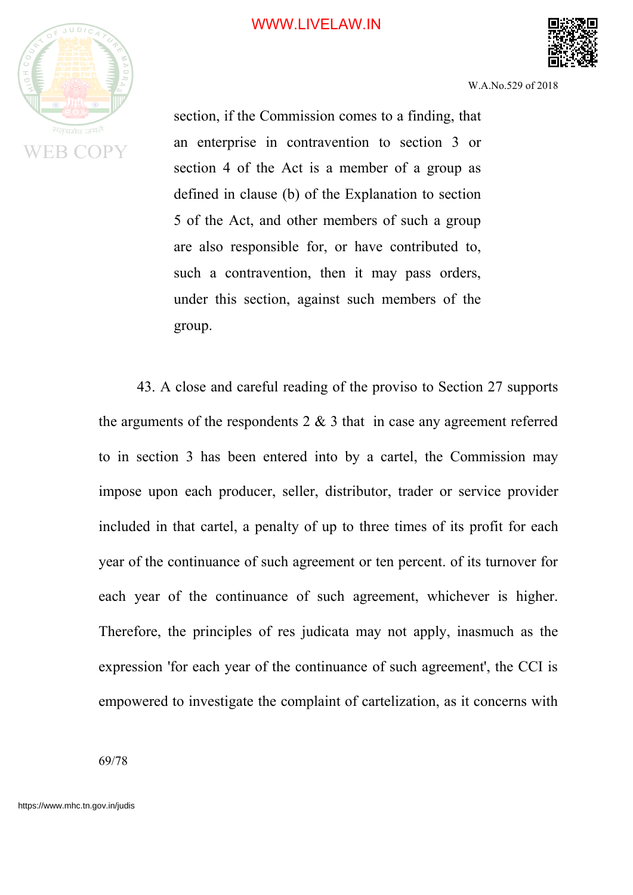section, if the Commission comes to a finding, that an enterprise in contravention to section 3 or section 4 of the Act is a member of a group as defined in clause (b) of the Explanation to section 5 of the Act, and other members of such a group are also responsible for, or have contributed to, such a contravention, then it may pass orders, under this section, against such members of the group.

43. A close and careful reading of the proviso to Section 27 supports the arguments of the respondents 2 & 3 that in case any agreement referred to in section 3 has been entered into by a cartel, the Commission may impose upon each producer, seller, distributor, trader or service provider included in that cartel, a penalty of up to three times of its profit for each year of the continuance of such agreement or ten percent. of its turnover for each year of the continuance of such agreement, whichever is higher. Therefore, the principles of res judicata may not apply, inasmuch as the expression 'for each year of the continuance of such agreement', the CCI is empowered to investigate the complaint of cartelization, as it concerns with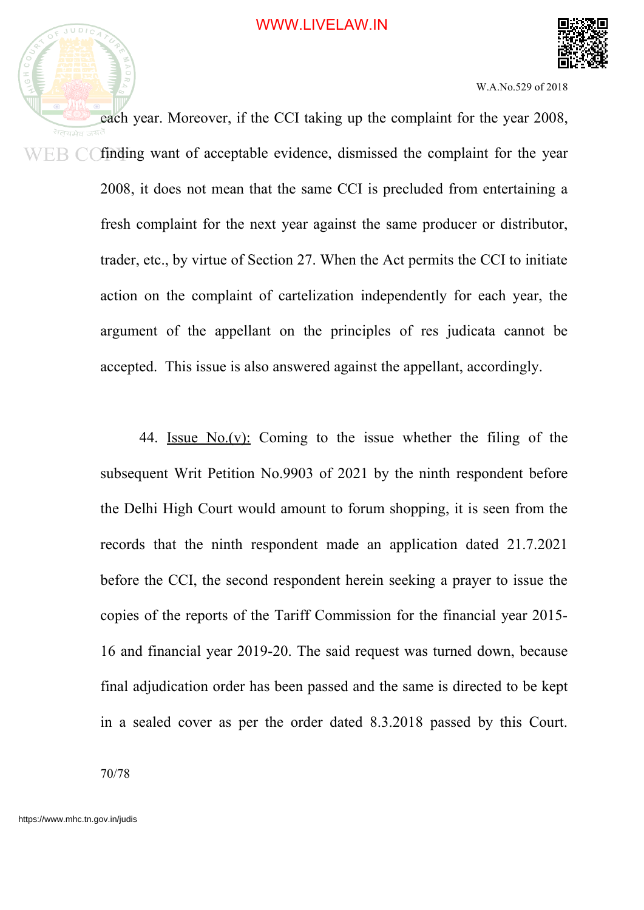each year. Moreover, if the CCI taking up the complaint for the year 2008, finding want of acceptable evidence, dismissed the complaint for the year 2008, it does not mean that the same CCI is precluded from entertaining a fresh complaint for the next year against the same producer or distributor, trader, etc., by virtue of Section 27. When the Act permits the CCI to initiate action on the complaint of cartelization independently for each year, the argument of the appellant on the principles of res judicata cannot be accepted. This issue is also answered against the appellant, accordingly.

44. Issue No.(v): Coming to the issue whether the filing of the subsequent Writ Petition No.9903 of 2021 by the ninth respondent before the Delhi High Court would amount to forum shopping, it is seen from the records that the ninth respondent made an application dated 21.7.2021 before the CCI, the second respondent herein seeking a prayer to issue the copies of the reports of the Tariff Commission for the financial year 2015-16 and financial year 2019-20. The said request was turned down, because final adjudication order has been passed and the same is directed to be kept in a sealed cover as per the order dated 8.3.2018 passed by this Court.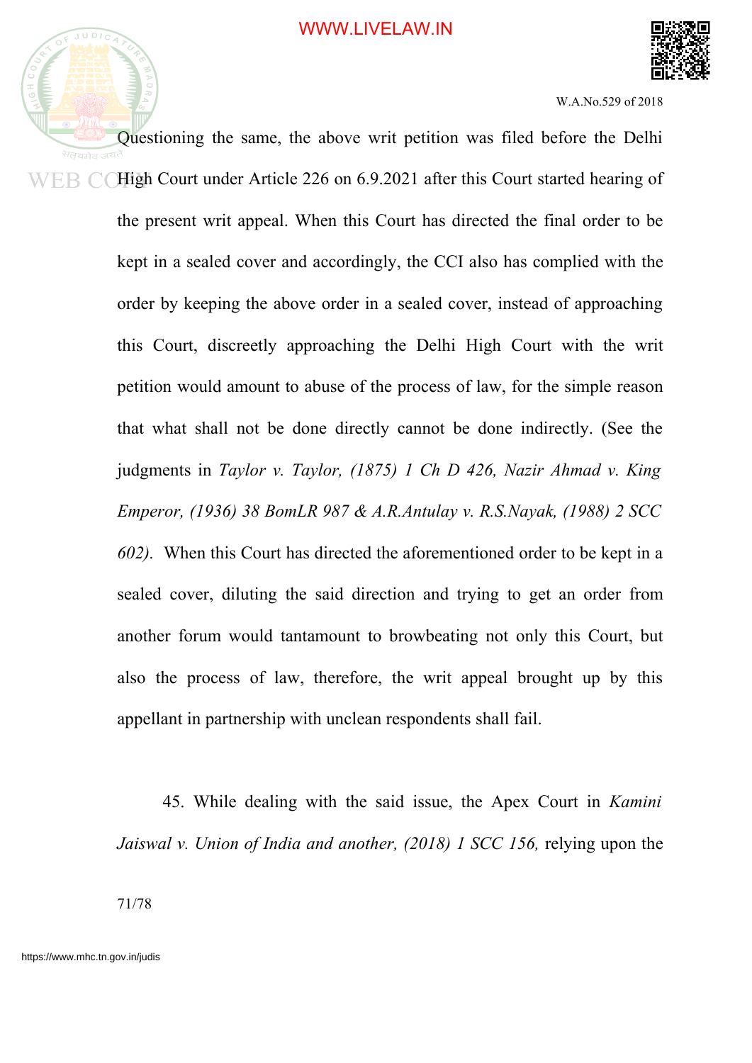Questioning the same, the above writ petition was filed before the Delhi High Court under Article 226 on 6.9.2021 after this Court started hearing of the present writ appeal. When this Court has directed the final order to be kept in a sealed cover and accordingly, the CCI also has complied with the order by keeping the above order in a sealed cover, instead of approaching this Court, discreetly approaching the Delhi High Court with the writ petition would amount to abuse of the process of law, for the simple reason that what shall not be done directly cannot be done indirectly. (See the judgments in *Taylor v. Taylor, (1875) 1 Ch D 426, Nazir Ahmad v. King Emperor, (1936) 38 BomLR 987 & A.R.Antulay v. R.S.Nayak, (1988) 2 SCC 602).* When this Court has directed the aforementioned order to be kept in a sealed cover, diluting the said direction and trying to get an order from another forum would tantamount to browbeating not only this Court, but also the process of law, therefore, the writ appeal brought up by this appellant in partnership with unclean respondents shall fail.

45. While dealing with the said issue, the Apex Court in *Kamini Jaiswal v. Union of India and another, (2018) 1 SCC 156,* relying upon the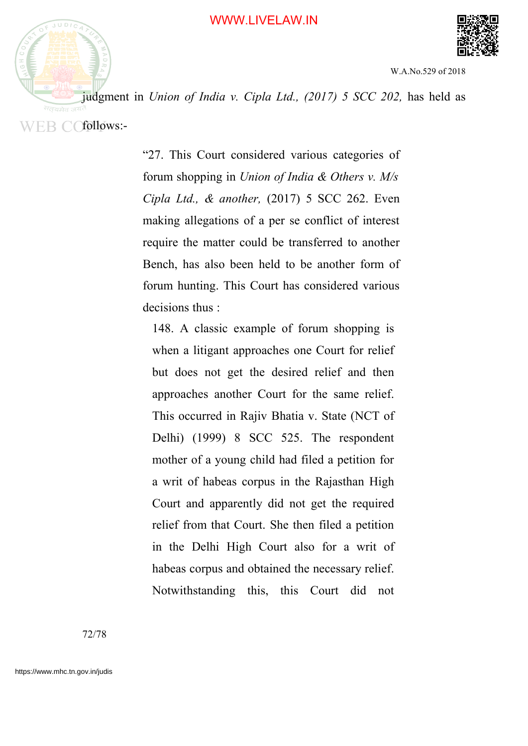judgment in *Union of India v. Cipla Ltd., (2017) 5 SCC 202,* has held as follows:-

> "27. This Court considered various categories of forum shopping in *Union of India & Others v. M/s Cipla Ltd., & another,* (2017) 5 SCC 262. Even making allegations of a per se conflict of interest require the matter could be transferred to another Bench, has also been held to be another form of forum hunting. This Court has considered various decisions thus :
>
> > 148. A classic example of forum shopping is when a litigant approaches one Court for relief but does not get the desired relief and then approaches another Court for the same relief. This occurred in Rajiv Bhatia v. State (NCT of Delhi) (1999) 8 SCC 525. The respondent mother of a young child had filed a petition for a writ of habeas corpus in the Rajasthan High Court and apparently did not get the required relief from that Court. She then filed a petition in the Delhi High Court also for a writ of habeas corpus and obtained the necessary relief. Notwithstanding this, this Court did not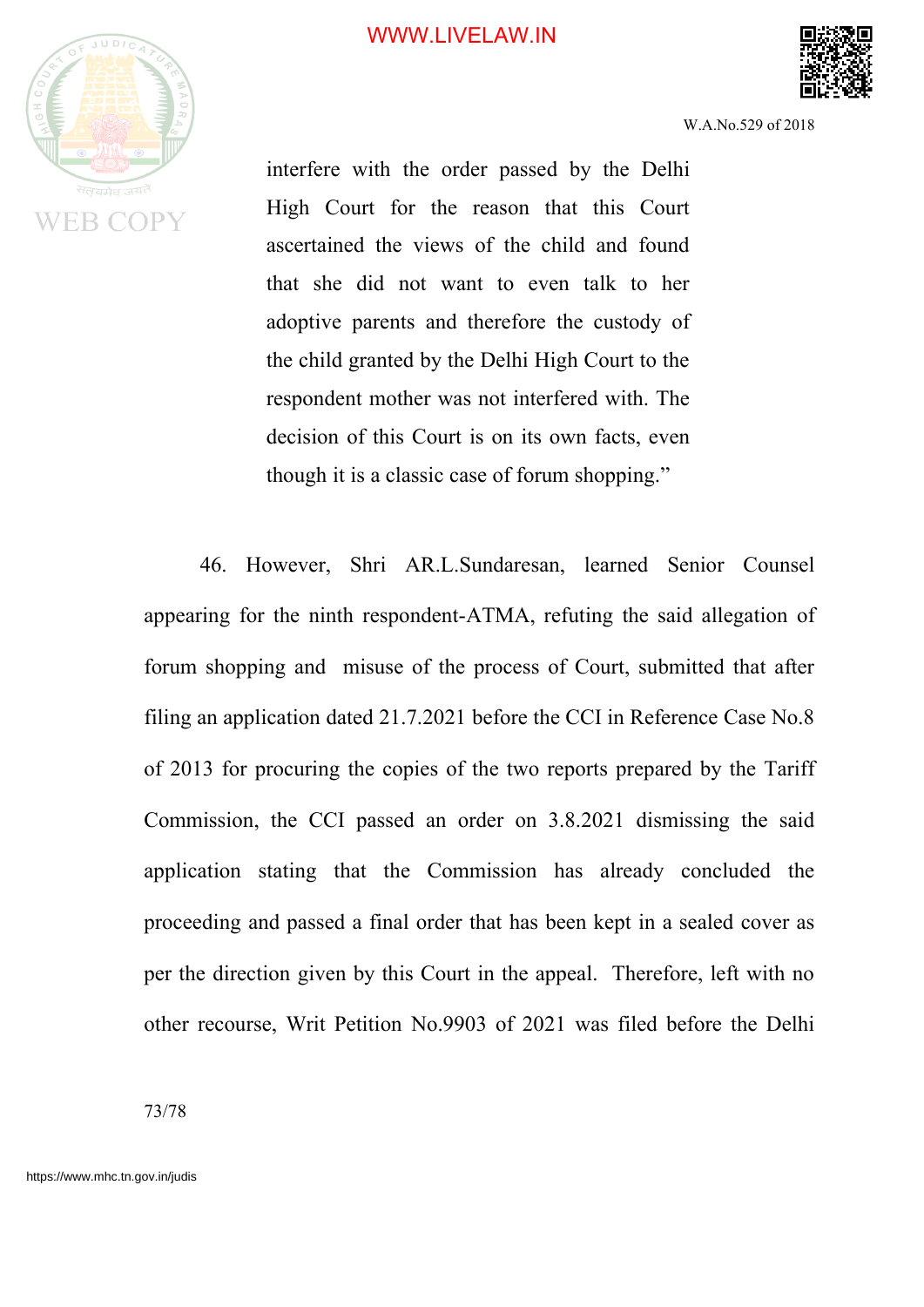> interfere with the order passed by the Delhi High Court for the reason that this Court ascertained the views of the child and found that she did not want to even talk to her adoptive parents and therefore the custody of the child granted by the Delhi High Court to the respondent mother was not interfered with. The decision of this Court is on its own facts, even though it is a classic case of forum shopping."

46. However, Shri AR.L.Sundaresan, learned Senior Counsel appearing for the ninth respondent-ATMA, refuting the said allegation of forum shopping and misuse of the process of Court, submitted that after filing an application dated 21.7.2021 before the CCI in Reference Case No.8 of 2013 for procuring the copies of the two reports prepared by the Tariff Commission, the CCI passed an order on 3.8.2021 dismissing the said application stating that the Commission has already concluded the proceeding and passed a final order that has been kept in a sealed cover as per the direction given by this Court in the appeal. Therefore, left with no other recourse, Writ Petition No.9903 of 2021 was filed before the Delhi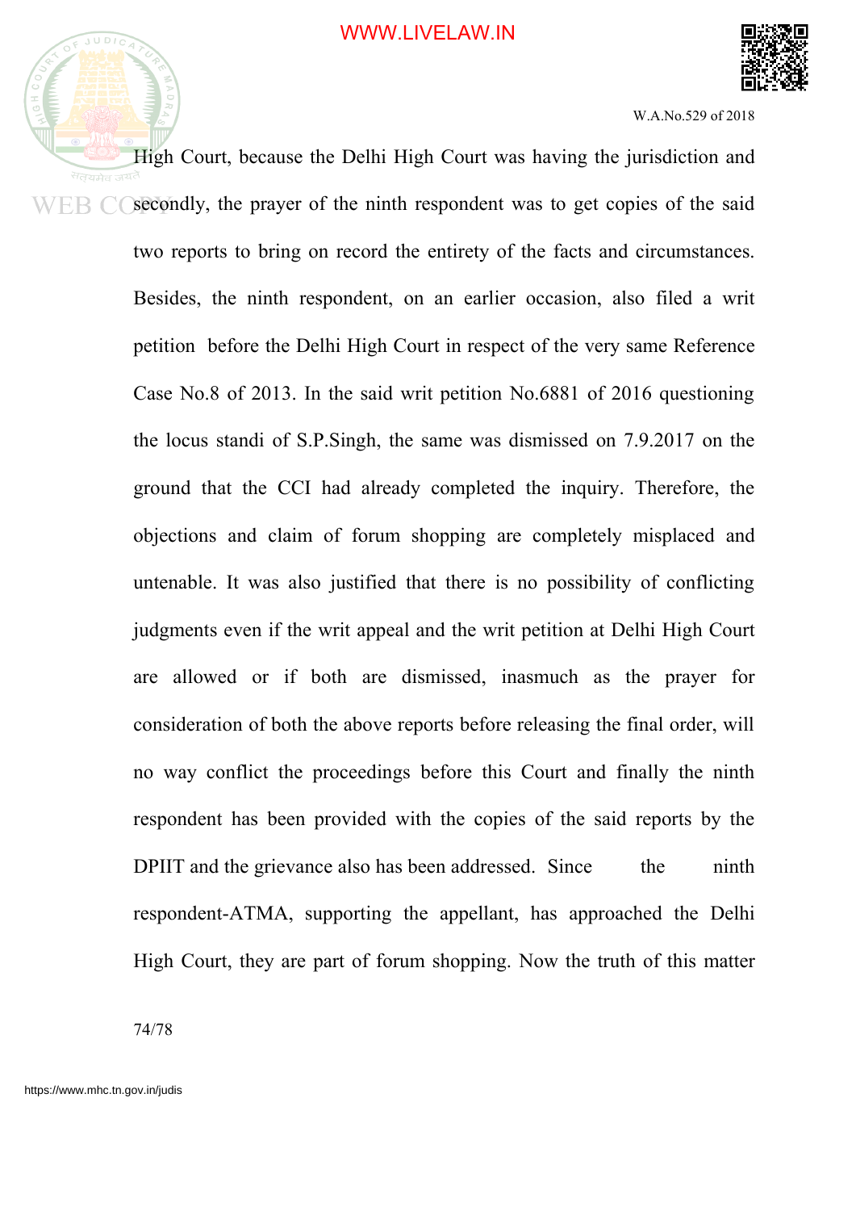High Court, because the Delhi High Court was having the jurisdiction and secondly, the prayer of the ninth respondent was to get copies of the said two reports to bring on record the entirety of the facts and circumstances. Besides, the ninth respondent, on an earlier occasion, also filed a writ petition before the Delhi High Court in respect of the very same Reference Case No.8 of 2013. In the said writ petition No.6881 of 2016 questioning the locus standi of S.P.Singh, the same was dismissed on 7.9.2017 on the ground that the CCI had already completed the inquiry. Therefore, the objections and claim of forum shopping are completely misplaced and untenable. It was also justified that there is no possibility of conflicting judgments even if the writ appeal and the writ petition at Delhi High Court are allowed or if both are dismissed, inasmuch as the prayer for consideration of both the above reports before releasing the final order, will no way conflict the proceedings before this Court and finally the ninth respondent has been provided with the copies of the said reports by the DPIIT and the grievance also has been addressed. Since the ninth respondent-ATMA, supporting the appellant, has approached the Delhi High Court, they are part of forum shopping. Now the truth of this matter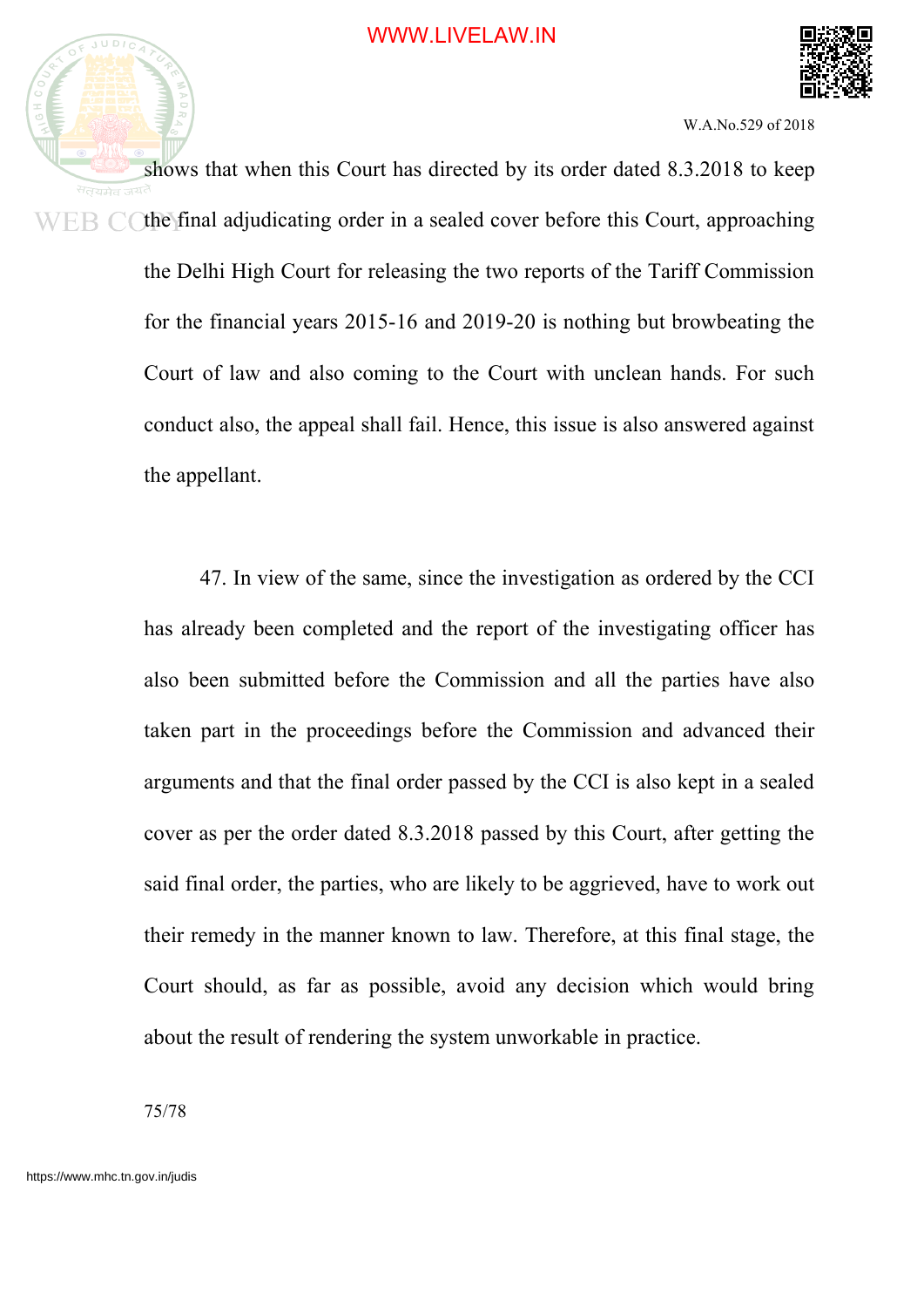shows that when this Court has directed by its order dated 8.3.2018 to keep the final adjudicating order in a sealed cover before this Court, approaching the Delhi High Court for releasing the two reports of the Tariff Commission for the financial years 2015-16 and 2019-20 is nothing but browbeating the Court of law and also coming to the Court with unclean hands. For such conduct also, the appeal shall fail. Hence, this issue is also answered against the appellant.

47. In view of the same, since the investigation as ordered by the CCI has already been completed and the report of the investigating officer has also been submitted before the Commission and all the parties have also taken part in the proceedings before the Commission and advanced their arguments and that the final order passed by the CCI is also kept in a sealed cover as per the order dated 8.3.2018 passed by this Court, after getting the said final order, the parties, who are likely to be aggrieved, have to work out their remedy in the manner known to law. Therefore, at this final stage, the Court should, as far as possible, avoid any decision which would bring about the result of rendering the system unworkable in practice.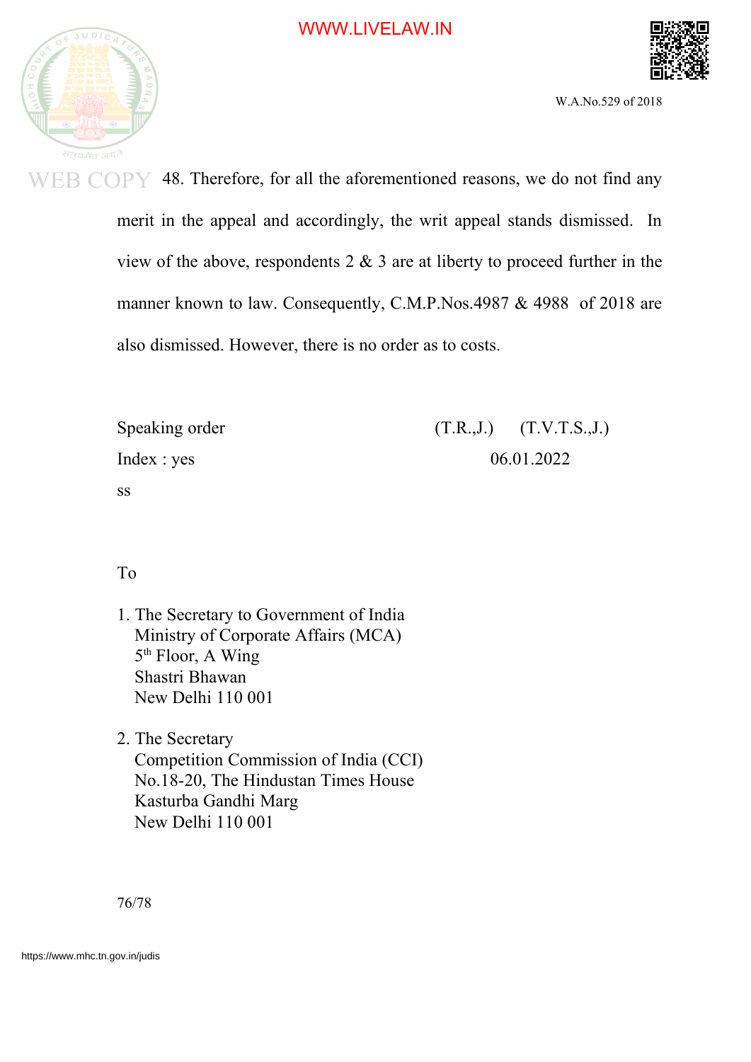48. Therefore, for all the aforementioned reasons, we do not find any merit in the appeal and accordingly, the writ appeal stands dismissed. In view of the above, respondents 2 & 3 are at liberty to proceed further in the manner known to law. Consequently, C.M.P.Nos.4987 & 4988 of 2018 are also dismissed. However, there is no order as to costs.

Speaking order (T.R.,J.) (T.V.T.S.,J.)

Index : yes 06.01.2022

ss

To

1. The Secretary to Government of India
   Ministry of Corporate Affairs (MCA)
   5th Floor, A Wing
   Shastri Bhawan
   New Delhi 110 001

2. The Secretary
   Competition Commission of India (CCI)
   No.18-20, The Hindustan Times House
   Kasturba Gandhi Marg
   New Delhi 110 001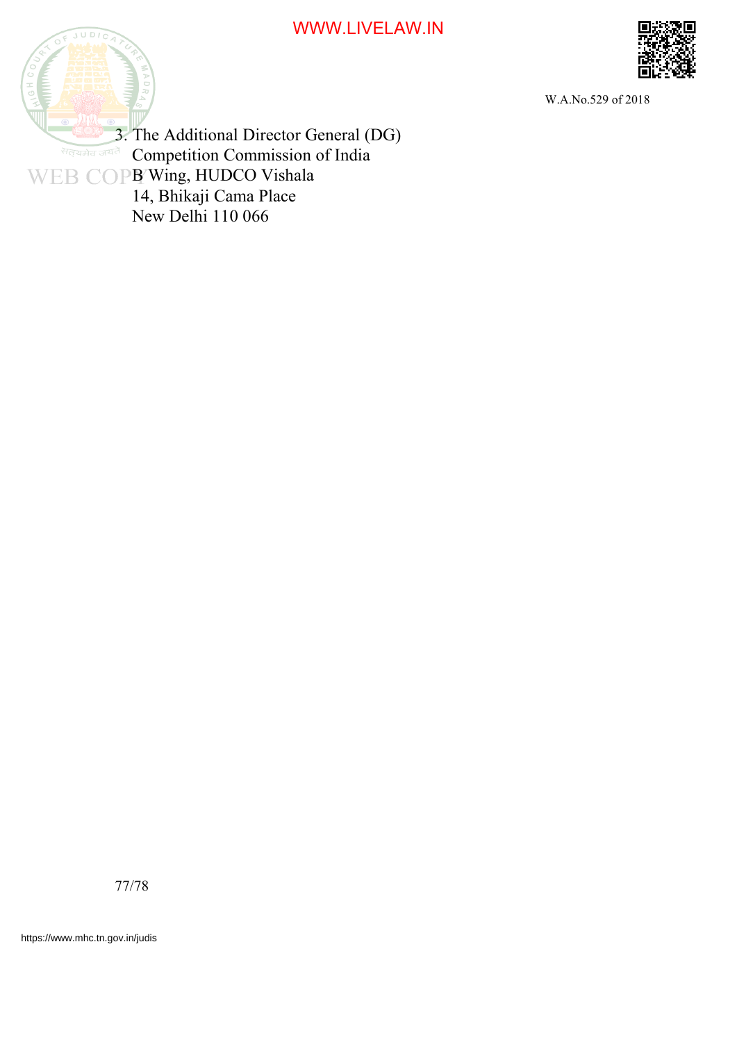3. The Additional Director General (DG)
   Competition Commission of India
   B Wing, HUDCO Vishala
   14, Bhikaji Cama Place
   New Delhi 110 066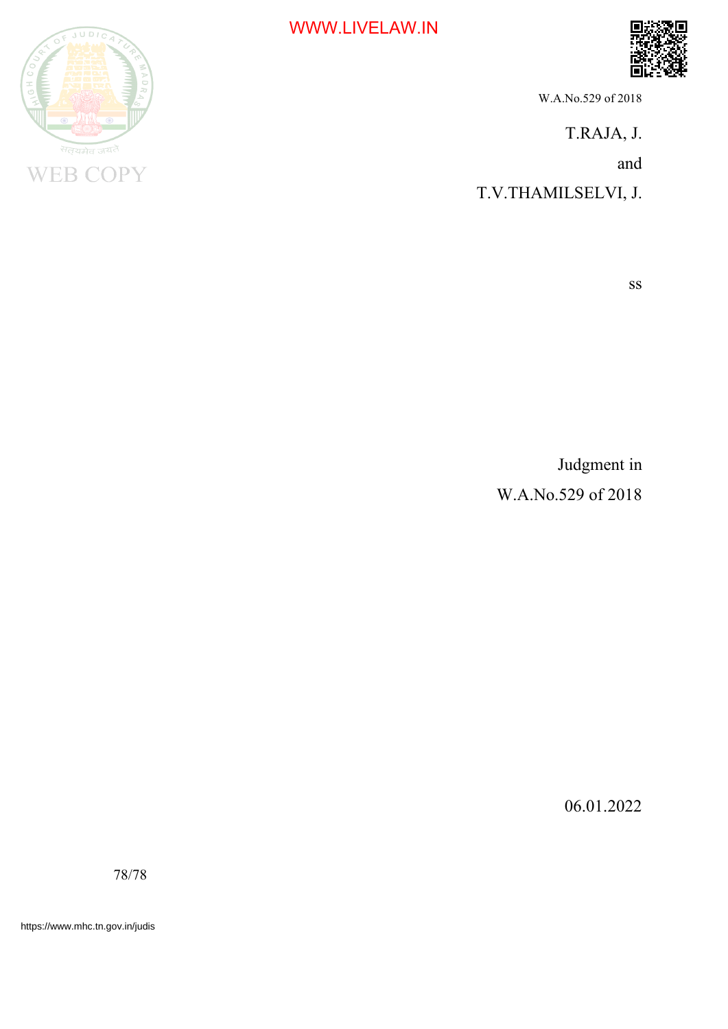T.RAJA, J.

and

T.V.THAMILSELVI, J.

ss

Judgment in
W.A.No.529 of 2018

06.01.2022